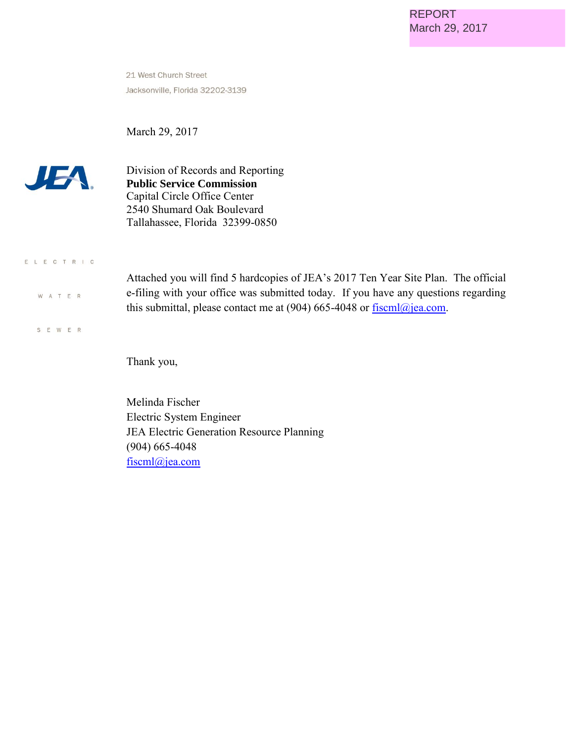REPORT
March 29, 2017

21 West Church Street
Jacksonville, Florida 32202-3139

March 29, 2017

JEA

Division of Records and Reporting
**Public Service Commission**
Capital Circle Office Center
2540 Shumard Oak Boulevard
Tallahassee, Florida 32399-0850

ELECTRIC

WATER

SEWER

Attached you will find 5 hardcopies of JEA's 2017 Ten Year Site Plan. The official e-filing with your office was submitted today. If you have any questions regarding this submittal, please contact me at (904) 665-4048 or fiscml@jea.com.

Thank you,

Melinda Fischer
Electric System Engineer
JEA Electric Generation Resource Planning
(904) 665-4048
fiscml@jea.com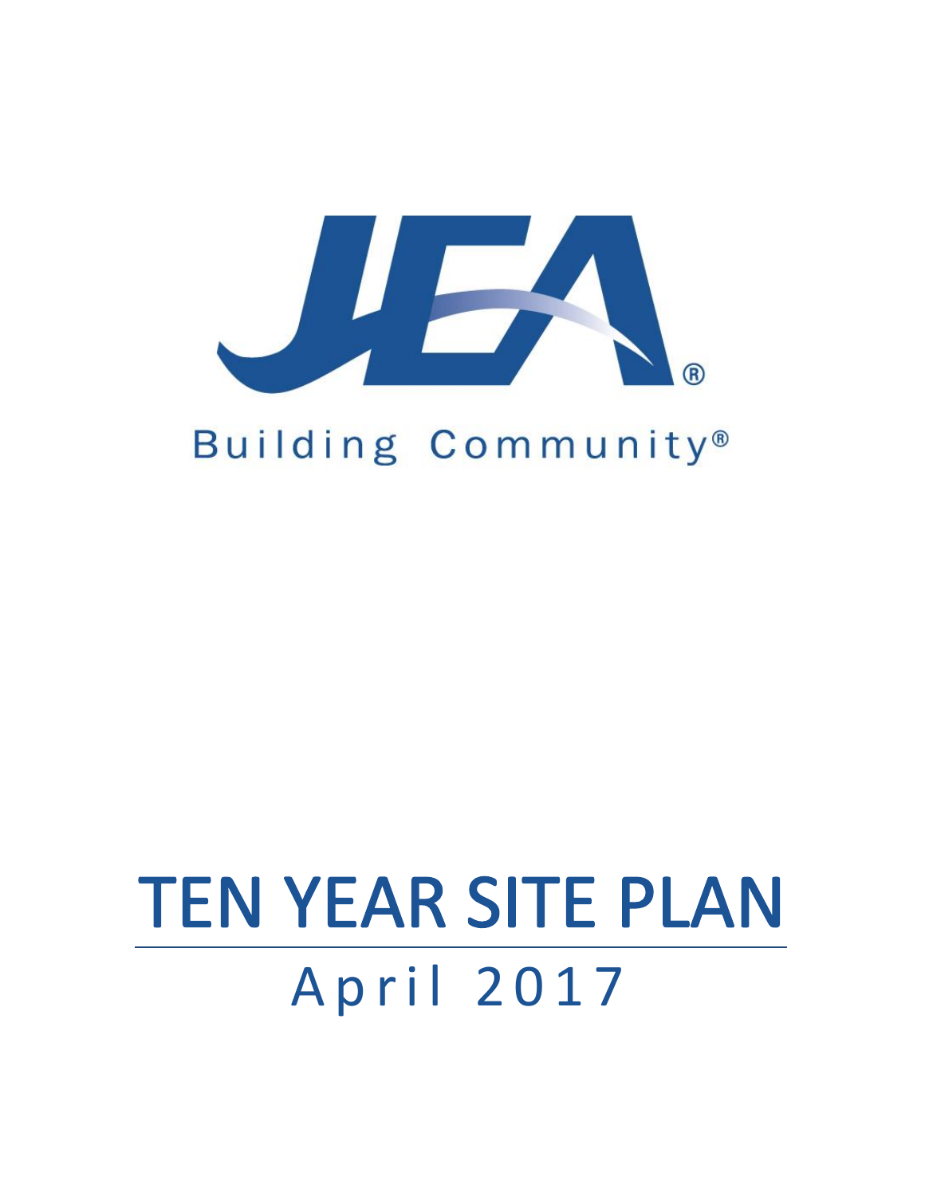JEA®

Building Community®

# TEN YEAR SITE PLAN

April 2017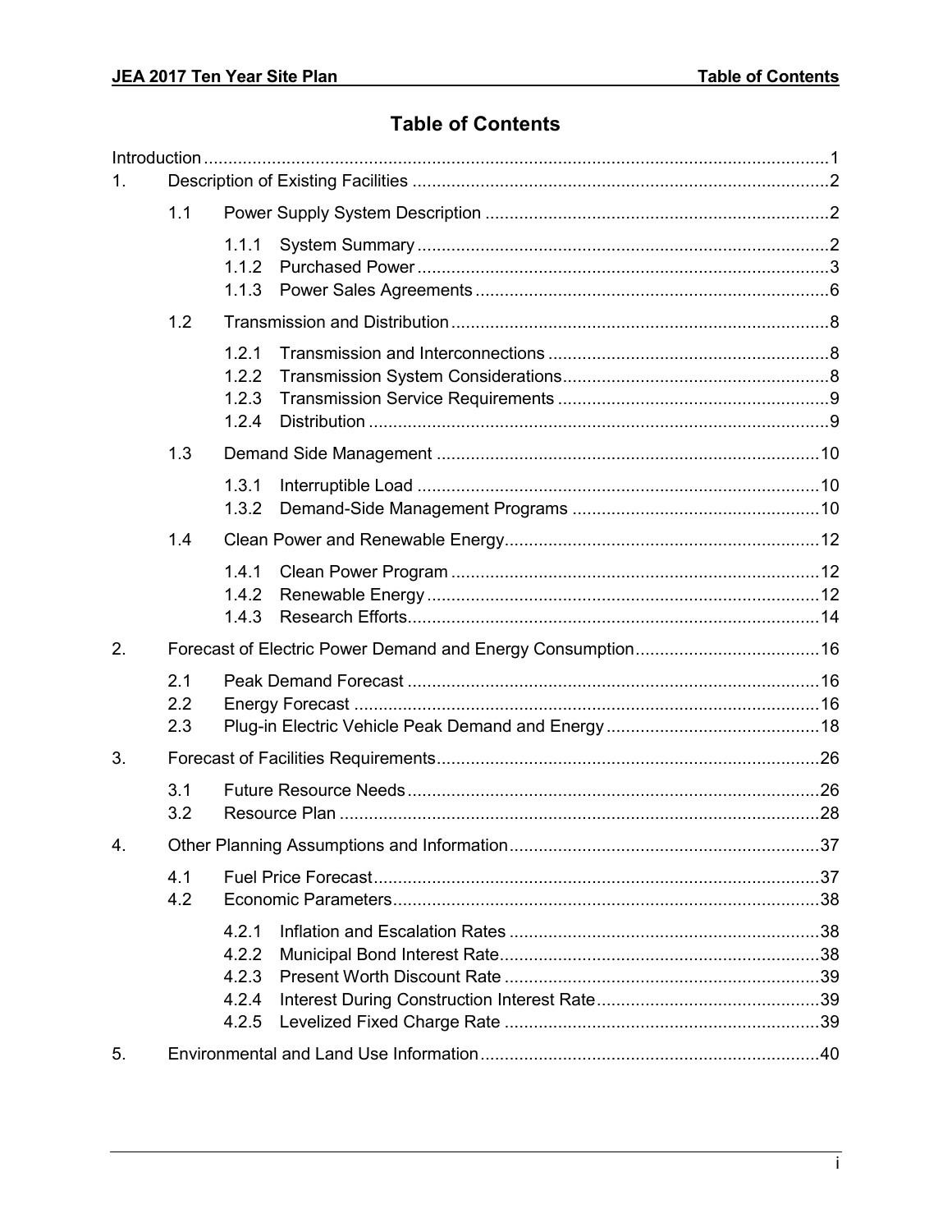# Table of Contents

Introduction ........ 1

1. Description of Existing Facilities ........ 2
   - 1.1 Power Supply System Description ........ 2
     - 1.1.1 System Summary ........ 2
     - 1.1.2 Purchased Power ........ 3
     - 1.1.3 Power Sales Agreements ........ 6
   - 1.2 Transmission and Distribution ........ 8
     - 1.2.1 Transmission and Interconnections ........ 8
     - 1.2.2 Transmission System Considerations ........ 8
     - 1.2.3 Transmission Service Requirements ........ 9
     - 1.2.4 Distribution ........ 9
   - 1.3 Demand Side Management ........ 10
     - 1.3.1 Interruptible Load ........ 10
     - 1.3.2 Demand-Side Management Programs ........ 10
   - 1.4 Clean Power and Renewable Energy ........ 12
     - 1.4.1 Clean Power Program ........ 12
     - 1.4.2 Renewable Energy ........ 12
     - 1.4.3 Research Efforts ........ 14
2. Forecast of Electric Power Demand and Energy Consumption ........ 16
   - 2.1 Peak Demand Forecast ........ 16
   - 2.2 Energy Forecast ........ 16
   - 2.3 Plug-in Electric Vehicle Peak Demand and Energy ........ 18
3. Forecast of Facilities Requirements ........ 26
   - 3.1 Future Resource Needs ........ 26
   - 3.2 Resource Plan ........ 28
4. Other Planning Assumptions and Information ........ 37
   - 4.1 Fuel Price Forecast ........ 37
   - 4.2 Economic Parameters ........ 38
     - 4.2.1 Inflation and Escalation Rates ........ 38
     - 4.2.2 Municipal Bond Interest Rate ........ 38
     - 4.2.3 Present Worth Discount Rate ........ 39
     - 4.2.4 Interest During Construction Interest Rate ........ 39
     - 4.2.5 Levelized Fixed Charge Rate ........ 39
5. Environmental and Land Use Information ........ 40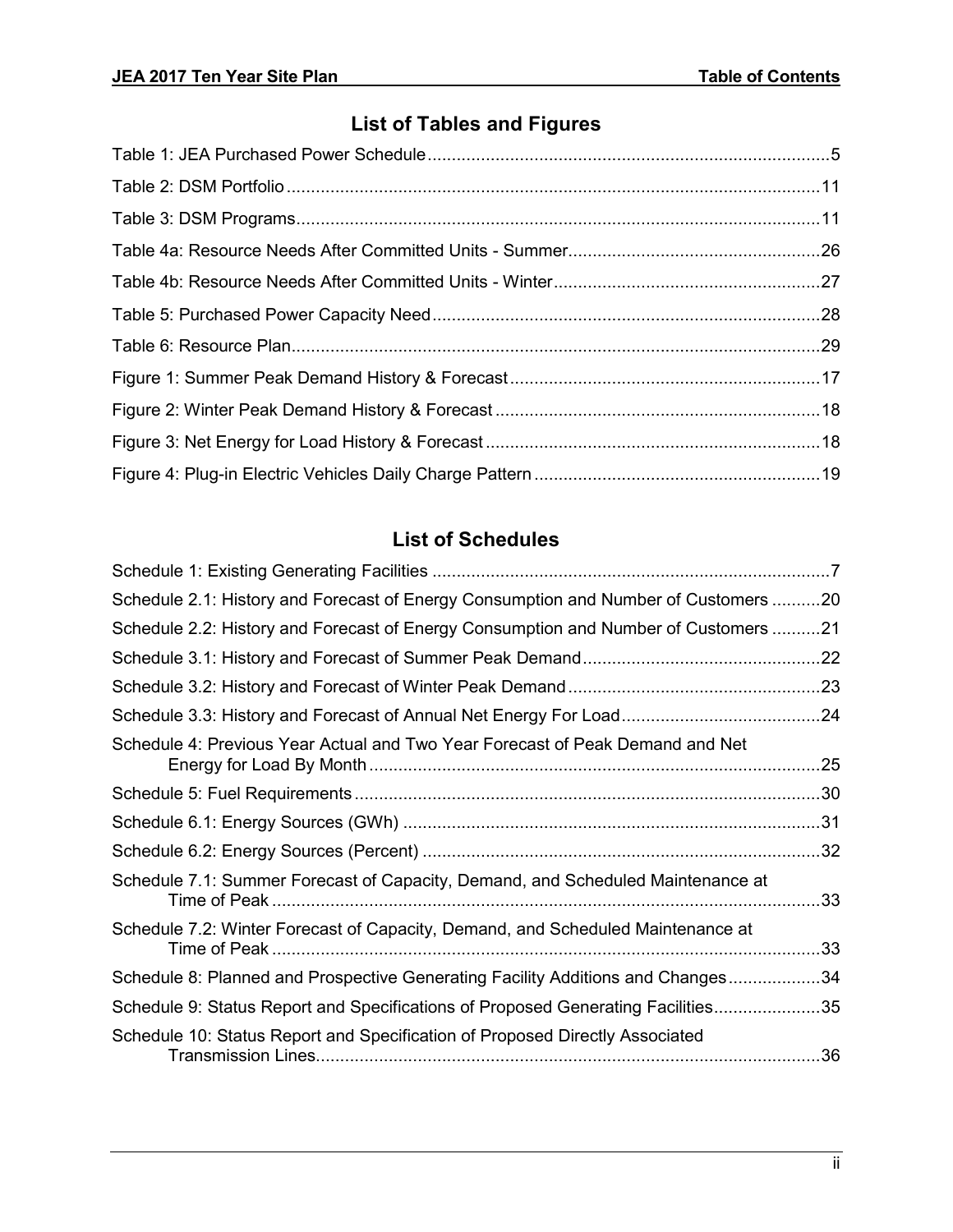## List of Tables and Figures

Table 1: JEA Purchased Power Schedule ....................................................................................5

Table 2: DSM Portfolio ..............................................................................................................11

Table 3: DSM Programs.............................................................................................................11

Table 4a: Resource Needs After Committed Units - Summer....................................................26

Table 4b: Resource Needs After Committed Units - Winter.......................................................27

Table 5: Purchased Power Capacity Need................................................................................28

Table 6: Resource Plan.............................................................................................................29

Figure 1: Summer Peak Demand History & Forecast................................................................17

Figure 2: Winter Peak Demand History & Forecast ..................................................................18

Figure 3: Net Energy for Load History & Forecast .....................................................................18

Figure 4: Plug-in Electric Vehicles Daily Charge Pattern ...........................................................19

## List of Schedules

Schedule 1: Existing Generating Facilities ..................................................................................7

Schedule 2.1: History and Forecast of Energy Consumption and Number of Customers ..........20

Schedule 2.2: History and Forecast of Energy Consumption and Number of Customers ..........21

Schedule 3.1: History and Forecast of Summer Peak Demand.................................................22

Schedule 3.2: History and Forecast of Winter Peak Demand....................................................23

Schedule 3.3: History and Forecast of Annual Net Energy For Load.........................................24

Schedule 4: Previous Year Actual and Two Year Forecast of Peak Demand and Net Energy for Load By Month .............................................................................................25

Schedule 5: Fuel Requirements ................................................................................................30

Schedule 6.1: Energy Sources (GWh) .......................................................................................31

Schedule 6.2: Energy Sources (Percent) ..................................................................................32

Schedule 7.1: Summer Forecast of Capacity, Demand, and Scheduled Maintenance at Time of Peak .................................................................................................................33

Schedule 7.2: Winter Forecast of Capacity, Demand, and Scheduled Maintenance at Time of Peak .................................................................................................................33

Schedule 8: Planned and Prospective Generating Facility Additions and Changes...................34

Schedule 9: Status Report and Specifications of Proposed Generating Facilities......................35

Schedule 10: Status Report and Specification of Proposed Directly Associated Transmission Lines........................................................................................................36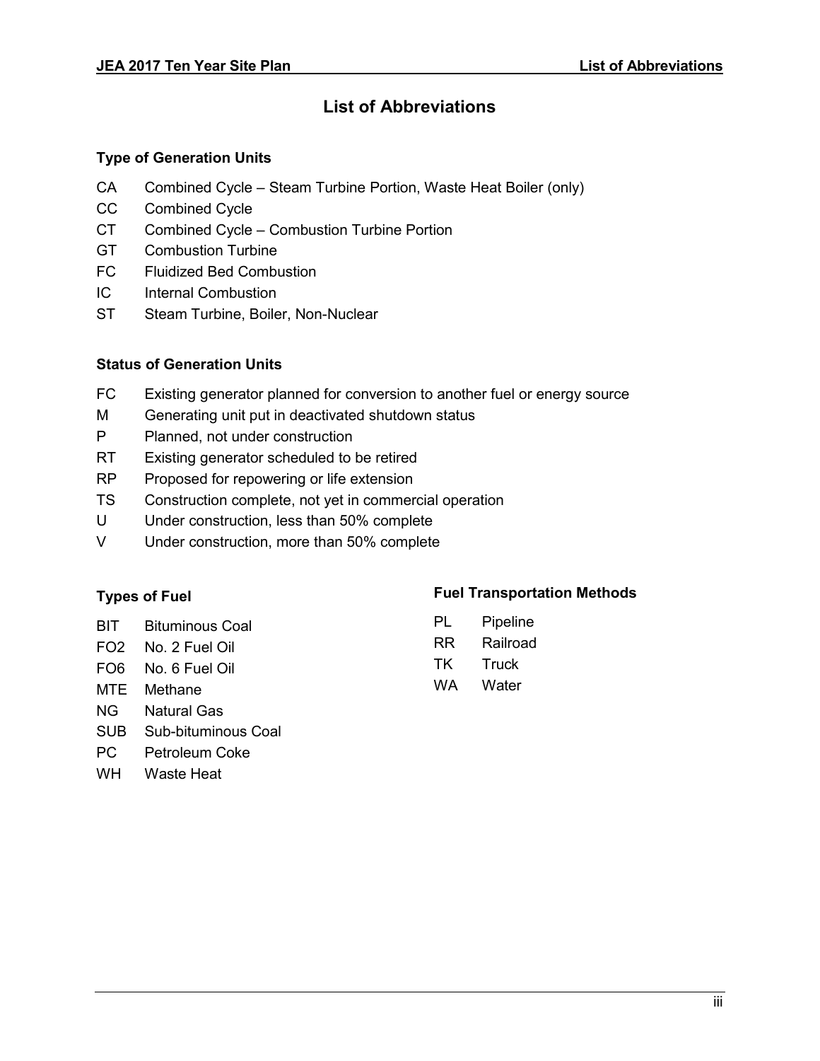# List of Abbreviations

### Type of Generation Units

| | |
|---|---|
| CA | Combined Cycle – Steam Turbine Portion, Waste Heat Boiler (only) |
| CC | Combined Cycle |
| CT | Combined Cycle – Combustion Turbine Portion |
| GT | Combustion Turbine |
| FC | Fluidized Bed Combustion |
| IC | Internal Combustion |
| ST | Steam Turbine, Boiler, Non-Nuclear |

### Status of Generation Units

| | |
|---|---|
| FC | Existing generator planned for conversion to another fuel or energy source |
| M | Generating unit put in deactivated shutdown status |
| P | Planned, not under construction |
| RT | Existing generator scheduled to be retired |
| RP | Proposed for repowering or life extension |
| TS | Construction complete, not yet in commercial operation |
| U | Under construction, less than 50% complete |
| V | Under construction, more than 50% complete |

### Types of Fuel

| | |
|---|---|
| BIT | Bituminous Coal |
| FO2 | No. 2 Fuel Oil |
| FO6 | No. 6 Fuel Oil |
| MTE | Methane |
| NG | Natural Gas |
| SUB | Sub-bituminous Coal |
| PC | Petroleum Coke |
| WH | Waste Heat |

### Fuel Transportation Methods

| | |
|---|---|
| PL | Pipeline |
| RR | Railroad |
| TK | Truck |
| WA | Water |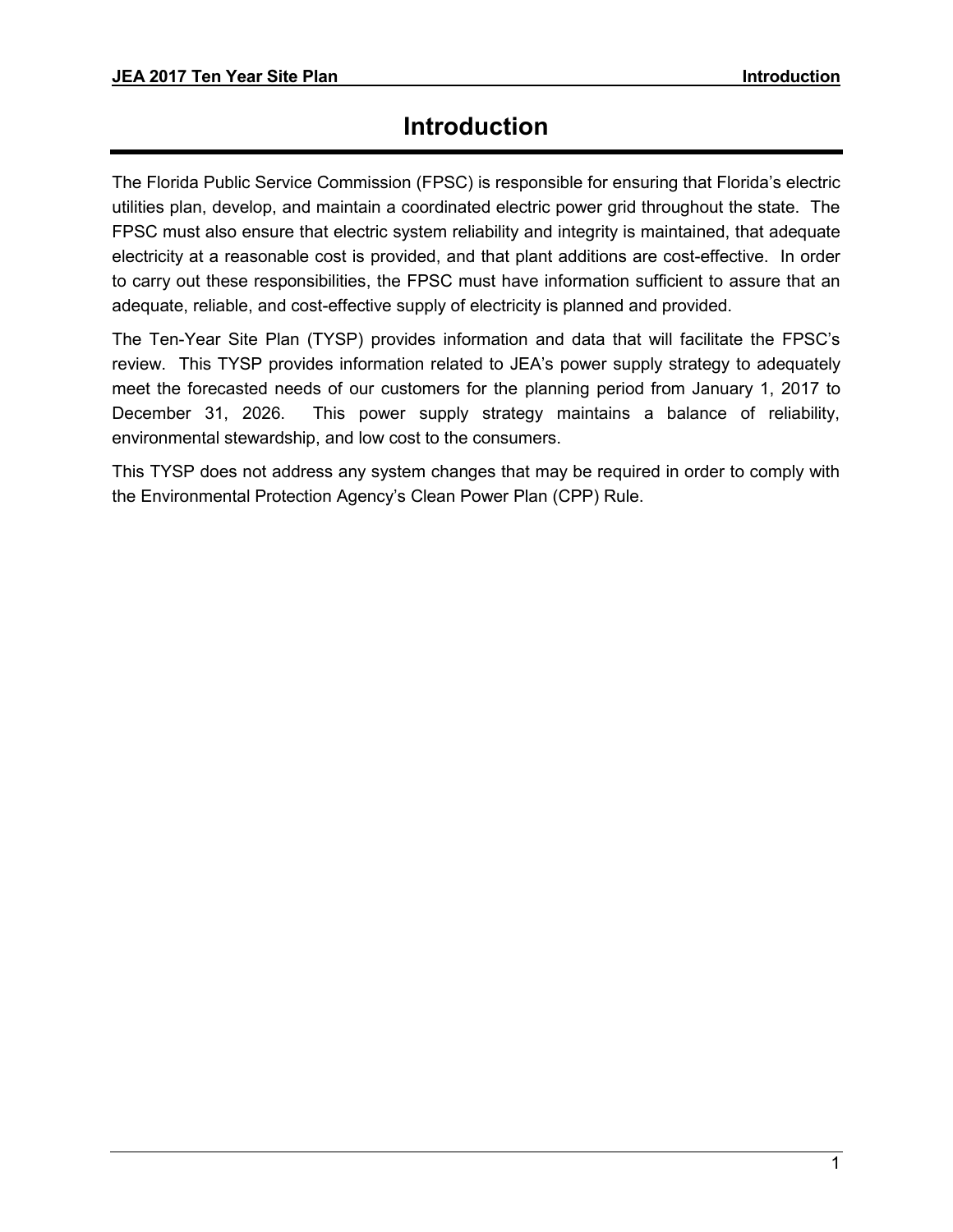# Introduction

The Florida Public Service Commission (FPSC) is responsible for ensuring that Florida's electric utilities plan, develop, and maintain a coordinated electric power grid throughout the state. The FPSC must also ensure that electric system reliability and integrity is maintained, that adequate electricity at a reasonable cost is provided, and that plant additions are cost-effective. In order to carry out these responsibilities, the FPSC must have information sufficient to assure that an adequate, reliable, and cost-effective supply of electricity is planned and provided.

The Ten-Year Site Plan (TYSP) provides information and data that will facilitate the FPSC's review. This TYSP provides information related to JEA's power supply strategy to adequately meet the forecasted needs of our customers for the planning period from January 1, 2017 to December 31, 2026. This power supply strategy maintains a balance of reliability, environmental stewardship, and low cost to the consumers.

This TYSP does not address any system changes that may be required in order to comply with the Environmental Protection Agency's Clean Power Plan (CPP) Rule.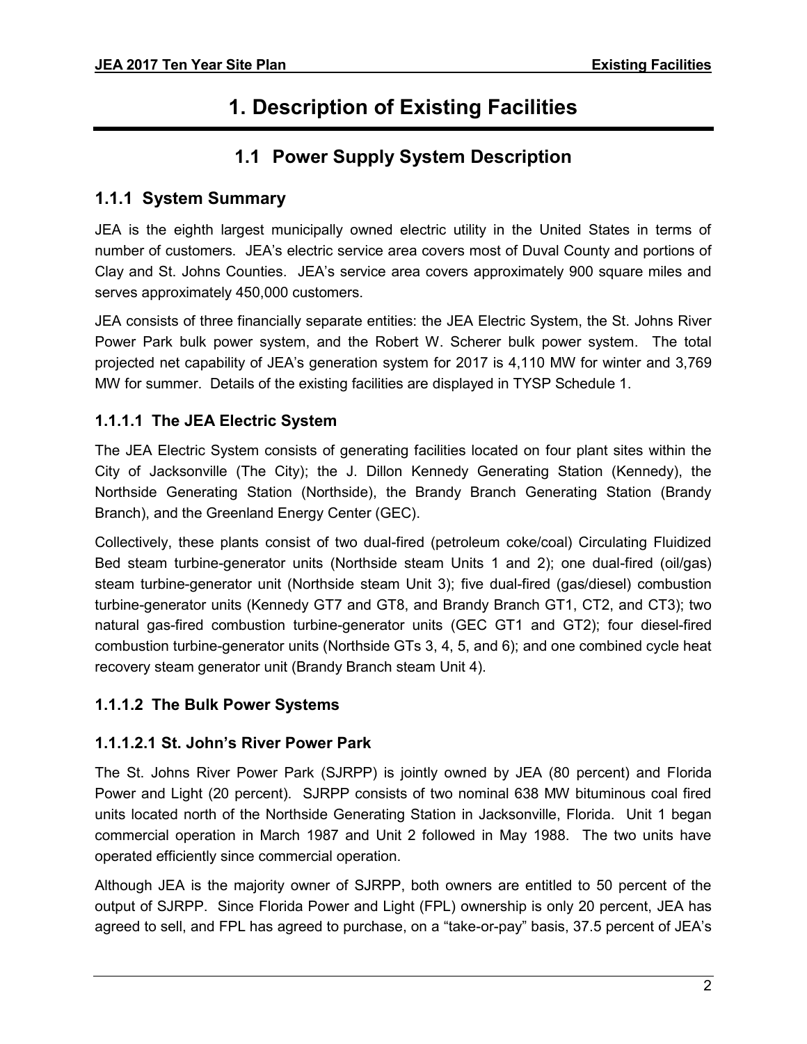# 1. Description of Existing Facilities

## 1.1 Power Supply System Description

### 1.1.1 System Summary

JEA is the eighth largest municipally owned electric utility in the United States in terms of number of customers. JEA's electric service area covers most of Duval County and portions of Clay and St. Johns Counties. JEA's service area covers approximately 900 square miles and serves approximately 450,000 customers.

JEA consists of three financially separate entities: the JEA Electric System, the St. Johns River Power Park bulk power system, and the Robert W. Scherer bulk power system. The total projected net capability of JEA's generation system for 2017 is 4,110 MW for winter and 3,769 MW for summer. Details of the existing facilities are displayed in TYSP Schedule 1.

#### 1.1.1.1 The JEA Electric System

The JEA Electric System consists of generating facilities located on four plant sites within the City of Jacksonville (The City); the J. Dillon Kennedy Generating Station (Kennedy), the Northside Generating Station (Northside), the Brandy Branch Generating Station (Brandy Branch), and the Greenland Energy Center (GEC).

Collectively, these plants consist of two dual-fired (petroleum coke/coal) Circulating Fluidized Bed steam turbine-generator units (Northside steam Units 1 and 2); one dual-fired (oil/gas) steam turbine-generator unit (Northside steam Unit 3); five dual-fired (gas/diesel) combustion turbine-generator units (Kennedy GT7 and GT8, and Brandy Branch GT1, CT2, and CT3); two natural gas-fired combustion turbine-generator units (GEC GT1 and GT2); four diesel-fired combustion turbine-generator units (Northside GTs 3, 4, 5, and 6); and one combined cycle heat recovery steam generator unit (Brandy Branch steam Unit 4).

#### 1.1.1.2 The Bulk Power Systems

#### 1.1.1.2.1 St. John's River Power Park

The St. Johns River Power Park (SJRPP) is jointly owned by JEA (80 percent) and Florida Power and Light (20 percent). SJRPP consists of two nominal 638 MW bituminous coal fired units located north of the Northside Generating Station in Jacksonville, Florida. Unit 1 began commercial operation in March 1987 and Unit 2 followed in May 1988. The two units have operated efficiently since commercial operation.

Although JEA is the majority owner of SJRPP, both owners are entitled to 50 percent of the output of SJRPP. Since Florida Power and Light (FPL) ownership is only 20 percent, JEA has agreed to sell, and FPL has agreed to purchase, on a "take-or-pay" basis, 37.5 percent of JEA's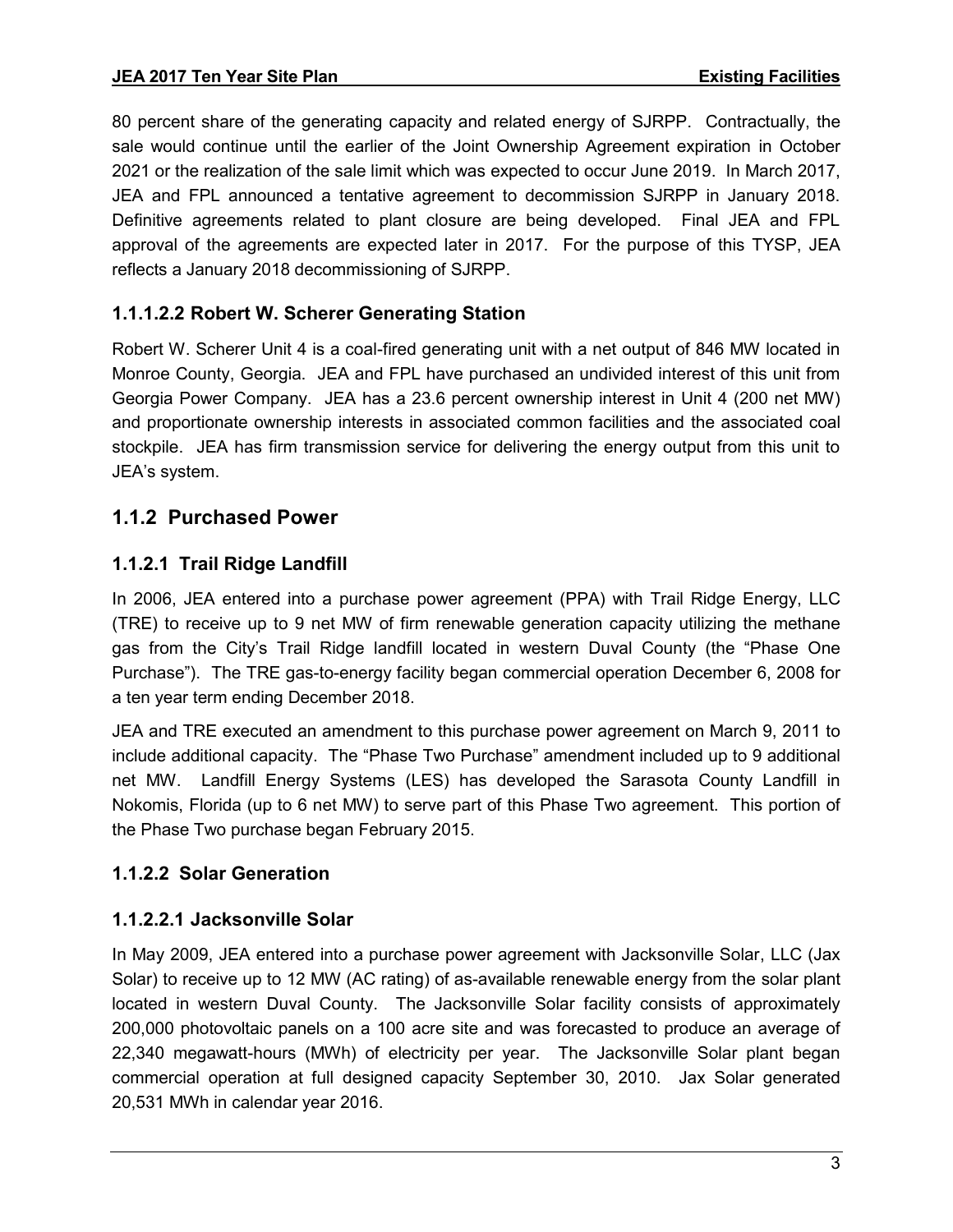80 percent share of the generating capacity and related energy of SJRPP. Contractually, the sale would continue until the earlier of the Joint Ownership Agreement expiration in October 2021 or the realization of the sale limit which was expected to occur June 2019. In March 2017, JEA and FPL announced a tentative agreement to decommission SJRPP in January 2018. Definitive agreements related to plant closure are being developed. Final JEA and FPL approval of the agreements are expected later in 2017. For the purpose of this TYSP, JEA reflects a January 2018 decommissioning of SJRPP.

#### 1.1.1.2.2 Robert W. Scherer Generating Station

Robert W. Scherer Unit 4 is a coal-fired generating unit with a net output of 846 MW located in Monroe County, Georgia. JEA and FPL have purchased an undivided interest of this unit from Georgia Power Company. JEA has a 23.6 percent ownership interest in Unit 4 (200 net MW) and proportionate ownership interests in associated common facilities and the associated coal stockpile. JEA has firm transmission service for delivering the energy output from this unit to JEA's system.

## 1.1.2 Purchased Power

### 1.1.2.1 Trail Ridge Landfill

In 2006, JEA entered into a purchase power agreement (PPA) with Trail Ridge Energy, LLC (TRE) to receive up to 9 net MW of firm renewable generation capacity utilizing the methane gas from the City's Trail Ridge landfill located in western Duval County (the "Phase One Purchase"). The TRE gas-to-energy facility began commercial operation December 6, 2008 for a ten year term ending December 2018.

JEA and TRE executed an amendment to this purchase power agreement on March 9, 2011 to include additional capacity. The "Phase Two Purchase" amendment included up to 9 additional net MW. Landfill Energy Systems (LES) has developed the Sarasota County Landfill in Nokomis, Florida (up to 6 net MW) to serve part of this Phase Two agreement. This portion of the Phase Two purchase began February 2015.

### 1.1.2.2 Solar Generation

#### 1.1.2.2.1 Jacksonville Solar

In May 2009, JEA entered into a purchase power agreement with Jacksonville Solar, LLC (Jax Solar) to receive up to 12 MW (AC rating) of as-available renewable energy from the solar plant located in western Duval County. The Jacksonville Solar facility consists of approximately 200,000 photovoltaic panels on a 100 acre site and was forecasted to produce an average of 22,340 megawatt-hours (MWh) of electricity per year. The Jacksonville Solar plant began commercial operation at full designed capacity September 30, 2010. Jax Solar generated 20,531 MWh in calendar year 2016.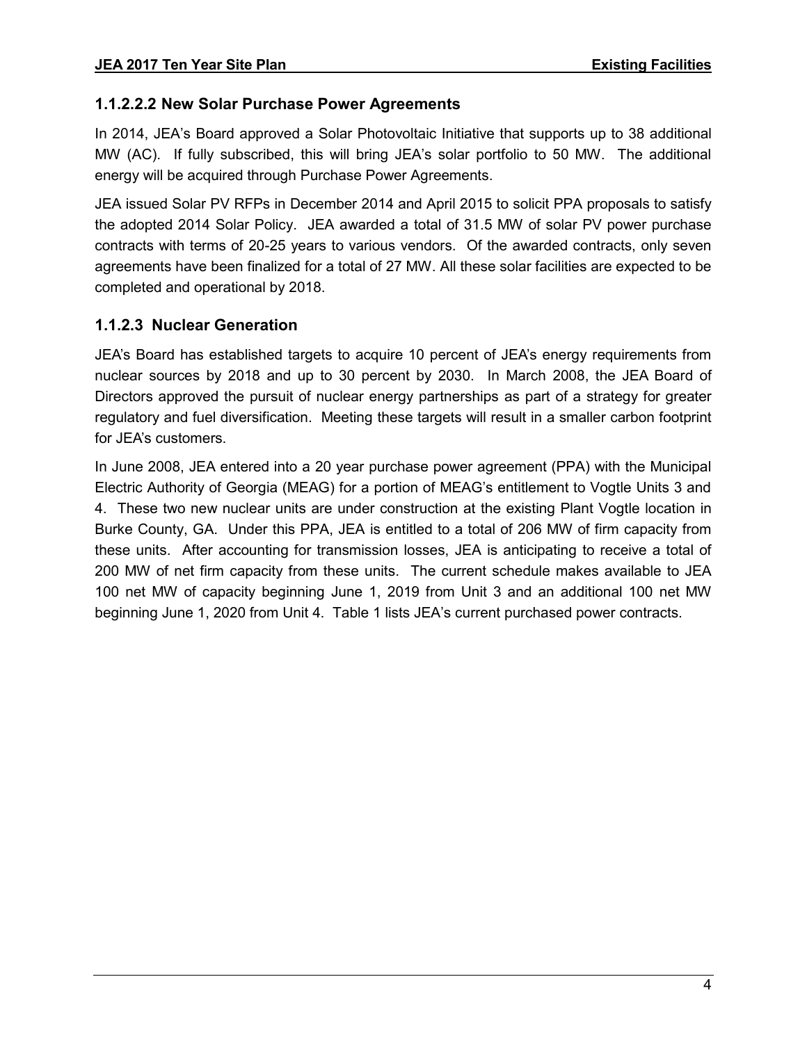#### 1.1.2.2.2 New Solar Purchase Power Agreements

In 2014, JEA's Board approved a Solar Photovoltaic Initiative that supports up to 38 additional MW (AC). If fully subscribed, this will bring JEA's solar portfolio to 50 MW. The additional energy will be acquired through Purchase Power Agreements.

JEA issued Solar PV RFPs in December 2014 and April 2015 to solicit PPA proposals to satisfy the adopted 2014 Solar Policy. JEA awarded a total of 31.5 MW of solar PV power purchase contracts with terms of 20-25 years to various vendors. Of the awarded contracts, only seven agreements have been finalized for a total of 27 MW. All these solar facilities are expected to be completed and operational by 2018.

### 1.1.2.3 Nuclear Generation

JEA's Board has established targets to acquire 10 percent of JEA's energy requirements from nuclear sources by 2018 and up to 30 percent by 2030. In March 2008, the JEA Board of Directors approved the pursuit of nuclear energy partnerships as part of a strategy for greater regulatory and fuel diversification. Meeting these targets will result in a smaller carbon footprint for JEA's customers.

In June 2008, JEA entered into a 20 year purchase power agreement (PPA) with the Municipal Electric Authority of Georgia (MEAG) for a portion of MEAG's entitlement to Vogtle Units 3 and 4. These two new nuclear units are under construction at the existing Plant Vogtle location in Burke County, GA. Under this PPA, JEA is entitled to a total of 206 MW of firm capacity from these units. After accounting for transmission losses, JEA is anticipating to receive a total of 200 MW of net firm capacity from these units. The current schedule makes available to JEA 100 net MW of capacity beginning June 1, 2019 from Unit 3 and an additional 100 net MW beginning June 1, 2020 from Unit 4. Table 1 lists JEA's current purchased power contracts.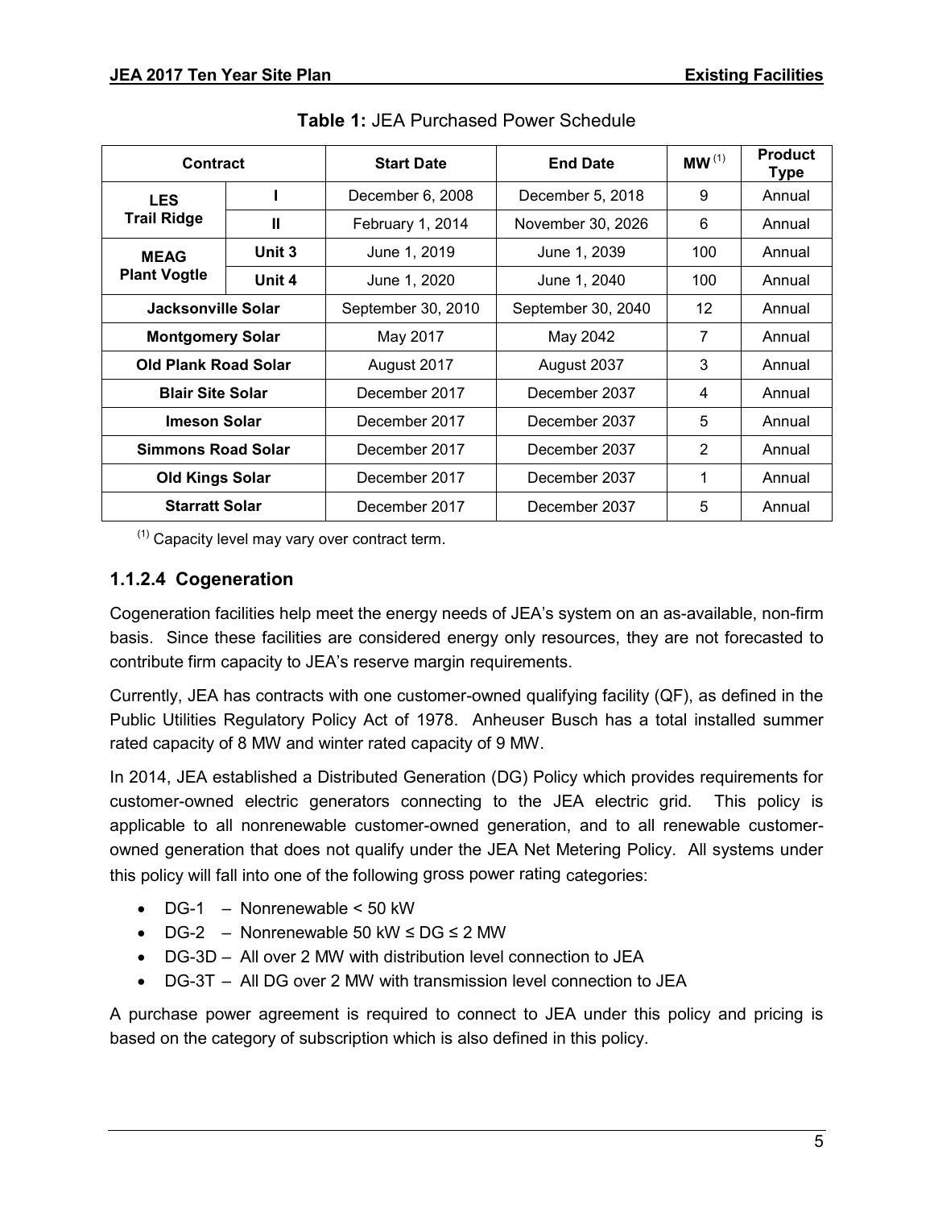**Table 1:** JEA Purchased Power Schedule

| Contract | | Start Date | End Date | MW [(1)] | Product Type |
|---|---|---|---|---|---|
| LES Trail Ridge | I | December 6, 2008 | December 5, 2018 | 9 | Annual |
| | II | February 1, 2014 | November 30, 2026 | 6 | Annual |
| MEAG Plant Vogtle | Unit 3 | June 1, 2019 | June 1, 2039 | 100 | Annual |
| | Unit 4 | June 1, 2020 | June 1, 2040 | 100 | Annual |
| Jacksonville Solar | | September 30, 2010 | September 30, 2040 | 12 | Annual |
| Montgomery Solar | | May 2017 | May 2042 | 7 | Annual |
| Old Plank Road Solar | | August 2017 | August 2037 | 3 | Annual |
| Blair Site Solar | | December 2017 | December 2037 | 4 | Annual |
| Imeson Solar | | December 2017 | December 2037 | 5 | Annual |
| Simmons Road Solar | | December 2017 | December 2037 | 2 | Annual |
| Old Kings Solar | | December 2017 | December 2037 | 1 | Annual |
| Starratt Solar | | December 2017 | December 2037 | 5 | Annual |

[(1)] Capacity level may vary over contract term.

### 1.1.2.4 Cogeneration

Cogeneration facilities help meet the energy needs of JEA's system on an as-available, non-firm basis. Since these facilities are considered energy only resources, they are not forecasted to contribute firm capacity to JEA's reserve margin requirements.

Currently, JEA has contracts with one customer-owned qualifying facility (QF), as defined in the Public Utilities Regulatory Policy Act of 1978. Anheuser Busch has a total installed summer rated capacity of 8 MW and winter rated capacity of 9 MW.

In 2014, JEA established a Distributed Generation (DG) Policy which provides requirements for customer-owned electric generators connecting to the JEA electric grid. This policy is applicable to all nonrenewable customer-owned generation, and to all renewable customer-owned generation that does not qualify under the JEA Net Metering Policy. All systems under this policy will fall into one of the following gross power rating categories:

- DG-1 – Nonrenewable < 50 kW
- DG-2 – Nonrenewable 50 kW ≤ DG ≤ 2 MW
- DG-3D – All over 2 MW with distribution level connection to JEA
- DG-3T – All DG over 2 MW with transmission level connection to JEA

A purchase power agreement is required to connect to JEA under this policy and pricing is based on the category of subscription which is also defined in this policy.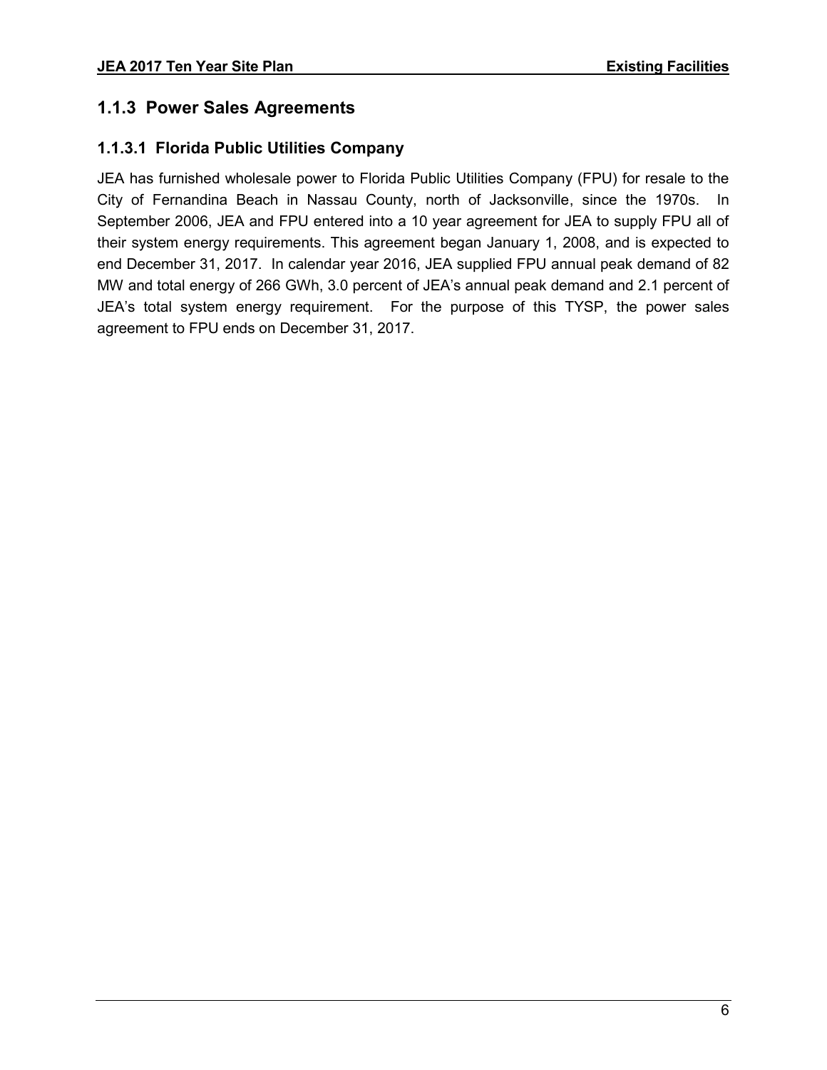### 1.1.3 Power Sales Agreements

#### 1.1.3.1 Florida Public Utilities Company

JEA has furnished wholesale power to Florida Public Utilities Company (FPU) for resale to the City of Fernandina Beach in Nassau County, north of Jacksonville, since the 1970s. In September 2006, JEA and FPU entered into a 10 year agreement for JEA to supply FPU all of their system energy requirements. This agreement began January 1, 2008, and is expected to end December 31, 2017. In calendar year 2016, JEA supplied FPU annual peak demand of 82 MW and total energy of 266 GWh, 3.0 percent of JEA's annual peak demand and 2.1 percent of JEA's total system energy requirement. For the purpose of this TYSP, the power sales agreement to FPU ends on December 31, 2017.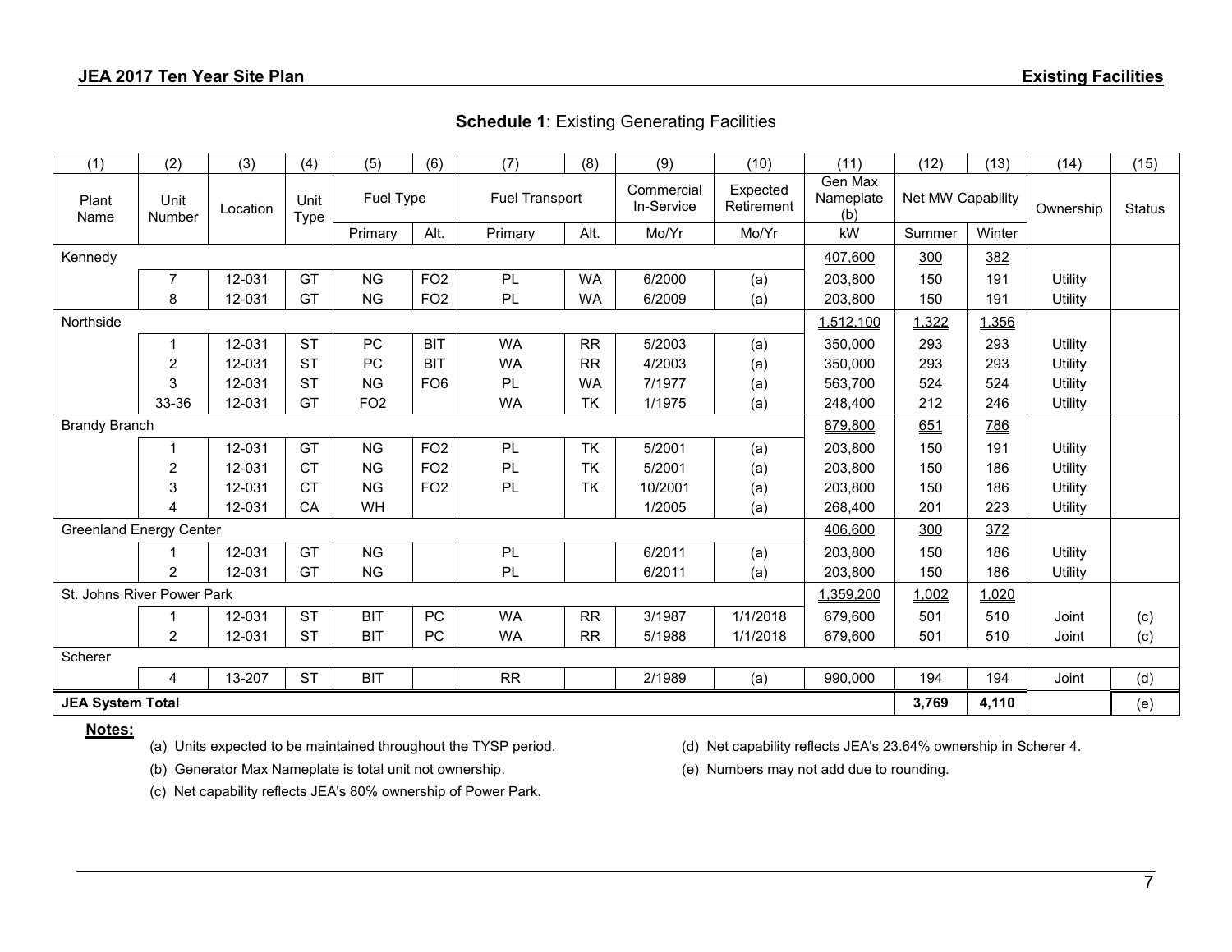## Schedule 1: Existing Generating Facilities

| (1) | (2) | (3) | (4) | (5) | (6) | (7) | (8) | (9) | (10) | (11) | (12) | (13) | (14) | (15) |
|---|---|---|---|---|---|---|---|---|---|---|---|---|---|---|
| Plant Name | Unit Number | Location | Unit Type | Fuel Type | | Fuel Transport | | Commercial In-Service | Expected Retirement | Gen Max Nameplate (b) | Net MW Capability | | Ownership | Status |
| | | | | Primary | Alt. | Primary | Alt. | Mo/Yr | Mo/Yr | kW | Summer | Winter | | |
| Kennedy | | | | | | | | | | 407,600 | 300 | 382 | | |
| | 7 | 12-031 | GT | NG | FO2 | PL | WA | 6/2000 | (a) | 203,800 | 150 | 191 | Utility | |
| | 8 | 12-031 | GT | NG | FO2 | PL | WA | 6/2009 | (a) | 203,800 | 150 | 191 | Utility | |
| Northside | | | | | | | | | | 1,512,100 | 1,322 | 1,356 | | |
| | 1 | 12-031 | ST | PC | BIT | WA | RR | 5/2003 | (a) | 350,000 | 293 | 293 | Utility | |
| | 2 | 12-031 | ST | PC | BIT | WA | RR | 4/2003 | (a) | 350,000 | 293 | 293 | Utility | |
| | 3 | 12-031 | ST | NG | FO6 | PL | WA | 7/1977 | (a) | 563,700 | 524 | 524 | Utility | |
| | 33-36 | 12-031 | GT | FO2 | | WA | TK | 1/1975 | (a) | 248,400 | 212 | 246 | Utility | |
| Brandy Branch | | | | | | | | | | 879,800 | 651 | 786 | | |
| | 1 | 12-031 | GT | NG | FO2 | PL | TK | 5/2001 | (a) | 203,800 | 150 | 191 | Utility | |
| | 2 | 12-031 | CT | NG | FO2 | PL | TK | 5/2001 | (a) | 203,800 | 150 | 186 | Utility | |
| | 3 | 12-031 | CT | NG | FO2 | PL | TK | 10/2001 | (a) | 203,800 | 150 | 186 | Utility | |
| | 4 | 12-031 | CA | WH | | | | 1/2005 | (a) | 268,400 | 201 | 223 | Utility | |
| Greenland Energy Center | | | | | | | | | | 406,600 | 300 | 372 | | |
| | 1 | 12-031 | GT | NG | | PL | | 6/2011 | (a) | 203,800 | 150 | 186 | Utility | |
| | 2 | 12-031 | GT | NG | | PL | | 6/2011 | (a) | 203,800 | 150 | 186 | Utility | |
| St. Johns River Power Park | | | | | | | | | | 1,359,200 | 1,002 | 1,020 | | |
| | 1 | 12-031 | ST | BIT | PC | WA | RR | 3/1987 | 1/1/2018 | 679,600 | 501 | 510 | Joint | (c) |
| | 2 | 12-031 | ST | BIT | PC | WA | RR | 5/1988 | 1/1/2018 | 679,600 | 501 | 510 | Joint | (c) |
| Scherer | | | | | | | | | | | | | | |
| | 4 | 13-207 | ST | BIT | | RR | | 2/1989 | (a) | 990,000 | 194 | 194 | Joint | (d) |
| **JEA System Total** | | | | | | | | | | | **3,769** | **4,110** | | (e) |

**Notes:**

(a) Units expected to be maintained throughout the TYSP period.

(b) Generator Max Nameplate is total unit not ownership.

(c) Net capability reflects JEA's 80% ownership of Power Park.

(d) Net capability reflects JEA's 23.64% ownership in Scherer 4.

(e) Numbers may not add due to rounding.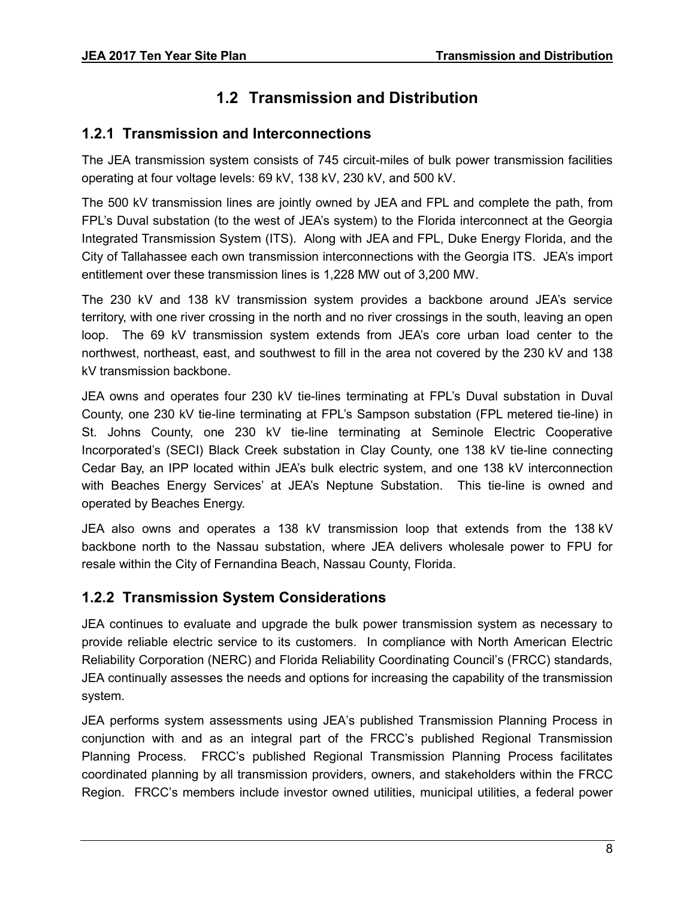## 1.2 Transmission and Distribution

### 1.2.1 Transmission and Interconnections

The JEA transmission system consists of 745 circuit-miles of bulk power transmission facilities operating at four voltage levels: 69 kV, 138 kV, 230 kV, and 500 kV.

The 500 kV transmission lines are jointly owned by JEA and FPL and complete the path, from FPL's Duval substation (to the west of JEA's system) to the Florida interconnect at the Georgia Integrated Transmission System (ITS). Along with JEA and FPL, Duke Energy Florida, and the City of Tallahassee each own transmission interconnections with the Georgia ITS. JEA's import entitlement over these transmission lines is 1,228 MW out of 3,200 MW.

The 230 kV and 138 kV transmission system provides a backbone around JEA's service territory, with one river crossing in the north and no river crossings in the south, leaving an open loop. The 69 kV transmission system extends from JEA's core urban load center to the northwest, northeast, east, and southwest to fill in the area not covered by the 230 kV and 138 kV transmission backbone.

JEA owns and operates four 230 kV tie-lines terminating at FPL's Duval substation in Duval County, one 230 kV tie-line terminating at FPL's Sampson substation (FPL metered tie-line) in St. Johns County, one 230 kV tie-line terminating at Seminole Electric Cooperative Incorporated's (SECI) Black Creek substation in Clay County, one 138 kV tie-line connecting Cedar Bay, an IPP located within JEA's bulk electric system, and one 138 kV interconnection with Beaches Energy Services' at JEA's Neptune Substation. This tie-line is owned and operated by Beaches Energy.

JEA also owns and operates a 138 kV transmission loop that extends from the 138 kV backbone north to the Nassau substation, where JEA delivers wholesale power to FPU for resale within the City of Fernandina Beach, Nassau County, Florida.

### 1.2.2 Transmission System Considerations

JEA continues to evaluate and upgrade the bulk power transmission system as necessary to provide reliable electric service to its customers. In compliance with North American Electric Reliability Corporation (NERC) and Florida Reliability Coordinating Council's (FRCC) standards, JEA continually assesses the needs and options for increasing the capability of the transmission system.

JEA performs system assessments using JEA's published Transmission Planning Process in conjunction with and as an integral part of the FRCC's published Regional Transmission Planning Process. FRCC's published Regional Transmission Planning Process facilitates coordinated planning by all transmission providers, owners, and stakeholders within the FRCC Region. FRCC's members include investor owned utilities, municipal utilities, a federal power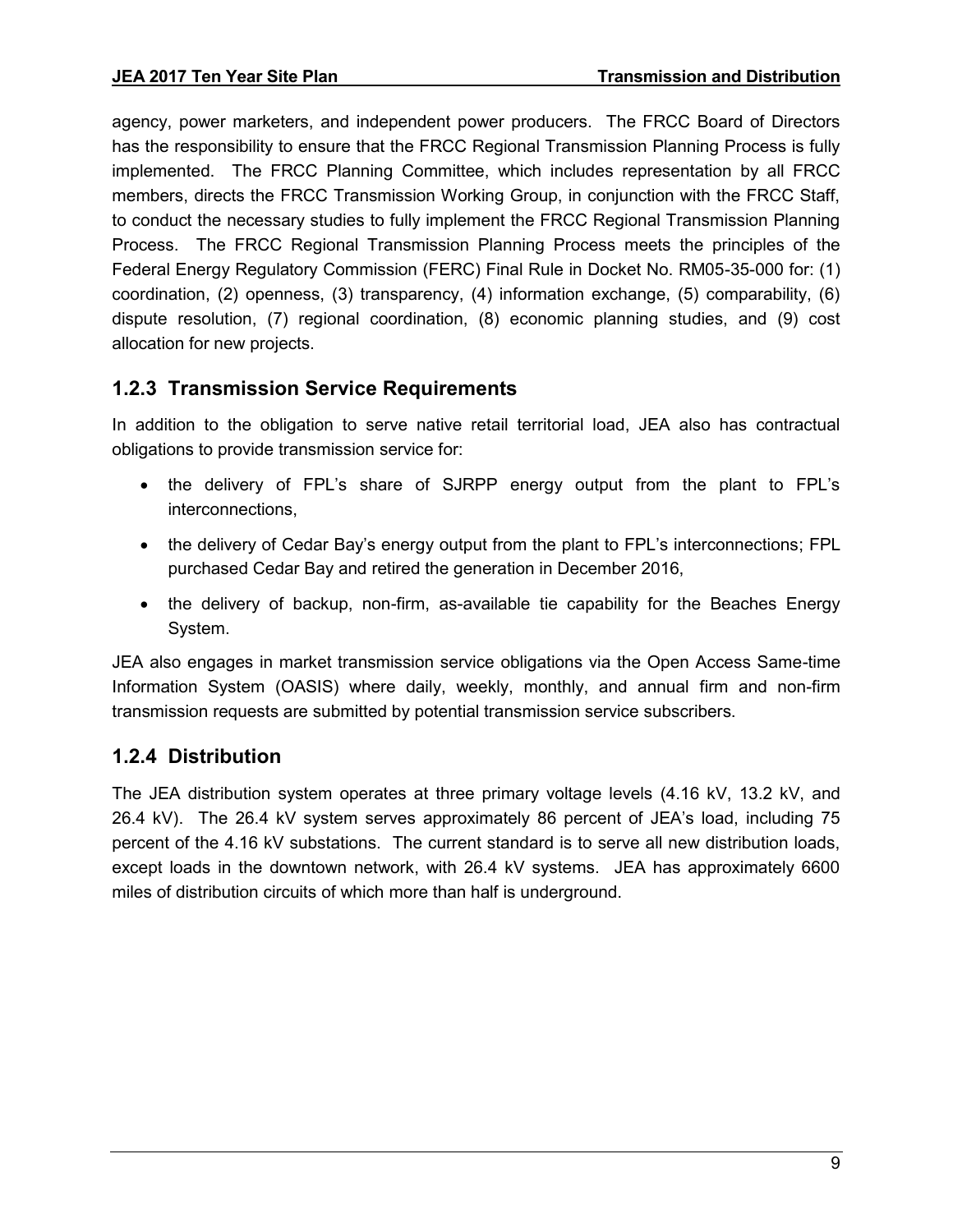agency, power marketers, and independent power producers. The FRCC Board of Directors has the responsibility to ensure that the FRCC Regional Transmission Planning Process is fully implemented. The FRCC Planning Committee, which includes representation by all FRCC members, directs the FRCC Transmission Working Group, in conjunction with the FRCC Staff, to conduct the necessary studies to fully implement the FRCC Regional Transmission Planning Process. The FRCC Regional Transmission Planning Process meets the principles of the Federal Energy Regulatory Commission (FERC) Final Rule in Docket No. RM05-35-000 for: (1) coordination, (2) openness, (3) transparency, (4) information exchange, (5) comparability, (6) dispute resolution, (7) regional coordination, (8) economic planning studies, and (9) cost allocation for new projects.

### 1.2.3 Transmission Service Requirements

In addition to the obligation to serve native retail territorial load, JEA also has contractual obligations to provide transmission service for:

- the delivery of FPL's share of SJRPP energy output from the plant to FPL's interconnections,
- the delivery of Cedar Bay's energy output from the plant to FPL's interconnections; FPL purchased Cedar Bay and retired the generation in December 2016,
- the delivery of backup, non-firm, as-available tie capability for the Beaches Energy System.

JEA also engages in market transmission service obligations via the Open Access Same-time Information System (OASIS) where daily, weekly, monthly, and annual firm and non-firm transmission requests are submitted by potential transmission service subscribers.

### 1.2.4 Distribution

The JEA distribution system operates at three primary voltage levels (4.16 kV, 13.2 kV, and 26.4 kV). The 26.4 kV system serves approximately 86 percent of JEA's load, including 75 percent of the 4.16 kV substations. The current standard is to serve all new distribution loads, except loads in the downtown network, with 26.4 kV systems. JEA has approximately 6600 miles of distribution circuits of which more than half is underground.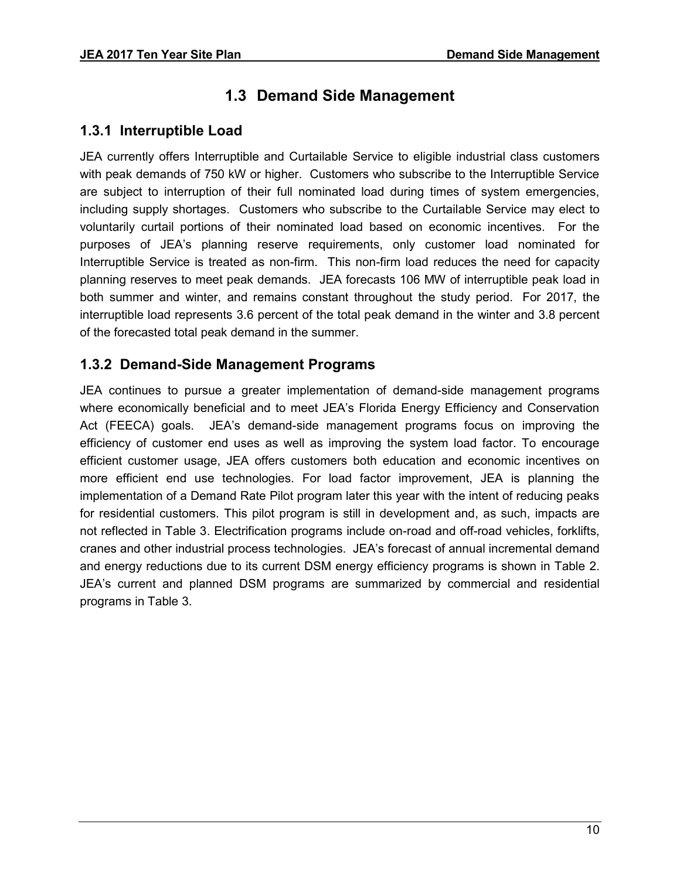## 1.3 Demand Side Management

### 1.3.1 Interruptible Load

JEA currently offers Interruptible and Curtailable Service to eligible industrial class customers with peak demands of 750 kW or higher. Customers who subscribe to the Interruptible Service are subject to interruption of their full nominated load during times of system emergencies, including supply shortages. Customers who subscribe to the Curtailable Service may elect to voluntarily curtail portions of their nominated load based on economic incentives. For the purposes of JEA's planning reserve requirements, only customer load nominated for Interruptible Service is treated as non-firm. This non-firm load reduces the need for capacity planning reserves to meet peak demands. JEA forecasts 106 MW of interruptible peak load in both summer and winter, and remains constant throughout the study period. For 2017, the interruptible load represents 3.6 percent of the total peak demand in the winter and 3.8 percent of the forecasted total peak demand in the summer.

### 1.3.2 Demand-Side Management Programs

JEA continues to pursue a greater implementation of demand-side management programs where economically beneficial and to meet JEA's Florida Energy Efficiency and Conservation Act (FEECA) goals. JEA's demand-side management programs focus on improving the efficiency of customer end uses as well as improving the system load factor. To encourage efficient customer usage, JEA offers customers both education and economic incentives on more efficient end use technologies. For load factor improvement, JEA is planning the implementation of a Demand Rate Pilot program later this year with the intent of reducing peaks for residential customers. This pilot program is still in development and, as such, impacts are not reflected in Table 3. Electrification programs include on-road and off-road vehicles, forklifts, cranes and other industrial process technologies. JEA's forecast of annual incremental demand and energy reductions due to its current DSM energy efficiency programs is shown in Table 2. JEA's current and planned DSM programs are summarized by commercial and residential programs in Table 3.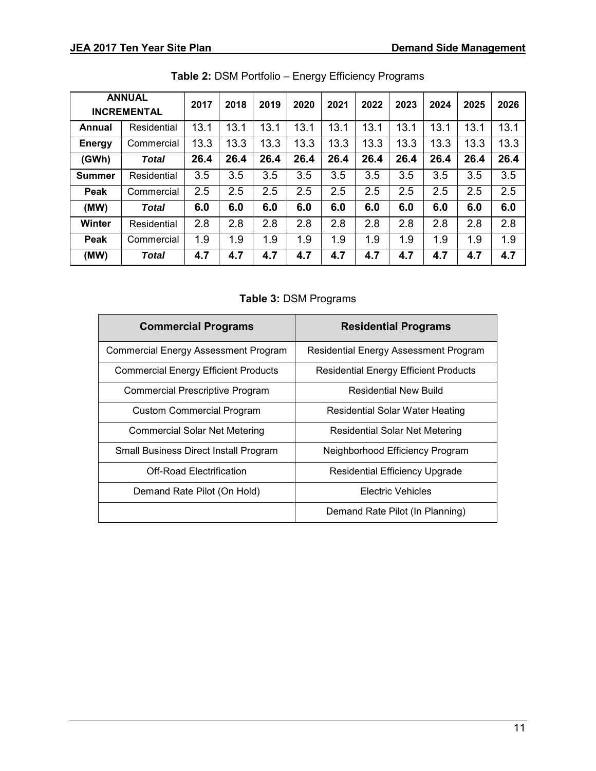**Table 2:** DSM Portfolio – Energy Efficiency Programs

| ANNUAL INCREMENTAL | | 2017 | 2018 | 2019 | 2020 | 2021 | 2022 | 2023 | 2024 | 2025 | 2026 |
|---|---|---|---|---|---|---|---|---|---|---|---|
| **Annual** | Residential | 13.1 | 13.1 | 13.1 | 13.1 | 13.1 | 13.1 | 13.1 | 13.1 | 13.1 | 13.1 |
| **Energy** | Commercial | 13.3 | 13.3 | 13.3 | 13.3 | 13.3 | 13.3 | 13.3 | 13.3 | 13.3 | 13.3 |
| **(GWh)** | ***Total*** | **26.4** | **26.4** | **26.4** | **26.4** | **26.4** | **26.4** | **26.4** | **26.4** | **26.4** | **26.4** |
| **Summer** | Residential | 3.5 | 3.5 | 3.5 | 3.5 | 3.5 | 3.5 | 3.5 | 3.5 | 3.5 | 3.5 |
| **Peak** | Commercial | 2.5 | 2.5 | 2.5 | 2.5 | 2.5 | 2.5 | 2.5 | 2.5 | 2.5 | 2.5 |
| **(MW)** | ***Total*** | **6.0** | **6.0** | **6.0** | **6.0** | **6.0** | **6.0** | **6.0** | **6.0** | **6.0** | **6.0** |
| **Winter** | Residential | 2.8 | 2.8 | 2.8 | 2.8 | 2.8 | 2.8 | 2.8 | 2.8 | 2.8 | 2.8 |
| **Peak** | Commercial | 1.9 | 1.9 | 1.9 | 1.9 | 1.9 | 1.9 | 1.9 | 1.9 | 1.9 | 1.9 |
| **(MW)** | ***Total*** | **4.7** | **4.7** | **4.7** | **4.7** | **4.7** | **4.7** | **4.7** | **4.7** | **4.7** | **4.7** |

**Table 3:** DSM Programs

| Commercial Programs | Residential Programs |
|---|---|
| Commercial Energy Assessment Program | Residential Energy Assessment Program |
| Commercial Energy Efficient Products | Residential Energy Efficient Products |
| Commercial Prescriptive Program | Residential New Build |
| Custom Commercial Program | Residential Solar Water Heating |
| Commercial Solar Net Metering | Residential Solar Net Metering |
| Small Business Direct Install Program | Neighborhood Efficiency Program |
| Off-Road Electrification | Residential Efficiency Upgrade |
| Demand Rate Pilot (On Hold) | Electric Vehicles |
| | Demand Rate Pilot (In Planning) |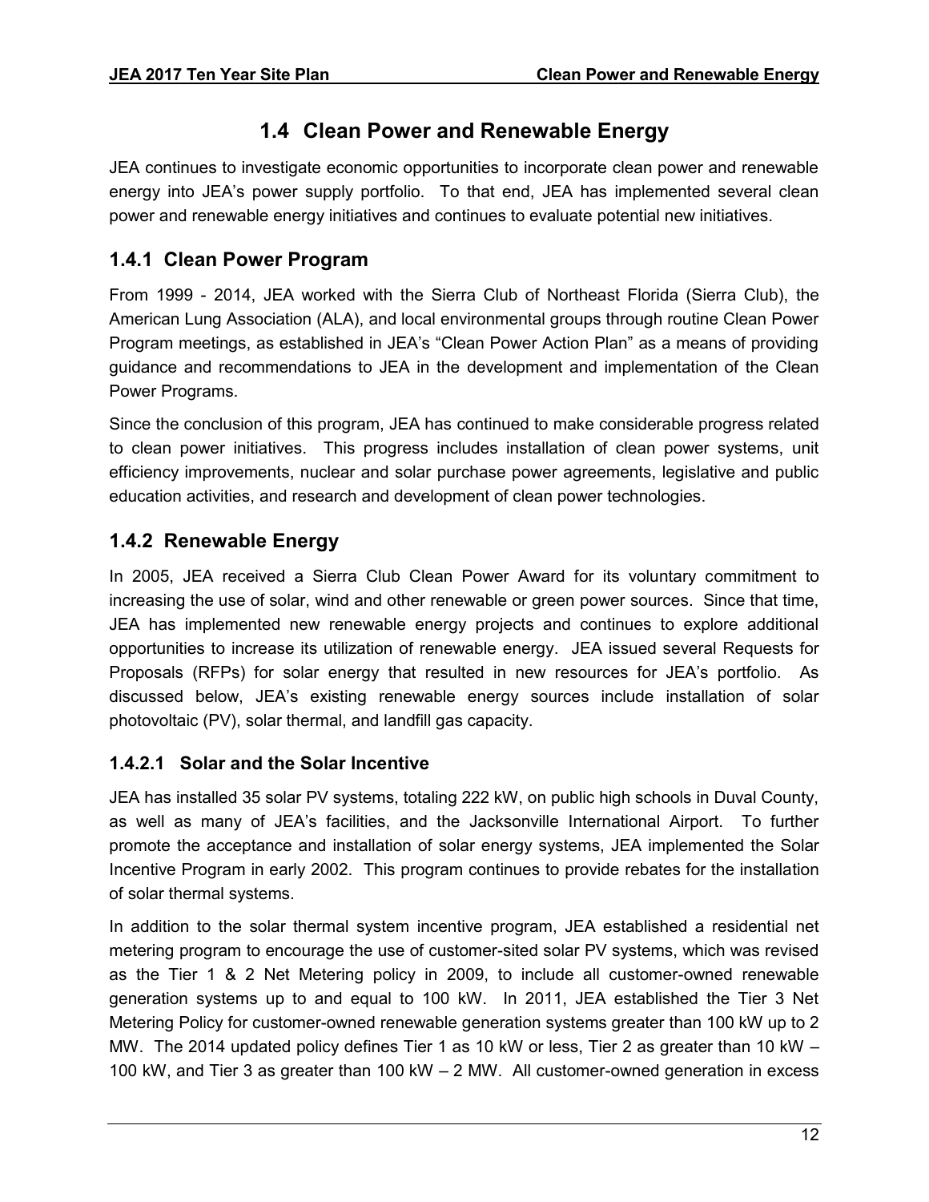# 1.4 Clean Power and Renewable Energy

JEA continues to investigate economic opportunities to incorporate clean power and renewable energy into JEA's power supply portfolio. To that end, JEA has implemented several clean power and renewable energy initiatives and continues to evaluate potential new initiatives.

## 1.4.1 Clean Power Program

From 1999 - 2014, JEA worked with the Sierra Club of Northeast Florida (Sierra Club), the American Lung Association (ALA), and local environmental groups through routine Clean Power Program meetings, as established in JEA's "Clean Power Action Plan" as a means of providing guidance and recommendations to JEA in the development and implementation of the Clean Power Programs.

Since the conclusion of this program, JEA has continued to make considerable progress related to clean power initiatives. This progress includes installation of clean power systems, unit efficiency improvements, nuclear and solar purchase power agreements, legislative and public education activities, and research and development of clean power technologies.

## 1.4.2 Renewable Energy

In 2005, JEA received a Sierra Club Clean Power Award for its voluntary commitment to increasing the use of solar, wind and other renewable or green power sources. Since that time, JEA has implemented new renewable energy projects and continues to explore additional opportunities to increase its utilization of renewable energy. JEA issued several Requests for Proposals (RFPs) for solar energy that resulted in new resources for JEA's portfolio. As discussed below, JEA's existing renewable energy sources include installation of solar photovoltaic (PV), solar thermal, and landfill gas capacity.

### 1.4.2.1 Solar and the Solar Incentive

JEA has installed 35 solar PV systems, totaling 222 kW, on public high schools in Duval County, as well as many of JEA's facilities, and the Jacksonville International Airport. To further promote the acceptance and installation of solar energy systems, JEA implemented the Solar Incentive Program in early 2002. This program continues to provide rebates for the installation of solar thermal systems.

In addition to the solar thermal system incentive program, JEA established a residential net metering program to encourage the use of customer-sited solar PV systems, which was revised as the Tier 1 & 2 Net Metering policy in 2009, to include all customer-owned renewable generation systems up to and equal to 100 kW. In 2011, JEA established the Tier 3 Net Metering Policy for customer-owned renewable generation systems greater than 100 kW up to 2 MW. The 2014 updated policy defines Tier 1 as 10 kW or less, Tier 2 as greater than 10 kW – 100 kW, and Tier 3 as greater than 100 kW – 2 MW. All customer-owned generation in excess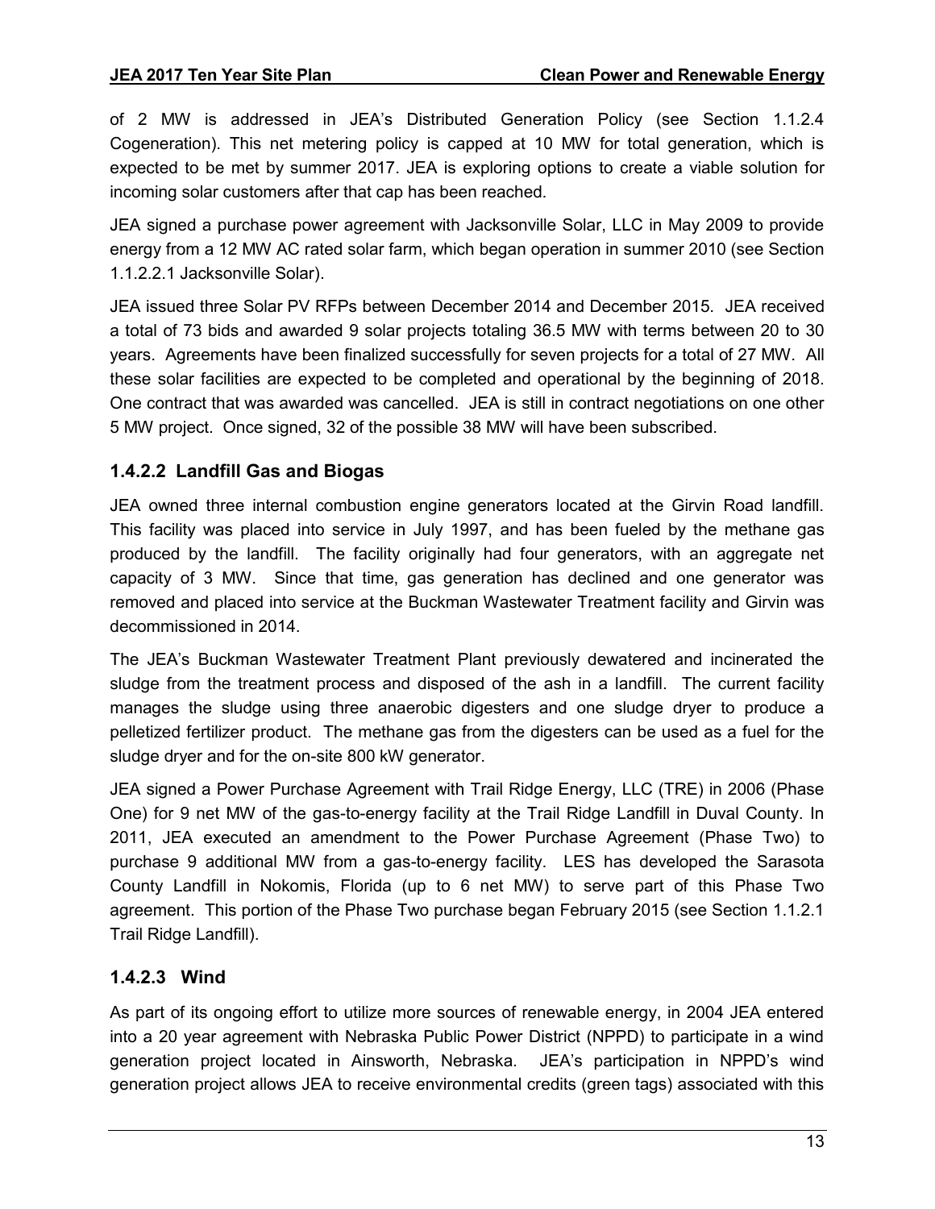of 2 MW is addressed in JEA's Distributed Generation Policy (see Section 1.1.2.4 Cogeneration). This net metering policy is capped at 10 MW for total generation, which is expected to be met by summer 2017. JEA is exploring options to create a viable solution for incoming solar customers after that cap has been reached.

JEA signed a purchase power agreement with Jacksonville Solar, LLC in May 2009 to provide energy from a 12 MW AC rated solar farm, which began operation in summer 2010 (see Section 1.1.2.2.1 Jacksonville Solar).

JEA issued three Solar PV RFPs between December 2014 and December 2015. JEA received a total of 73 bids and awarded 9 solar projects totaling 36.5 MW with terms between 20 to 30 years. Agreements have been finalized successfully for seven projects for a total of 27 MW. All these solar facilities are expected to be completed and operational by the beginning of 2018. One contract that was awarded was cancelled. JEA is still in contract negotiations on one other 5 MW project. Once signed, 32 of the possible 38 MW will have been subscribed.

### 1.4.2.2 Landfill Gas and Biogas

JEA owned three internal combustion engine generators located at the Girvin Road landfill. This facility was placed into service in July 1997, and has been fueled by the methane gas produced by the landfill. The facility originally had four generators, with an aggregate net capacity of 3 MW. Since that time, gas generation has declined and one generator was removed and placed into service at the Buckman Wastewater Treatment facility and Girvin was decommissioned in 2014.

The JEA's Buckman Wastewater Treatment Plant previously dewatered and incinerated the sludge from the treatment process and disposed of the ash in a landfill. The current facility manages the sludge using three anaerobic digesters and one sludge dryer to produce a pelletized fertilizer product. The methane gas from the digesters can be used as a fuel for the sludge dryer and for the on-site 800 kW generator.

JEA signed a Power Purchase Agreement with Trail Ridge Energy, LLC (TRE) in 2006 (Phase One) for 9 net MW of the gas-to-energy facility at the Trail Ridge Landfill in Duval County. In 2011, JEA executed an amendment to the Power Purchase Agreement (Phase Two) to purchase 9 additional MW from a gas-to-energy facility. LES has developed the Sarasota County Landfill in Nokomis, Florida (up to 6 net MW) to serve part of this Phase Two agreement. This portion of the Phase Two purchase began February 2015 (see Section 1.1.2.1 Trail Ridge Landfill).

### 1.4.2.3 Wind

As part of its ongoing effort to utilize more sources of renewable energy, in 2004 JEA entered into a 20 year agreement with Nebraska Public Power District (NPPD) to participate in a wind generation project located in Ainsworth, Nebraska. JEA's participation in NPPD's wind generation project allows JEA to receive environmental credits (green tags) associated with this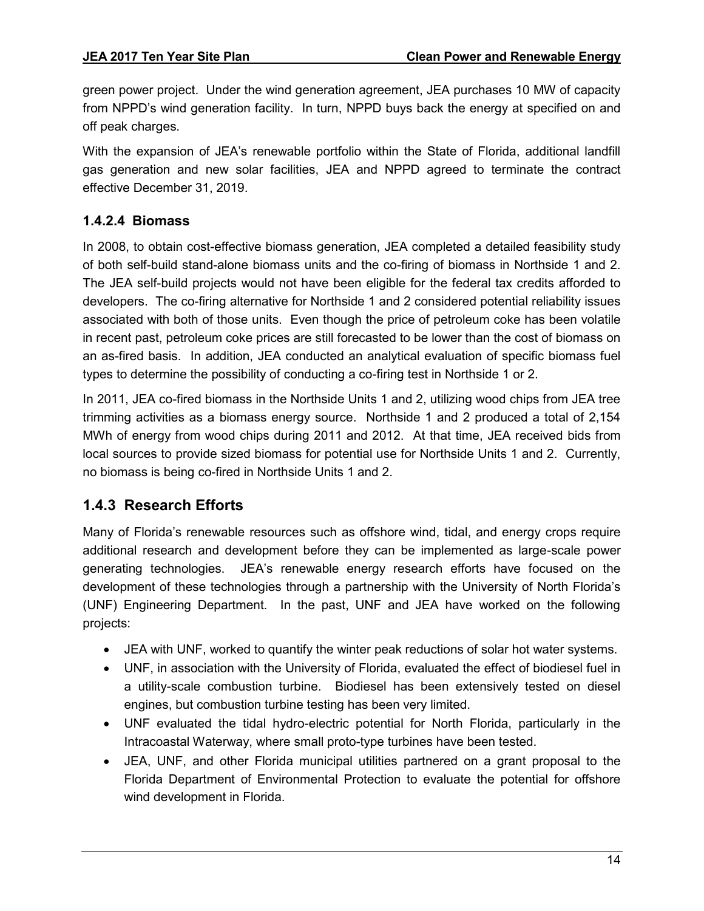green power project. Under the wind generation agreement, JEA purchases 10 MW of capacity from NPPD's wind generation facility. In turn, NPPD buys back the energy at specified on and off peak charges.

With the expansion of JEA's renewable portfolio within the State of Florida, additional landfill gas generation and new solar facilities, JEA and NPPD agreed to terminate the contract effective December 31, 2019.

#### 1.4.2.4 Biomass

In 2008, to obtain cost-effective biomass generation, JEA completed a detailed feasibility study of both self-build stand-alone biomass units and the co-firing of biomass in Northside 1 and 2. The JEA self-build projects would not have been eligible for the federal tax credits afforded to developers. The co-firing alternative for Northside 1 and 2 considered potential reliability issues associated with both of those units. Even though the price of petroleum coke has been volatile in recent past, petroleum coke prices are still forecasted to be lower than the cost of biomass on an as-fired basis. In addition, JEA conducted an analytical evaluation of specific biomass fuel types to determine the possibility of conducting a co-firing test in Northside 1 or 2.

In 2011, JEA co-fired biomass in the Northside Units 1 and 2, utilizing wood chips from JEA tree trimming activities as a biomass energy source. Northside 1 and 2 produced a total of 2,154 MWh of energy from wood chips during 2011 and 2012. At that time, JEA received bids from local sources to provide sized biomass for potential use for Northside Units 1 and 2. Currently, no biomass is being co-fired in Northside Units 1 and 2.

### 1.4.3 Research Efforts

Many of Florida's renewable resources such as offshore wind, tidal, and energy crops require additional research and development before they can be implemented as large-scale power generating technologies. JEA's renewable energy research efforts have focused on the development of these technologies through a partnership with the University of North Florida's (UNF) Engineering Department. In the past, UNF and JEA have worked on the following projects:

- JEA with UNF, worked to quantify the winter peak reductions of solar hot water systems.
- UNF, in association with the University of Florida, evaluated the effect of biodiesel fuel in a utility-scale combustion turbine. Biodiesel has been extensively tested on diesel engines, but combustion turbine testing has been very limited.
- UNF evaluated the tidal hydro-electric potential for North Florida, particularly in the Intracoastal Waterway, where small proto-type turbines have been tested.
- JEA, UNF, and other Florida municipal utilities partnered on a grant proposal to the Florida Department of Environmental Protection to evaluate the potential for offshore wind development in Florida.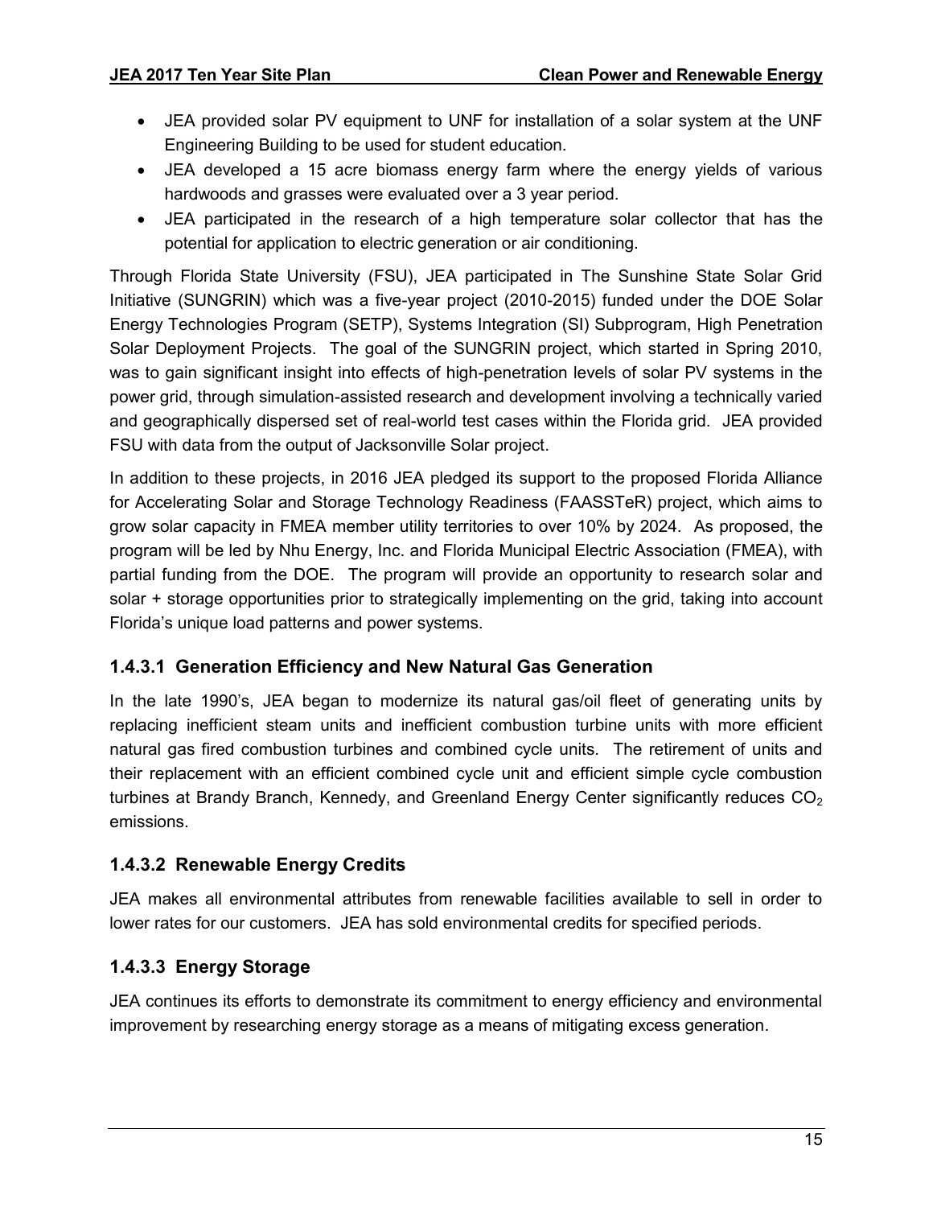- JEA provided solar PV equipment to UNF for installation of a solar system at the UNF Engineering Building to be used for student education.
- JEA developed a 15 acre biomass energy farm where the energy yields of various hardwoods and grasses were evaluated over a 3 year period.
- JEA participated in the research of a high temperature solar collector that has the potential for application to electric generation or air conditioning.

Through Florida State University (FSU), JEA participated in The Sunshine State Solar Grid Initiative (SUNGRIN) which was a five-year project (2010-2015) funded under the DOE Solar Energy Technologies Program (SETP), Systems Integration (SI) Subprogram, High Penetration Solar Deployment Projects. The goal of the SUNGRIN project, which started in Spring 2010, was to gain significant insight into effects of high-penetration levels of solar PV systems in the power grid, through simulation-assisted research and development involving a technically varied and geographically dispersed set of real-world test cases within the Florida grid. JEA provided FSU with data from the output of Jacksonville Solar project.

In addition to these projects, in 2016 JEA pledged its support to the proposed Florida Alliance for Accelerating Solar and Storage Technology Readiness (FAASSTeR) project, which aims to grow solar capacity in FMEA member utility territories to over 10% by 2024. As proposed, the program will be led by Nhu Energy, Inc. and Florida Municipal Electric Association (FMEA), with partial funding from the DOE. The program will provide an opportunity to research solar and solar + storage opportunities prior to strategically implementing on the grid, taking into account Florida's unique load patterns and power systems.

### 1.4.3.1 Generation Efficiency and New Natural Gas Generation

In the late 1990's, JEA began to modernize its natural gas/oil fleet of generating units by replacing inefficient steam units and inefficient combustion turbine units with more efficient natural gas fired combustion turbines and combined cycle units. The retirement of units and their replacement with an efficient combined cycle unit and efficient simple cycle combustion turbines at Brandy Branch, Kennedy, and Greenland Energy Center significantly reduces $CO_2$ emissions.

### 1.4.3.2 Renewable Energy Credits

JEA makes all environmental attributes from renewable facilities available to sell in order to lower rates for our customers. JEA has sold environmental credits for specified periods.

### 1.4.3.3 Energy Storage

JEA continues its efforts to demonstrate its commitment to energy efficiency and environmental improvement by researching energy storage as a means of mitigating excess generation.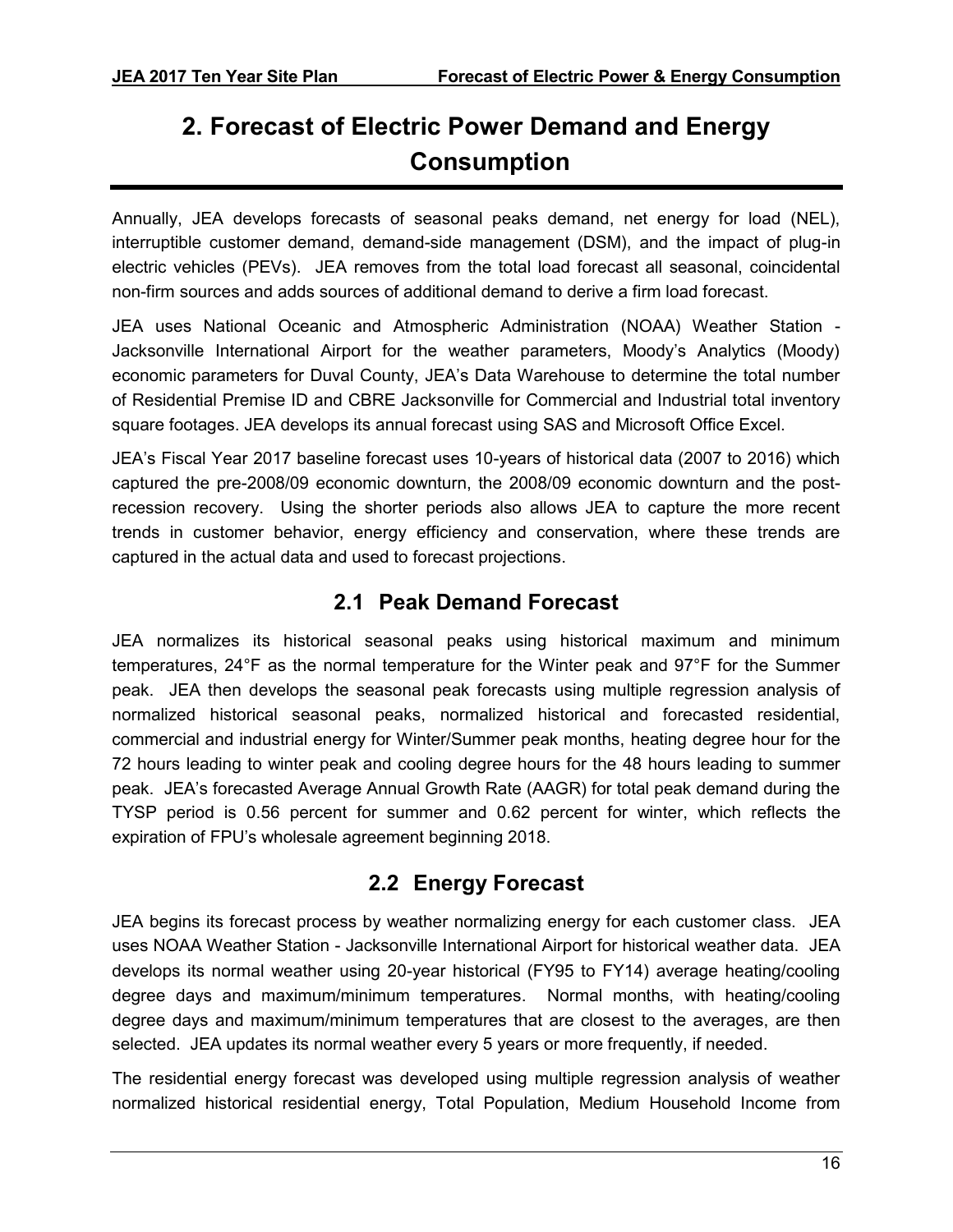# 2. Forecast of Electric Power Demand and Energy Consumption

Annually, JEA develops forecasts of seasonal peaks demand, net energy for load (NEL), interruptible customer demand, demand-side management (DSM), and the impact of plug-in electric vehicles (PEVs). JEA removes from the total load forecast all seasonal, coincidental non-firm sources and adds sources of additional demand to derive a firm load forecast.

JEA uses National Oceanic and Atmospheric Administration (NOAA) Weather Station - Jacksonville International Airport for the weather parameters, Moody's Analytics (Moody) economic parameters for Duval County, JEA's Data Warehouse to determine the total number of Residential Premise ID and CBRE Jacksonville for Commercial and Industrial total inventory square footages. JEA develops its annual forecast using SAS and Microsoft Office Excel.

JEA's Fiscal Year 2017 baseline forecast uses 10-years of historical data (2007 to 2016) which captured the pre-2008/09 economic downturn, the 2008/09 economic downturn and the post-recession recovery. Using the shorter periods also allows JEA to capture the more recent trends in customer behavior, energy efficiency and conservation, where these trends are captured in the actual data and used to forecast projections.

## 2.1 Peak Demand Forecast

JEA normalizes its historical seasonal peaks using historical maximum and minimum temperatures, 24°F as the normal temperature for the Winter peak and 97°F for the Summer peak. JEA then develops the seasonal peak forecasts using multiple regression analysis of normalized historical seasonal peaks, normalized historical and forecasted residential, commercial and industrial energy for Winter/Summer peak months, heating degree hour for the 72 hours leading to winter peak and cooling degree hours for the 48 hours leading to summer peak. JEA's forecasted Average Annual Growth Rate (AAGR) for total peak demand during the TYSP period is 0.56 percent for summer and 0.62 percent for winter, which reflects the expiration of FPU's wholesale agreement beginning 2018.

## 2.2 Energy Forecast

JEA begins its forecast process by weather normalizing energy for each customer class. JEA uses NOAA Weather Station - Jacksonville International Airport for historical weather data. JEA develops its normal weather using 20-year historical (FY95 to FY14) average heating/cooling degree days and maximum/minimum temperatures. Normal months, with heating/cooling degree days and maximum/minimum temperatures that are closest to the averages, are then selected. JEA updates its normal weather every 5 years or more frequently, if needed.

The residential energy forecast was developed using multiple regression analysis of weather normalized historical residential energy, Total Population, Medium Household Income from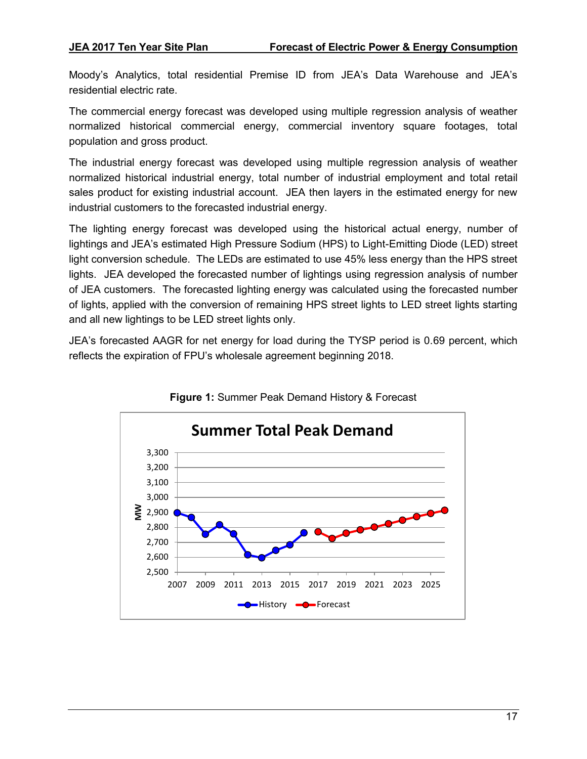Moody's Analytics, total residential Premise ID from JEA's Data Warehouse and JEA's residential electric rate.

The commercial energy forecast was developed using multiple regression analysis of weather normalized historical commercial energy, commercial inventory square footages, total population and gross product.

The industrial energy forecast was developed using multiple regression analysis of weather normalized historical industrial energy, total number of industrial employment and total retail sales product for existing industrial account. JEA then layers in the estimated energy for new industrial customers to the forecasted industrial energy.

The lighting energy forecast was developed using the historical actual energy, number of lightings and JEA's estimated High Pressure Sodium (HPS) to Light-Emitting Diode (LED) street light conversion schedule. The LEDs are estimated to use 45% less energy than the HPS street lights. JEA developed the forecasted number of lightings using regression analysis of number of JEA customers. The forecasted lighting energy was calculated using the forecasted number of lights, applied with the conversion of remaining HPS street lights to LED street lights starting and all new lightings to be LED street lights only.

JEA's forecasted AAGR for net energy for load during the TYSP period is 0.69 percent, which reflects the expiration of FPU's wholesale agreement beginning 2018.

**Figure 1:** Summer Peak Demand History & Forecast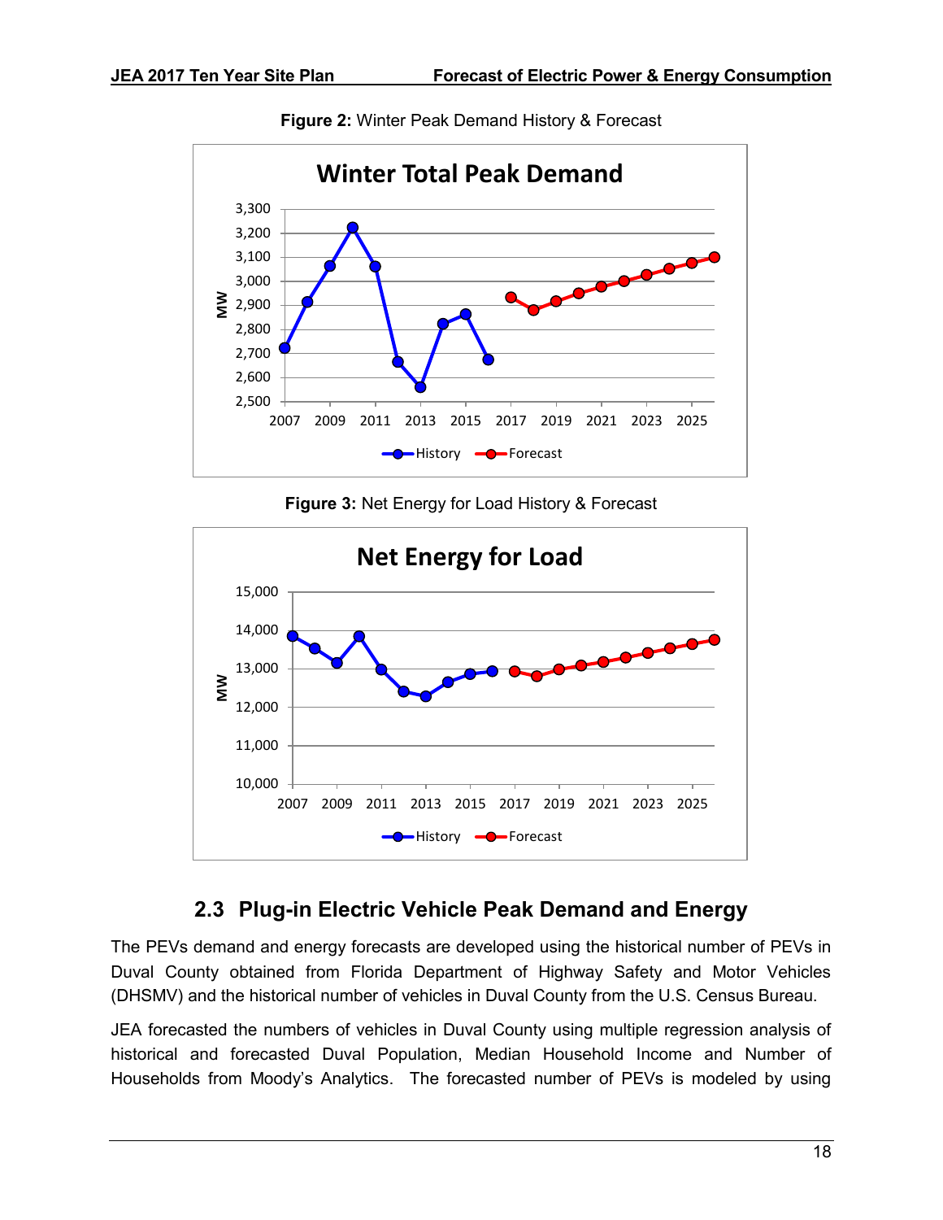**Figure 2:** Winter Peak Demand History & Forecast

**Figure 3:** Net Energy for Load History & Forecast

## 2.3 Plug-in Electric Vehicle Peak Demand and Energy

The PEVs demand and energy forecasts are developed using the historical number of PEVs in Duval County obtained from Florida Department of Highway Safety and Motor Vehicles (DHSMV) and the historical number of vehicles in Duval County from the U.S. Census Bureau.

JEA forecasted the numbers of vehicles in Duval County using multiple regression analysis of historical and forecasted Duval Population, Median Household Income and Number of Households from Moody's Analytics. The forecasted number of PEVs is modeled by using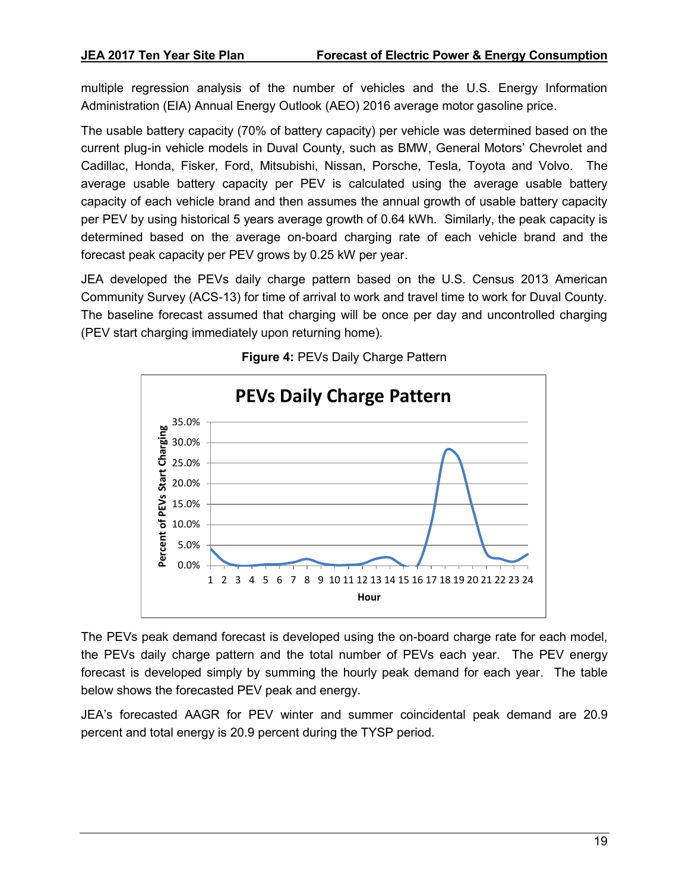multiple regression analysis of the number of vehicles and the U.S. Energy Information Administration (EIA) Annual Energy Outlook (AEO) 2016 average motor gasoline price.

The usable battery capacity (70% of battery capacity) per vehicle was determined based on the current plug-in vehicle models in Duval County, such as BMW, General Motors' Chevrolet and Cadillac, Honda, Fisker, Ford, Mitsubishi, Nissan, Porsche, Tesla, Toyota and Volvo. The average usable battery capacity per PEV is calculated using the average usable battery capacity of each vehicle brand and then assumes the annual growth of usable battery capacity per PEV by using historical 5 years average growth of 0.64 kWh. Similarly, the peak capacity is determined based on the average on-board charging rate of each vehicle brand and the forecast peak capacity per PEV grows by 0.25 kW per year.

JEA developed the PEVs daily charge pattern based on the U.S. Census 2013 American Community Survey (ACS-13) for time of arrival to work and travel time to work for Duval County. The baseline forecast assumed that charging will be once per day and uncontrolled charging (PEV start charging immediately upon returning home).

**Figure 4:** PEVs Daily Charge Pattern

The PEVs peak demand forecast is developed using the on-board charge rate for each model, the PEVs daily charge pattern and the total number of PEVs each year. The PEV energy forecast is developed simply by summing the hourly peak demand for each year. The table below shows the forecasted PEV peak and energy.

JEA's forecasted AAGR for PEV winter and summer coincidental peak demand are 20.9 percent and total energy is 20.9 percent during the TYSP period.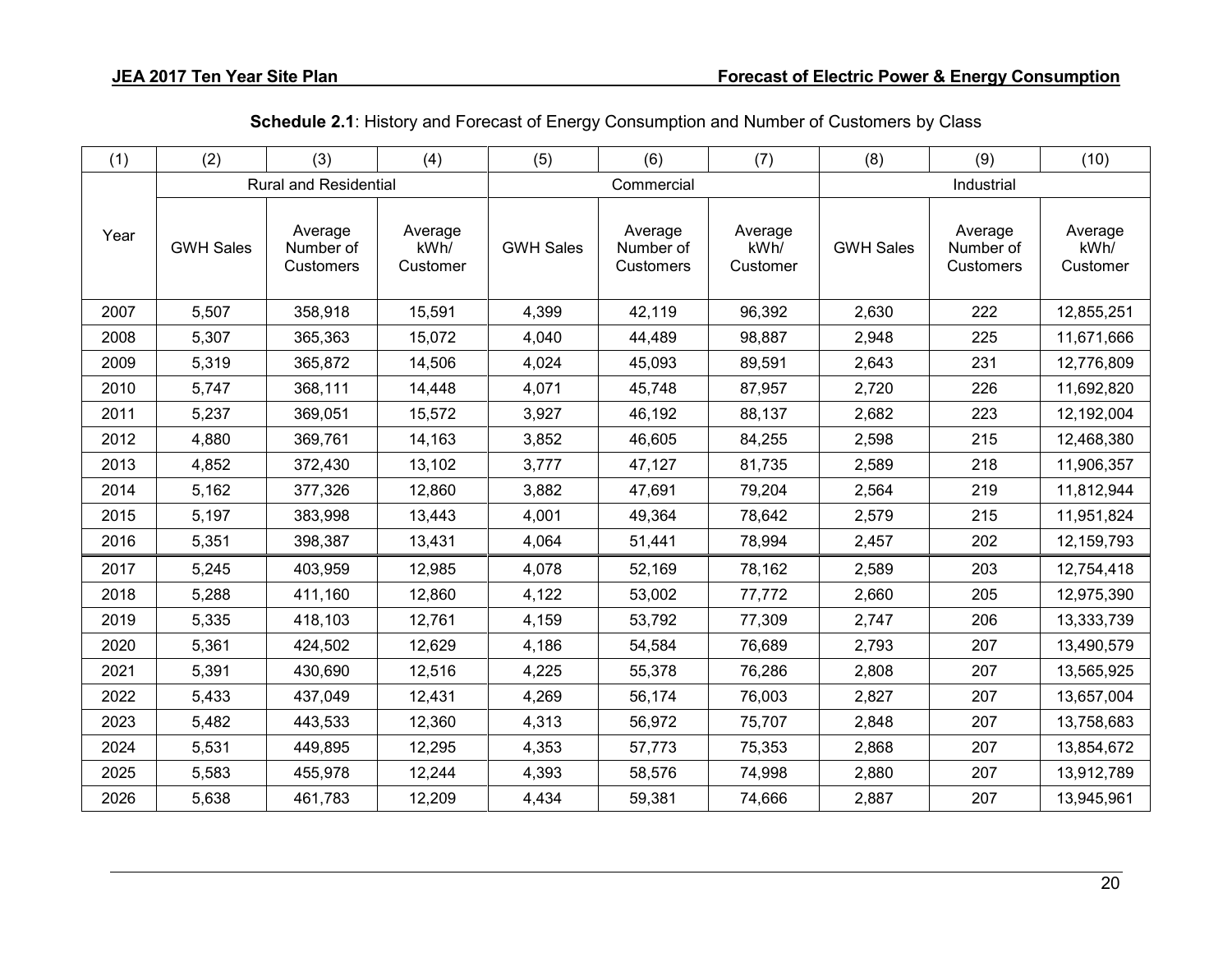**Schedule 2.1**: History and Forecast of Energy Consumption and Number of Customers by Class

| (1) | (2) | (3) | (4) | (5) | (6) | (7) | (8) | (9) | (10) |
|---|---|---|---|---|---|---|---|---|---|
| | Rural and Residential | | | Commercial | | | Industrial | | |
| Year | GWH Sales | Average Number of Customers | Average kWh/ Customer | GWH Sales | Average Number of Customers | Average kWh/ Customer | GWH Sales | Average Number of Customers | Average kWh/ Customer |
| 2007 | 5,507 | 358,918 | 15,591 | 4,399 | 42,119 | 96,392 | 2,630 | 222 | 12,855,251 |
| 2008 | 5,307 | 365,363 | 15,072 | 4,040 | 44,489 | 98,887 | 2,948 | 225 | 11,671,666 |
| 2009 | 5,319 | 365,872 | 14,506 | 4,024 | 45,093 | 89,591 | 2,643 | 231 | 12,776,809 |
| 2010 | 5,747 | 368,111 | 14,448 | 4,071 | 45,748 | 87,957 | 2,720 | 226 | 11,692,820 |
| 2011 | 5,237 | 369,051 | 15,572 | 3,927 | 46,192 | 88,137 | 2,682 | 223 | 12,192,004 |
| 2012 | 4,880 | 369,761 | 14,163 | 3,852 | 46,605 | 84,255 | 2,598 | 215 | 12,468,380 |
| 2013 | 4,852 | 372,430 | 13,102 | 3,777 | 47,127 | 81,735 | 2,589 | 218 | 11,906,357 |
| 2014 | 5,162 | 377,326 | 12,860 | 3,882 | 47,691 | 79,204 | 2,564 | 219 | 11,812,944 |
| 2015 | 5,197 | 383,998 | 13,443 | 4,001 | 49,364 | 78,642 | 2,579 | 215 | 11,951,824 |
| 2016 | 5,351 | 398,387 | 13,431 | 4,064 | 51,441 | 78,994 | 2,457 | 202 | 12,159,793 |
| 2017 | 5,245 | 403,959 | 12,985 | 4,078 | 52,169 | 78,162 | 2,589 | 203 | 12,754,418 |
| 2018 | 5,288 | 411,160 | 12,860 | 4,122 | 53,002 | 77,772 | 2,660 | 205 | 12,975,390 |
| 2019 | 5,335 | 418,103 | 12,761 | 4,159 | 53,792 | 77,309 | 2,747 | 206 | 13,333,739 |
| 2020 | 5,361 | 424,502 | 12,629 | 4,186 | 54,584 | 76,689 | 2,793 | 207 | 13,490,579 |
| 2021 | 5,391 | 430,690 | 12,516 | 4,225 | 55,378 | 76,286 | 2,808 | 207 | 13,565,925 |
| 2022 | 5,433 | 437,049 | 12,431 | 4,269 | 56,174 | 76,003 | 2,827 | 207 | 13,657,004 |
| 2023 | 5,482 | 443,533 | 12,360 | 4,313 | 56,972 | 75,707 | 2,848 | 207 | 13,758,683 |
| 2024 | 5,531 | 449,895 | 12,295 | 4,353 | 57,773 | 75,353 | 2,868 | 207 | 13,854,672 |
| 2025 | 5,583 | 455,978 | 12,244 | 4,393 | 58,576 | 74,998 | 2,880 | 207 | 13,912,789 |
| 2026 | 5,638 | 461,783 | 12,209 | 4,434 | 59,381 | 74,666 | 2,887 | 207 | 13,945,961 |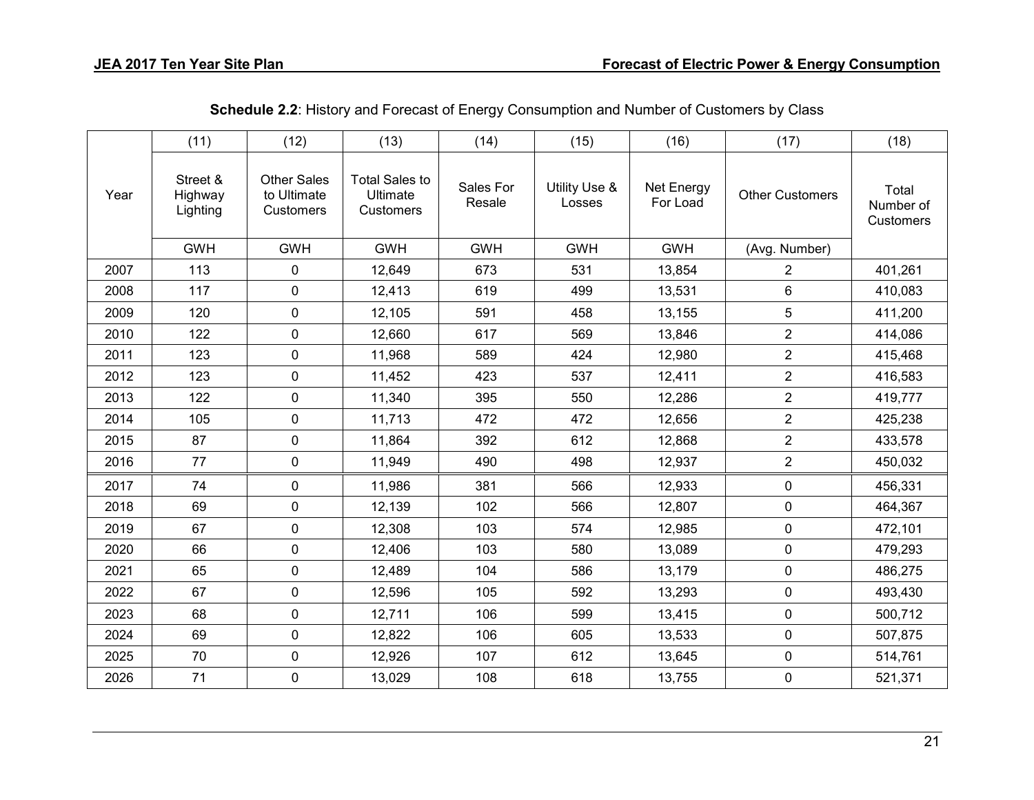**Schedule 2.2**: History and Forecast of Energy Consumption and Number of Customers by Class

| Year | (11) Street & Highway Lighting | (12) Other Sales to Ultimate Customers | (13) Total Sales to Ultimate Customers | (14) Sales For Resale | (15) Utility Use & Losses | (16) Net Energy For Load | (17) Other Customers | (18) Total Number of Customers |
|---|---|---|---|---|---|---|---|---|
| | GWH | GWH | GWH | GWH | GWH | GWH | (Avg. Number) | |
| 2007 | 113 | 0 | 12,649 | 673 | 531 | 13,854 | 2 | 401,261 |
| 2008 | 117 | 0 | 12,413 | 619 | 499 | 13,531 | 6 | 410,083 |
| 2009 | 120 | 0 | 12,105 | 591 | 458 | 13,155 | 5 | 411,200 |
| 2010 | 122 | 0 | 12,660 | 617 | 569 | 13,846 | 2 | 414,086 |
| 2011 | 123 | 0 | 11,968 | 589 | 424 | 12,980 | 2 | 415,468 |
| 2012 | 123 | 0 | 11,452 | 423 | 537 | 12,411 | 2 | 416,583 |
| 2013 | 122 | 0 | 11,340 | 395 | 550 | 12,286 | 2 | 419,777 |
| 2014 | 105 | 0 | 11,713 | 472 | 472 | 12,656 | 2 | 425,238 |
| 2015 | 87 | 0 | 11,864 | 392 | 612 | 12,868 | 2 | 433,578 |
| 2016 | 77 | 0 | 11,949 | 490 | 498 | 12,937 | 2 | 450,032 |
| 2017 | 74 | 0 | 11,986 | 381 | 566 | 12,933 | 0 | 456,331 |
| 2018 | 69 | 0 | 12,139 | 102 | 566 | 12,807 | 0 | 464,367 |
| 2019 | 67 | 0 | 12,308 | 103 | 574 | 12,985 | 0 | 472,101 |
| 2020 | 66 | 0 | 12,406 | 103 | 580 | 13,089 | 0 | 479,293 |
| 2021 | 65 | 0 | 12,489 | 104 | 586 | 13,179 | 0 | 486,275 |
| 2022 | 67 | 0 | 12,596 | 105 | 592 | 13,293 | 0 | 493,430 |
| 2023 | 68 | 0 | 12,711 | 106 | 599 | 13,415 | 0 | 500,712 |
| 2024 | 69 | 0 | 12,822 | 106 | 605 | 13,533 | 0 | 507,875 |
| 2025 | 70 | 0 | 12,926 | 107 | 612 | 13,645 | 0 | 514,761 |
| 2026 | 71 | 0 | 13,029 | 108 | 618 | 13,755 | 0 | 521,371 |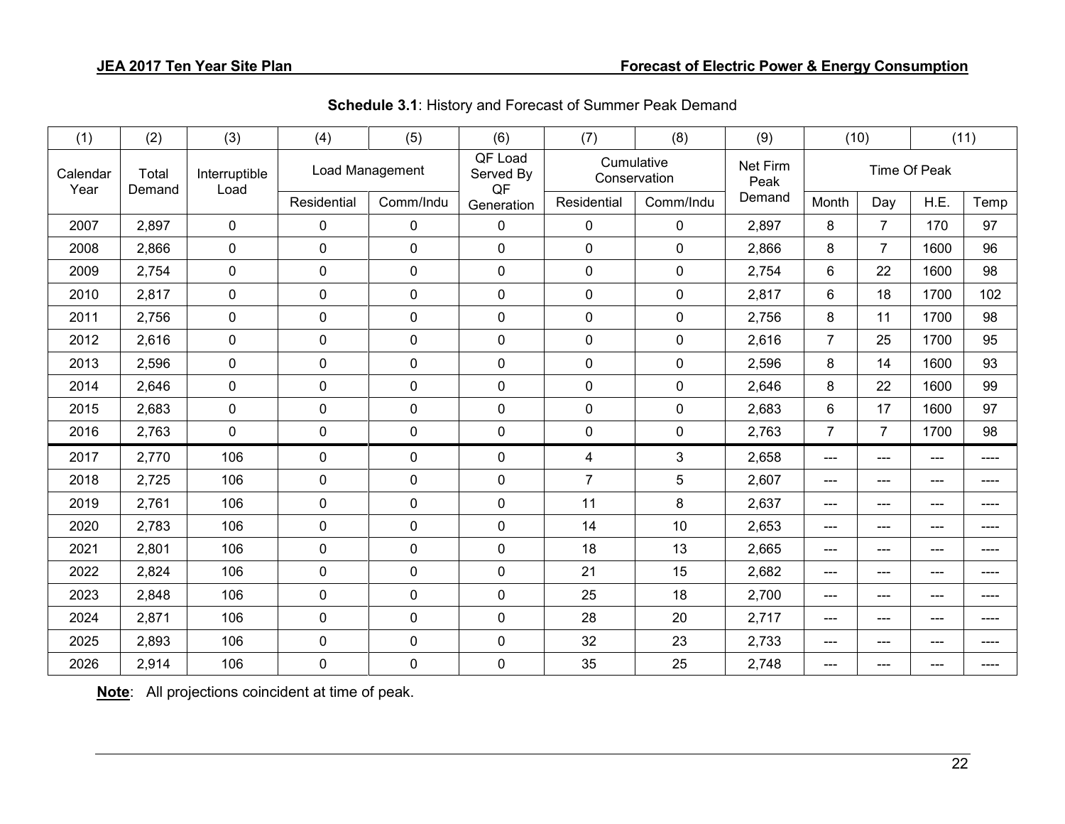**Schedule 3.1**: History and Forecast of Summer Peak Demand

| (1) | (2) | (3) | (4) | (5) | (6) | (7) | (8) | (9) | (10) | | (11) | |
|---|---|---|---|---|---|---|---|---|---|---|---|---|
| Calendar Year | Total Demand | Interruptible Load | Load Management | | QF Load Served By QF Generation | Cumulative Conservation | | Net Firm Peak Demand | Time Of Peak | | | |
| | | | Residential | Comm/Indu | | Residential | Comm/Indu | | Month | Day | H.E. | Temp |
| 2007 | 2,897 | 0 | 0 | 0 | 0 | 0 | 0 | 2,897 | 8 | 7 | 170 | 97 |
| 2008 | 2,866 | 0 | 0 | 0 | 0 | 0 | 0 | 2,866 | 8 | 7 | 1600 | 96 |
| 2009 | 2,754 | 0 | 0 | 0 | 0 | 0 | 0 | 2,754 | 6 | 22 | 1600 | 98 |
| 2010 | 2,817 | 0 | 0 | 0 | 0 | 0 | 0 | 2,817 | 6 | 18 | 1700 | 102 |
| 2011 | 2,756 | 0 | 0 | 0 | 0 | 0 | 0 | 2,756 | 8 | 11 | 1700 | 98 |
| 2012 | 2,616 | 0 | 0 | 0 | 0 | 0 | 0 | 2,616 | 7 | 25 | 1700 | 95 |
| 2013 | 2,596 | 0 | 0 | 0 | 0 | 0 | 0 | 2,596 | 8 | 14 | 1600 | 93 |
| 2014 | 2,646 | 0 | 0 | 0 | 0 | 0 | 0 | 2,646 | 8 | 22 | 1600 | 99 |
| 2015 | 2,683 | 0 | 0 | 0 | 0 | 0 | 0 | 2,683 | 6 | 17 | 1600 | 97 |
| 2016 | 2,763 | 0 | 0 | 0 | 0 | 0 | 0 | 2,763 | 7 | 7 | 1700 | 98 |
| 2017 | 2,770 | 106 | 0 | 0 | 0 | 4 | 3 | 2,658 | --- | --- | --- | ---- |
| 2018 | 2,725 | 106 | 0 | 0 | 0 | 7 | 5 | 2,607 | --- | --- | --- | ---- |
| 2019 | 2,761 | 106 | 0 | 0 | 0 | 11 | 8 | 2,637 | --- | --- | --- | ---- |
| 2020 | 2,783 | 106 | 0 | 0 | 0 | 14 | 10 | 2,653 | --- | --- | --- | ---- |
| 2021 | 2,801 | 106 | 0 | 0 | 0 | 18 | 13 | 2,665 | --- | --- | --- | ---- |
| 2022 | 2,824 | 106 | 0 | 0 | 0 | 21 | 15 | 2,682 | --- | --- | --- | ---- |
| 2023 | 2,848 | 106 | 0 | 0 | 0 | 25 | 18 | 2,700 | --- | --- | --- | ---- |
| 2024 | 2,871 | 106 | 0 | 0 | 0 | 28 | 20 | 2,717 | --- | --- | --- | ---- |
| 2025 | 2,893 | 106 | 0 | 0 | 0 | 32 | 23 | 2,733 | --- | --- | --- | ---- |
| 2026 | 2,914 | 106 | 0 | 0 | 0 | 35 | 25 | 2,748 | --- | --- | --- | ---- |

**Note**: All projections coincident at time of peak.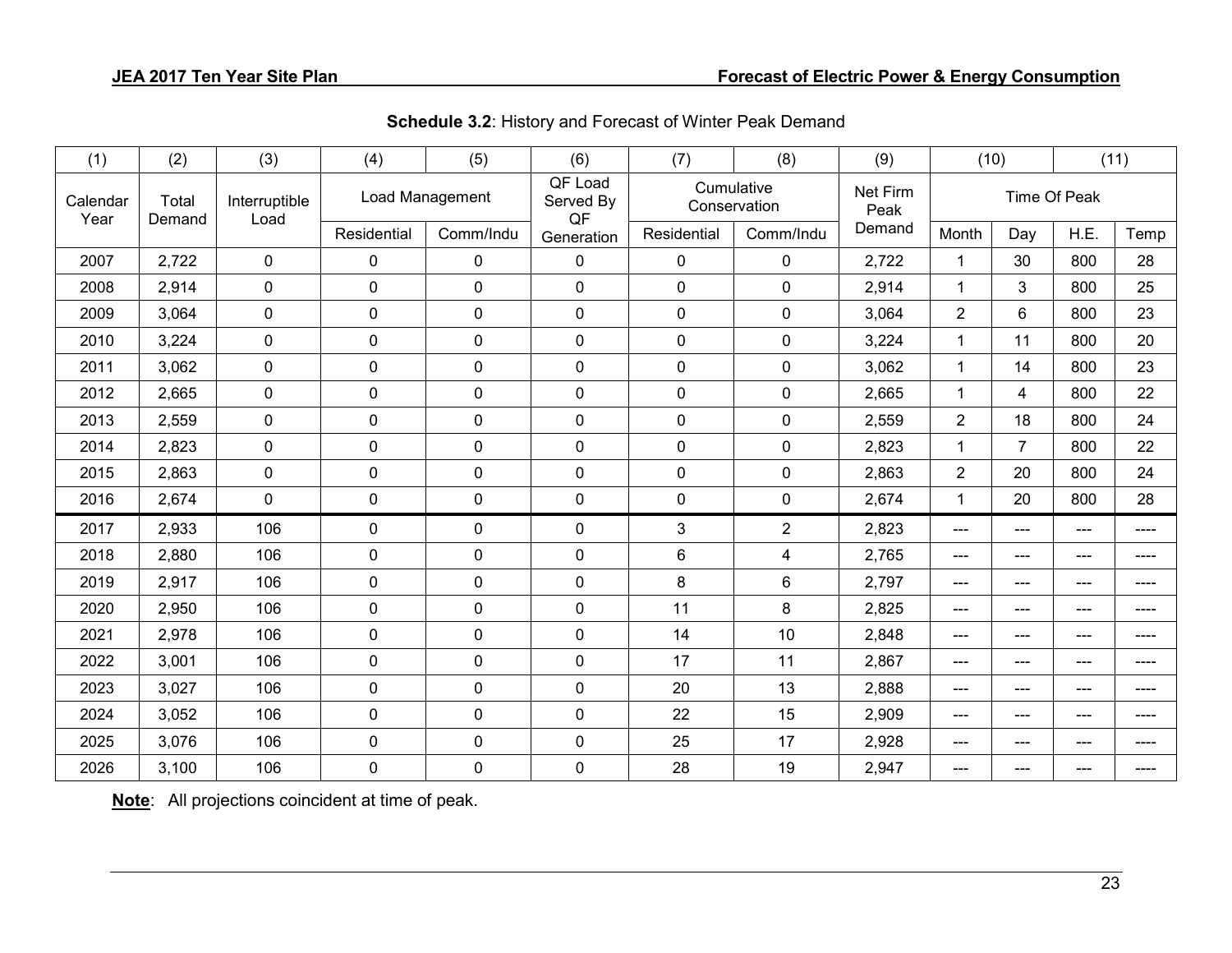**Schedule 3.2**: History and Forecast of Winter Peak Demand

| (1) | (2) | (3) | (4) | (5) | (6) | (7) | (8) | (9) | (10) | | (11) | |
|---|---|---|---|---|---|---|---|---|---|---|---|---|
| Calendar Year | Total Demand | Interruptible Load | Load Management | | QF Load Served By QF Generation | Cumulative Conservation | | Net Firm Peak Demand | Time Of Peak | | | |
| | | | Residential | Comm/Indu | | Residential | Comm/Indu | | Month | Day | H.E. | Temp |
| 2007 | 2,722 | 0 | 0 | 0 | 0 | 0 | 0 | 2,722 | 1 | 30 | 800 | 28 |
| 2008 | 2,914 | 0 | 0 | 0 | 0 | 0 | 0 | 2,914 | 1 | 3 | 800 | 25 |
| 2009 | 3,064 | 0 | 0 | 0 | 0 | 0 | 0 | 3,064 | 2 | 6 | 800 | 23 |
| 2010 | 3,224 | 0 | 0 | 0 | 0 | 0 | 0 | 3,224 | 1 | 11 | 800 | 20 |
| 2011 | 3,062 | 0 | 0 | 0 | 0 | 0 | 0 | 3,062 | 1 | 14 | 800 | 23 |
| 2012 | 2,665 | 0 | 0 | 0 | 0 | 0 | 0 | 2,665 | 1 | 4 | 800 | 22 |
| 2013 | 2,559 | 0 | 0 | 0 | 0 | 0 | 0 | 2,559 | 2 | 18 | 800 | 24 |
| 2014 | 2,823 | 0 | 0 | 0 | 0 | 0 | 0 | 2,823 | 1 | 7 | 800 | 22 |
| 2015 | 2,863 | 0 | 0 | 0 | 0 | 0 | 0 | 2,863 | 2 | 20 | 800 | 24 |
| 2016 | 2,674 | 0 | 0 | 0 | 0 | 0 | 0 | 2,674 | 1 | 20 | 800 | 28 |
| 2017 | 2,933 | 106 | 0 | 0 | 0 | 3 | 2 | 2,823 | --- | --- | --- | ---- |
| 2018 | 2,880 | 106 | 0 | 0 | 0 | 6 | 4 | 2,765 | --- | --- | --- | ---- |
| 2019 | 2,917 | 106 | 0 | 0 | 0 | 8 | 6 | 2,797 | --- | --- | --- | ---- |
| 2020 | 2,950 | 106 | 0 | 0 | 0 | 11 | 8 | 2,825 | --- | --- | --- | ---- |
| 2021 | 2,978 | 106 | 0 | 0 | 0 | 14 | 10 | 2,848 | --- | --- | --- | ---- |
| 2022 | 3,001 | 106 | 0 | 0 | 0 | 17 | 11 | 2,867 | --- | --- | --- | ---- |
| 2023 | 3,027 | 106 | 0 | 0 | 0 | 20 | 13 | 2,888 | --- | --- | --- | ---- |
| 2024 | 3,052 | 106 | 0 | 0 | 0 | 22 | 15 | 2,909 | --- | --- | --- | ---- |
| 2025 | 3,076 | 106 | 0 | 0 | 0 | 25 | 17 | 2,928 | --- | --- | --- | ---- |
| 2026 | 3,100 | 106 | 0 | 0 | 0 | 28 | 19 | 2,947 | --- | --- | --- | ---- |

**Note**: All projections coincident at time of peak.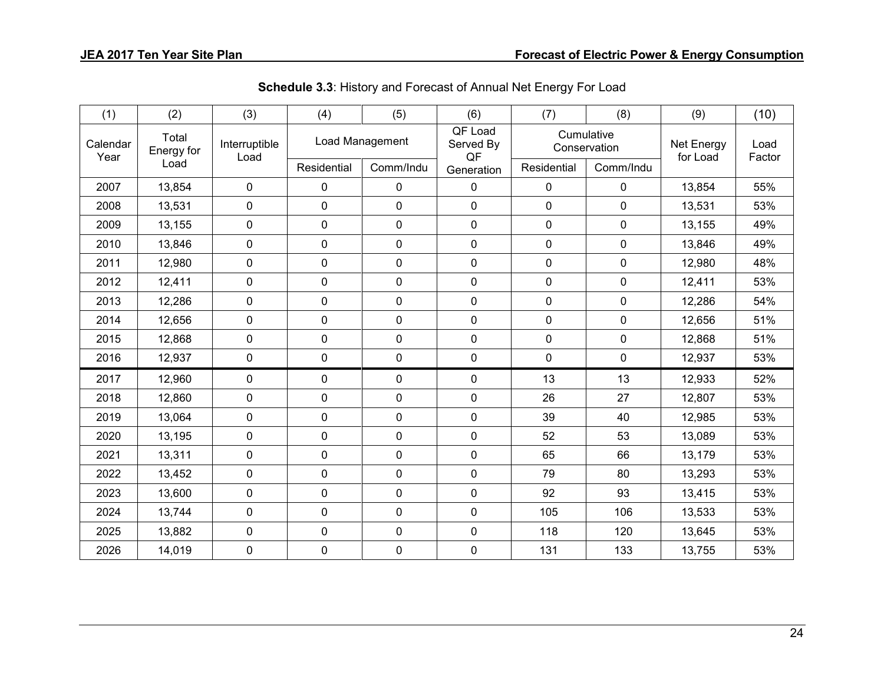**Schedule 3.3**: History and Forecast of Annual Net Energy For Load

| (1) | (2) | (3) | (4) | (5) | (6) | (7) | (8) | (9) | (10) |
|---|---|---|---|---|---|---|---|---|---|
| Calendar Year | Total Energy for Load | Interruptible Load | Load Management | | QF Load Served By QF Generation | Cumulative Conservation | | Net Energy for Load | Load Factor |
| | | | Residential | Comm/Indu | | Residential | Comm/Indu | | |
| 2007 | 13,854 | 0 | 0 | 0 | 0 | 0 | 0 | 13,854 | 55% |
| 2008 | 13,531 | 0 | 0 | 0 | 0 | 0 | 0 | 13,531 | 53% |
| 2009 | 13,155 | 0 | 0 | 0 | 0 | 0 | 0 | 13,155 | 49% |
| 2010 | 13,846 | 0 | 0 | 0 | 0 | 0 | 0 | 13,846 | 49% |
| 2011 | 12,980 | 0 | 0 | 0 | 0 | 0 | 0 | 12,980 | 48% |
| 2012 | 12,411 | 0 | 0 | 0 | 0 | 0 | 0 | 12,411 | 53% |
| 2013 | 12,286 | 0 | 0 | 0 | 0 | 0 | 0 | 12,286 | 54% |
| 2014 | 12,656 | 0 | 0 | 0 | 0 | 0 | 0 | 12,656 | 51% |
| 2015 | 12,868 | 0 | 0 | 0 | 0 | 0 | 0 | 12,868 | 51% |
| 2016 | 12,937 | 0 | 0 | 0 | 0 | 0 | 0 | 12,937 | 53% |
| 2017 | 12,960 | 0 | 0 | 0 | 0 | 13 | 13 | 12,933 | 52% |
| 2018 | 12,860 | 0 | 0 | 0 | 0 | 26 | 27 | 12,807 | 53% |
| 2019 | 13,064 | 0 | 0 | 0 | 0 | 39 | 40 | 12,985 | 53% |
| 2020 | 13,195 | 0 | 0 | 0 | 0 | 52 | 53 | 13,089 | 53% |
| 2021 | 13,311 | 0 | 0 | 0 | 0 | 65 | 66 | 13,179 | 53% |
| 2022 | 13,452 | 0 | 0 | 0 | 0 | 79 | 80 | 13,293 | 53% |
| 2023 | 13,600 | 0 | 0 | 0 | 0 | 92 | 93 | 13,415 | 53% |
| 2024 | 13,744 | 0 | 0 | 0 | 0 | 105 | 106 | 13,533 | 53% |
| 2025 | 13,882 | 0 | 0 | 0 | 0 | 118 | 120 | 13,645 | 53% |
| 2026 | 14,019 | 0 | 0 | 0 | 0 | 131 | 133 | 13,755 | 53% |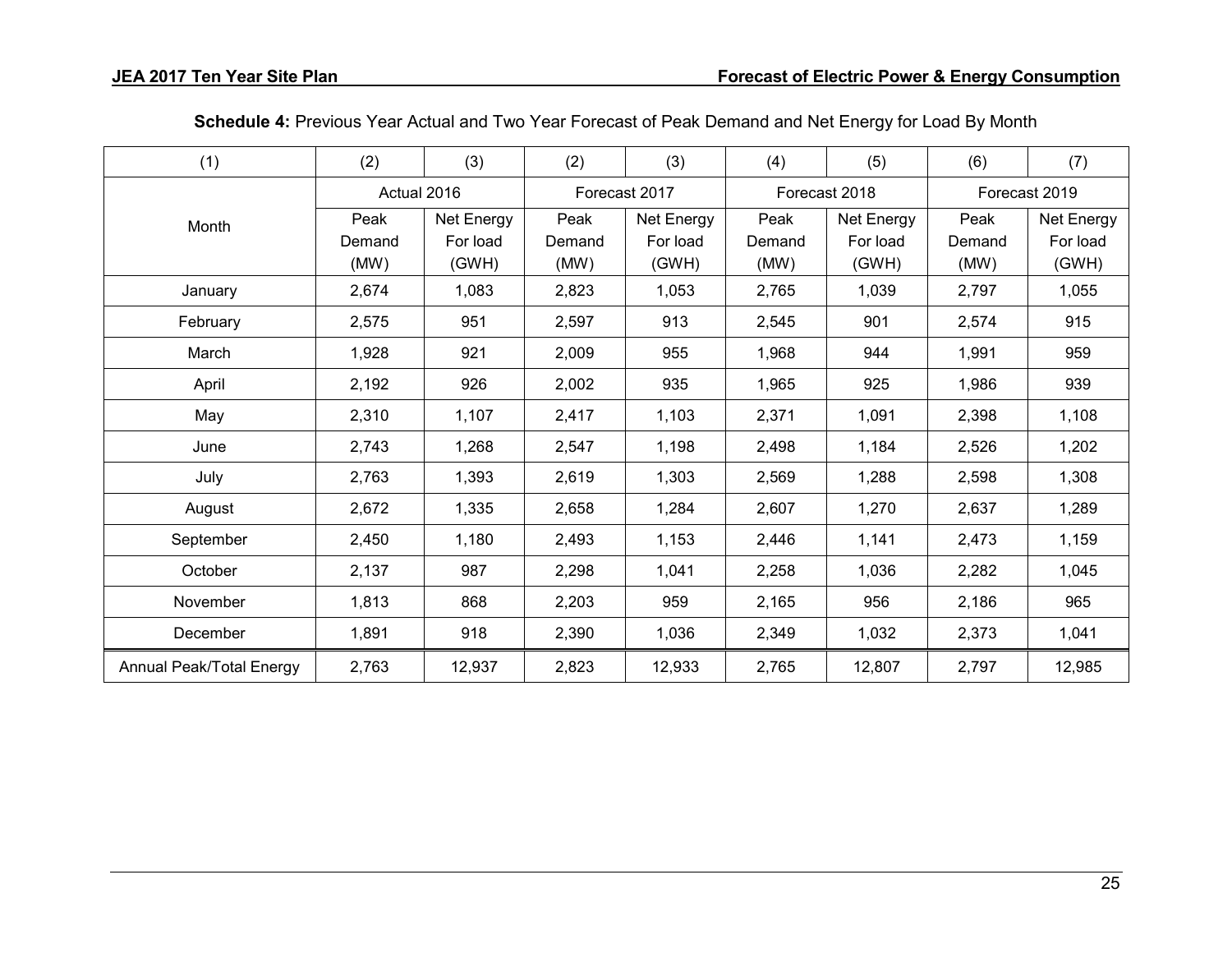**Schedule 4:** Previous Year Actual and Two Year Forecast of Peak Demand and Net Energy for Load By Month

| (1) | (2) | (3) | (2) | (3) | (4) | (5) | (6) | (7) |
|---|---|---|---|---|---|---|---|---|
| Month | Actual 2016 | | Forecast 2017 | | Forecast 2018 | | Forecast 2019 | |
| | Peak Demand (MW) | Net Energy For load (GWH) | Peak Demand (MW) | Net Energy For load (GWH) | Peak Demand (MW) | Net Energy For load (GWH) | Peak Demand (MW) | Net Energy For load (GWH) |
| January | 2,674 | 1,083 | 2,823 | 1,053 | 2,765 | 1,039 | 2,797 | 1,055 |
| February | 2,575 | 951 | 2,597 | 913 | 2,545 | 901 | 2,574 | 915 |
| March | 1,928 | 921 | 2,009 | 955 | 1,968 | 944 | 1,991 | 959 |
| April | 2,192 | 926 | 2,002 | 935 | 1,965 | 925 | 1,986 | 939 |
| May | 2,310 | 1,107 | 2,417 | 1,103 | 2,371 | 1,091 | 2,398 | 1,108 |
| June | 2,743 | 1,268 | 2,547 | 1,198 | 2,498 | 1,184 | 2,526 | 1,202 |
| July | 2,763 | 1,393 | 2,619 | 1,303 | 2,569 | 1,288 | 2,598 | 1,308 |
| August | 2,672 | 1,335 | 2,658 | 1,284 | 2,607 | 1,270 | 2,637 | 1,289 |
| September | 2,450 | 1,180 | 2,493 | 1,153 | 2,446 | 1,141 | 2,473 | 1,159 |
| October | 2,137 | 987 | 2,298 | 1,041 | 2,258 | 1,036 | 2,282 | 1,045 |
| November | 1,813 | 868 | 2,203 | 959 | 2,165 | 956 | 2,186 | 965 |
| December | 1,891 | 918 | 2,390 | 1,036 | 2,349 | 1,032 | 2,373 | 1,041 |
| Annual Peak/Total Energy | 2,763 | 12,937 | 2,823 | 12,933 | 2,765 | 12,807 | 2,797 | 12,985 |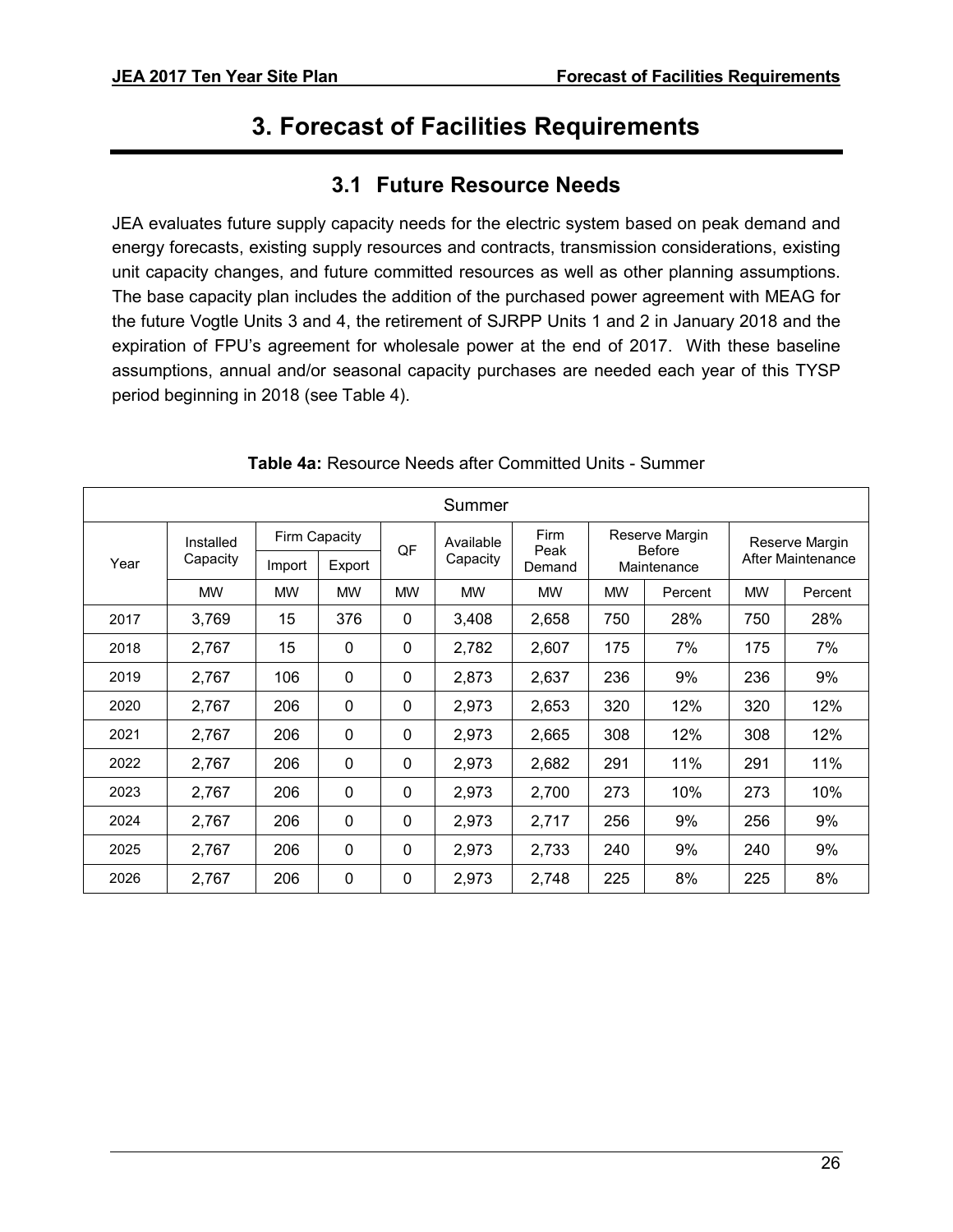# 3. Forecast of Facilities Requirements

## 3.1 Future Resource Needs

JEA evaluates future supply capacity needs for the electric system based on peak demand and energy forecasts, existing supply resources and contracts, transmission considerations, existing unit capacity changes, and future committed resources as well as other planning assumptions. The base capacity plan includes the addition of the purchased power agreement with MEAG for the future Vogtle Units 3 and 4, the retirement of SJRPP Units 1 and 2 in January 2018 and the expiration of FPU's agreement for wholesale power at the end of 2017. With these baseline assumptions, annual and/or seasonal capacity purchases are needed each year of this TYSP period beginning in 2018 (see Table 4).

**Table 4a:** Resource Needs after Committed Units - Summer

| Summer | | | | | | | | | | |
|---|---|---|---|---|---|---|---|---|---|---|
| Year | Installed Capacity | Firm Capacity | | QF | Available Capacity | Firm Peak Demand | Reserve Margin Before Maintenance | | Reserve Margin After Maintenance | |
| | | Import | Export | | | | | | | |
| | MW | MW | MW | MW | MW | MW | MW | Percent | MW | Percent |
| 2017 | 3,769 | 15 | 376 | 0 | 3,408 | 2,658 | 750 | 28% | 750 | 28% |
| 2018 | 2,767 | 15 | 0 | 0 | 2,782 | 2,607 | 175 | 7% | 175 | 7% |
| 2019 | 2,767 | 106 | 0 | 0 | 2,873 | 2,637 | 236 | 9% | 236 | 9% |
| 2020 | 2,767 | 206 | 0 | 0 | 2,973 | 2,653 | 320 | 12% | 320 | 12% |
| 2021 | 2,767 | 206 | 0 | 0 | 2,973 | 2,665 | 308 | 12% | 308 | 12% |
| 2022 | 2,767 | 206 | 0 | 0 | 2,973 | 2,682 | 291 | 11% | 291 | 11% |
| 2023 | 2,767 | 206 | 0 | 0 | 2,973 | 2,700 | 273 | 10% | 273 | 10% |
| 2024 | 2,767 | 206 | 0 | 0 | 2,973 | 2,717 | 256 | 9% | 256 | 9% |
| 2025 | 2,767 | 206 | 0 | 0 | 2,973 | 2,733 | 240 | 9% | 240 | 9% |
| 2026 | 2,767 | 206 | 0 | 0 | 2,973 | 2,748 | 225 | 8% | 225 | 8% |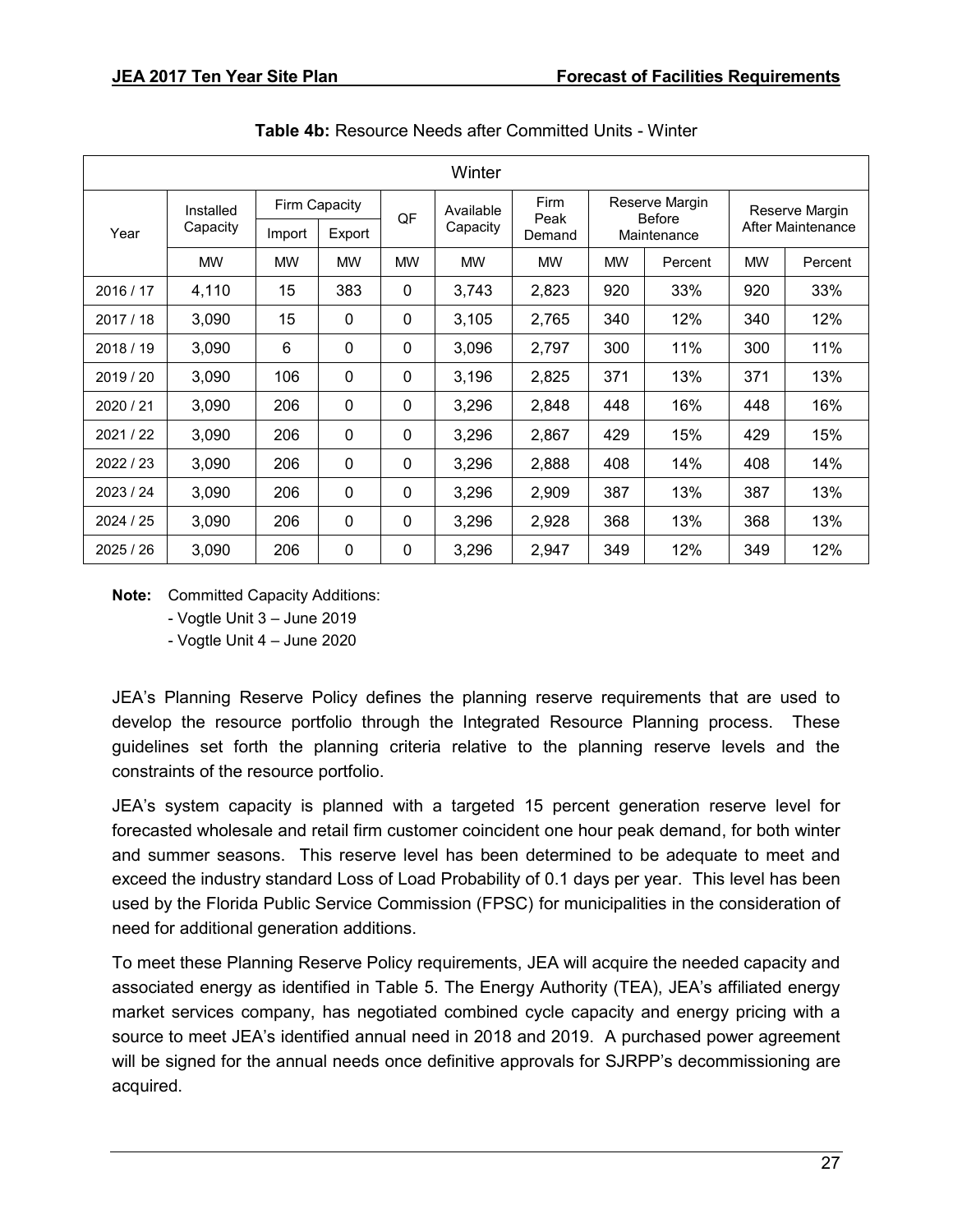**Table 4b:** Resource Needs after Committed Units - Winter

| Winter | | | | | | | | | | |
|---|---|---|---|---|---|---|---|---|---|---|
| Year | Installed Capacity | Firm Capacity | | QF | Available Capacity | Firm Peak Demand | Reserve Margin Before Maintenance | | Reserve Margin After Maintenance | |
| | | Import | Export | | | | | | | |
| | MW | MW | MW | MW | MW | MW | MW | Percent | MW | Percent |
| 2016 / 17 | 4,110 | 15 | 383 | 0 | 3,743 | 2,823 | 920 | 33% | 920 | 33% |
| 2017 / 18 | 3,090 | 15 | 0 | 0 | 3,105 | 2,765 | 340 | 12% | 340 | 12% |
| 2018 / 19 | 3,090 | 6 | 0 | 0 | 3,096 | 2,797 | 300 | 11% | 300 | 11% |
| 2019 / 20 | 3,090 | 106 | 0 | 0 | 3,196 | 2,825 | 371 | 13% | 371 | 13% |
| 2020 / 21 | 3,090 | 206 | 0 | 0 | 3,296 | 2,848 | 448 | 16% | 448 | 16% |
| 2021 / 22 | 3,090 | 206 | 0 | 0 | 3,296 | 2,867 | 429 | 15% | 429 | 15% |
| 2022 / 23 | 3,090 | 206 | 0 | 0 | 3,296 | 2,888 | 408 | 14% | 408 | 14% |
| 2023 / 24 | 3,090 | 206 | 0 | 0 | 3,296 | 2,909 | 387 | 13% | 387 | 13% |
| 2024 / 25 | 3,090 | 206 | 0 | 0 | 3,296 | 2,928 | 368 | 13% | 368 | 13% |
| 2025 / 26 | 3,090 | 206 | 0 | 0 | 3,296 | 2,947 | 349 | 12% | 349 | 12% |

**Note:** Committed Capacity Additions:

- Vogtle Unit 3 – June 2019
- Vogtle Unit 4 – June 2020

JEA's Planning Reserve Policy defines the planning reserve requirements that are used to develop the resource portfolio through the Integrated Resource Planning process. These guidelines set forth the planning criteria relative to the planning reserve levels and the constraints of the resource portfolio.

JEA's system capacity is planned with a targeted 15 percent generation reserve level for forecasted wholesale and retail firm customer coincident one hour peak demand, for both winter and summer seasons. This reserve level has been determined to be adequate to meet and exceed the industry standard Loss of Load Probability of 0.1 days per year. This level has been used by the Florida Public Service Commission (FPSC) for municipalities in the consideration of need for additional generation additions.

To meet these Planning Reserve Policy requirements, JEA will acquire the needed capacity and associated energy as identified in Table 5. The Energy Authority (TEA), JEA's affiliated energy market services company, has negotiated combined cycle capacity and energy pricing with a source to meet JEA's identified annual need in 2018 and 2019. A purchased power agreement will be signed for the annual needs once definitive approvals for SJRPP's decommissioning are acquired.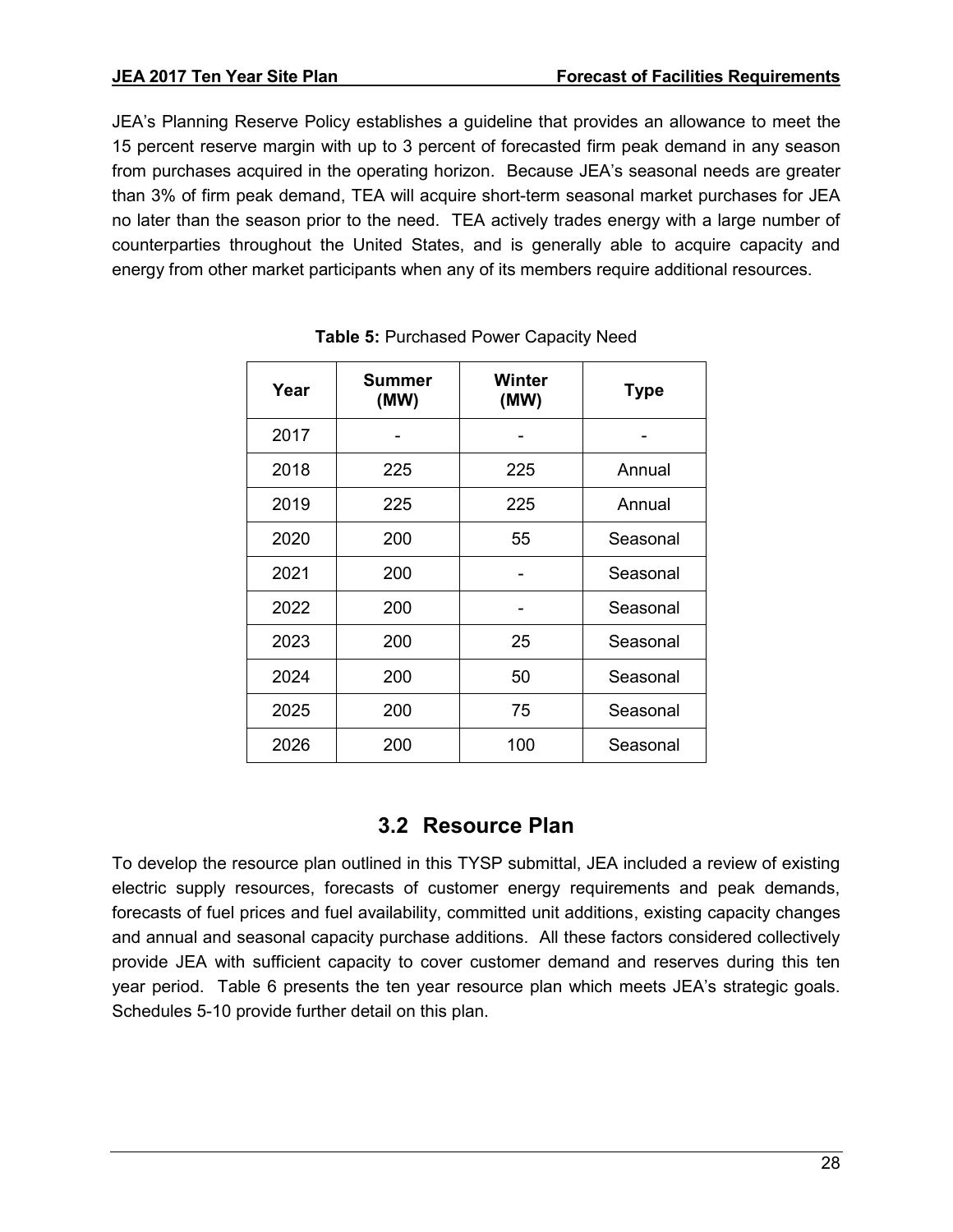JEA's Planning Reserve Policy establishes a guideline that provides an allowance to meet the 15 percent reserve margin with up to 3 percent of forecasted firm peak demand in any season from purchases acquired in the operating horizon. Because JEA's seasonal needs are greater than 3% of firm peak demand, TEA will acquire short-term seasonal market purchases for JEA no later than the season prior to the need. TEA actively trades energy with a large number of counterparties throughout the United States, and is generally able to acquire capacity and energy from other market participants when any of its members require additional resources.

**Table 5:** Purchased Power Capacity Need

| Year | Summer (MW) | Winter (MW) | Type |
|---|---|---|---|
| 2017 | - | - | - |
| 2018 | 225 | 225 | Annual |
| 2019 | 225 | 225 | Annual |
| 2020 | 200 | 55 | Seasonal |
| 2021 | 200 | - | Seasonal |
| 2022 | 200 | - | Seasonal |
| 2023 | 200 | 25 | Seasonal |
| 2024 | 200 | 50 | Seasonal |
| 2025 | 200 | 75 | Seasonal |
| 2026 | 200 | 100 | Seasonal |

## 3.2 Resource Plan

To develop the resource plan outlined in this TYSP submittal, JEA included a review of existing electric supply resources, forecasts of customer energy requirements and peak demands, forecasts of fuel prices and fuel availability, committed unit additions, existing capacity changes and annual and seasonal capacity purchase additions. All these factors considered collectively provide JEA with sufficient capacity to cover customer demand and reserves during this ten year period. Table 6 presents the ten year resource plan which meets JEA's strategic goals. Schedules 5-10 provide further detail on this plan.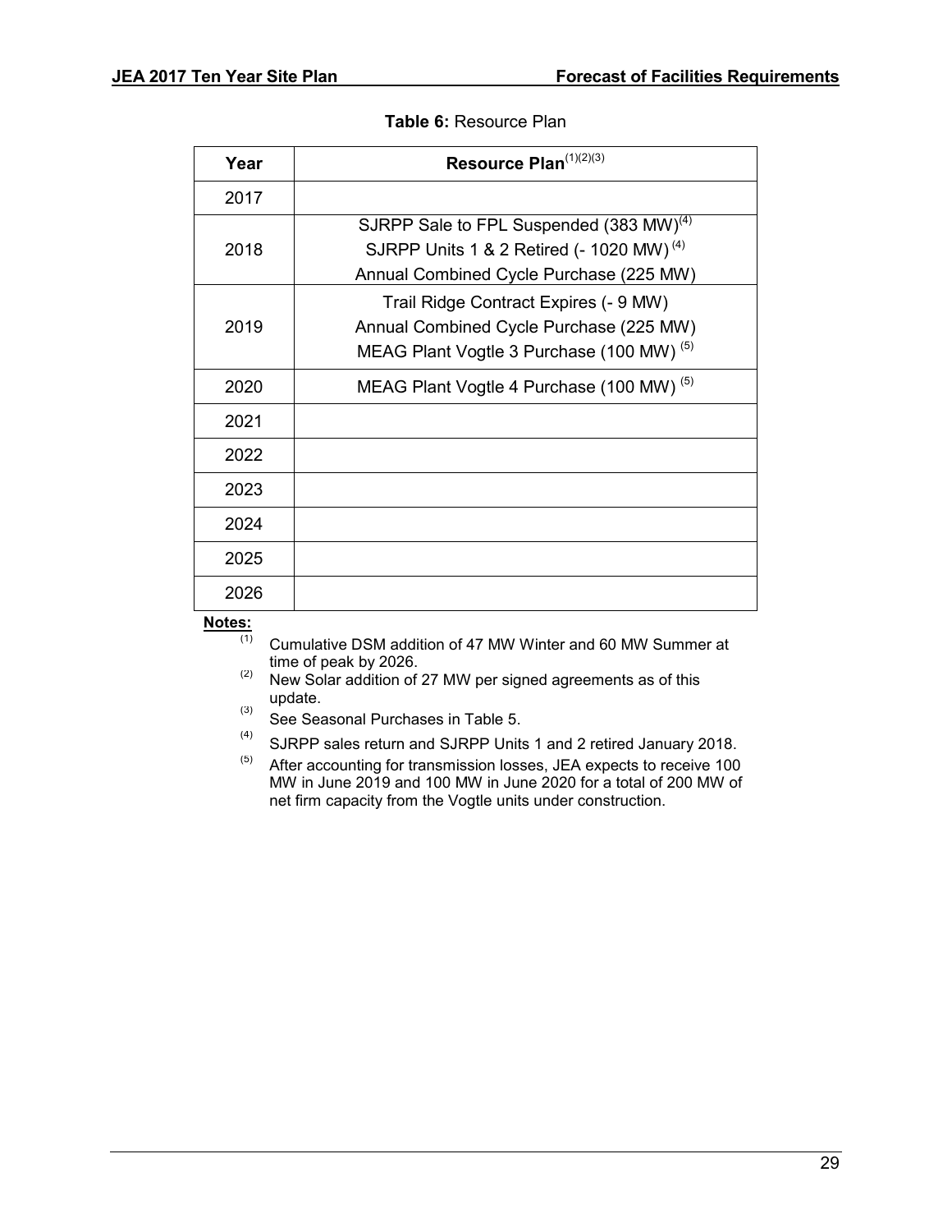**Table 6:** Resource Plan

| Year | Resource Plan[(1)(2)(3)] |
| --- | --- |
| 2017 | |
| 2018 | SJRPP Sale to FPL Suspended (383 MW)[(4)]<br>SJRPP Units 1 & 2 Retired (- 1020 MW)[(4)]<br>Annual Combined Cycle Purchase (225 MW) |
| 2019 | Trail Ridge Contract Expires (- 9 MW)<br>Annual Combined Cycle Purchase (225 MW)<br>MEAG Plant Vogtle 3 Purchase (100 MW)[(5)] |
| 2020 | MEAG Plant Vogtle 4 Purchase (100 MW)[(5)] |
| 2021 | |
| 2022 | |
| 2023 | |
| 2024 | |
| 2025 | |
| 2026 | |

**Notes:**

(1) Cumulative DSM addition of 47 MW Winter and 60 MW Summer at time of peak by 2026.

(2) New Solar addition of 27 MW per signed agreements as of this update.

(3) See Seasonal Purchases in Table 5.

(4) SJRPP sales return and SJRPP Units 1 and 2 retired January 2018.

(5) After accounting for transmission losses, JEA expects to receive 100 MW in June 2019 and 100 MW in June 2020 for a total of 200 MW of net firm capacity from the Vogtle units under construction.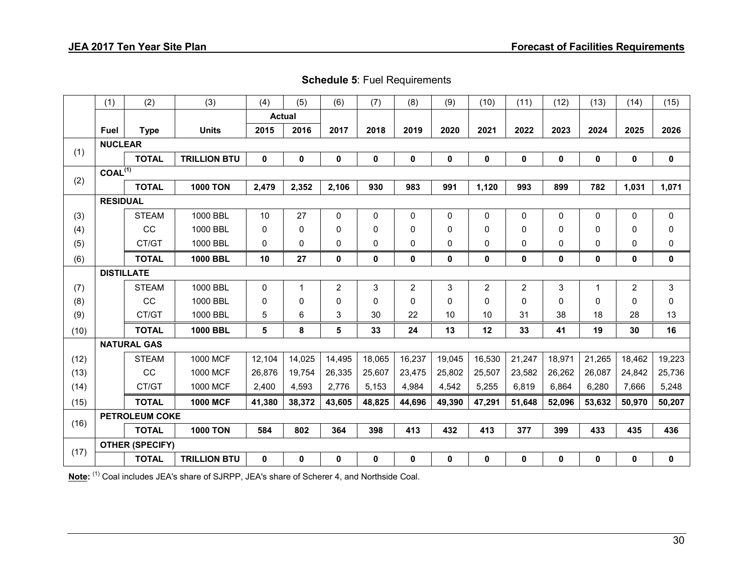**Schedule 5**: Fuel Requirements

| | (1) | (2) | (3) | (4) | (5) | (6) | (7) | (8) | (9) | (10) | (11) | (12) | (13) | (14) | (15) |
|---|---|---|---|---|---|---|---|---|---|---|---|---|---|---|---|
| | | | | Actual | | | | | | | | | | | |
| | **Fuel** | **Type** | **Units** | **2015** | **2016** | **2017** | **2018** | **2019** | **2020** | **2021** | **2022** | **2023** | **2024** | **2025** | **2026** |
| (1) | **NUCLEAR** | | | | | | | | | | | | | | |
| | | **TOTAL** | **TRILLION BTU** | **0** | **0** | **0** | **0** | **0** | **0** | **0** | **0** | **0** | **0** | **0** | **0** |
| (2) | **COAL[(1)]** | | | | | | | | | | | | | | |
| | | **TOTAL** | **1000 TON** | **2,479** | **2,352** | **2,106** | **930** | **983** | **991** | **1,120** | **993** | **899** | **782** | **1,031** | **1,071** |
| | **RESIDUAL** | | | | | | | | | | | | | | |
| (3) | | STEAM | 1000 BBL | 10 | 27 | 0 | 0 | 0 | 0 | 0 | 0 | 0 | 0 | 0 | 0 |
| (4) | | CC | 1000 BBL | 0 | 0 | 0 | 0 | 0 | 0 | 0 | 0 | 0 | 0 | 0 | 0 |
| (5) | | CT/GT | 1000 BBL | 0 | 0 | 0 | 0 | 0 | 0 | 0 | 0 | 0 | 0 | 0 | 0 |
| (6) | | **TOTAL** | **1000 BBL** | **10** | **27** | **0** | **0** | **0** | **0** | **0** | **0** | **0** | **0** | **0** | **0** |
| | **DISTILLATE** | | | | | | | | | | | | | | |
| (7) | | STEAM | 1000 BBL | 0 | 1 | 2 | 3 | 2 | 3 | 2 | 2 | 3 | 1 | 2 | 3 |
| (8) | | CC | 1000 BBL | 0 | 0 | 0 | 0 | 0 | 0 | 0 | 0 | 0 | 0 | 0 | 0 |
| (9) | | CT/GT | 1000 BBL | 5 | 6 | 3 | 30 | 22 | 10 | 10 | 31 | 38 | 18 | 28 | 13 |
| (10) | | **TOTAL** | **1000 BBL** | **5** | **8** | **5** | **33** | **24** | **13** | **12** | **33** | **41** | **19** | **30** | **16** |
| | **NATURAL GAS** | | | | | | | | | | | | | | |
| (12) | | STEAM | 1000 MCF | 12,104 | 14,025 | 14,495 | 18,065 | 16,237 | 19,045 | 16,530 | 21,247 | 18,971 | 21,265 | 18,462 | 19,223 |
| (13) | | CC | 1000 MCF | 26,876 | 19,754 | 26,335 | 25,607 | 23,475 | 25,802 | 25,507 | 23,582 | 26,262 | 26,087 | 24,842 | 25,736 |
| (14) | | CT/GT | 1000 MCF | 2,400 | 4,593 | 2,776 | 5,153 | 4,984 | 4,542 | 5,255 | 6,819 | 6,864 | 6,280 | 7,666 | 5,248 |
| (15) | | **TOTAL** | **1000 MCF** | **41,380** | **38,372** | **43,605** | **48,825** | **44,696** | **49,390** | **47,291** | **51,648** | **52,096** | **53,632** | **50,970** | **50,207** |
| (16) | **PETROLEUM COKE** | | | | | | | | | | | | | | |
| | | **TOTAL** | **1000 TON** | **584** | **802** | **364** | **398** | **413** | **432** | **413** | **377** | **399** | **433** | **435** | **436** |
| (17) | **OTHER (SPECIFY)** | | | | | | | | | | | | | | |
| | | **TOTAL** | **TRILLION BTU** | **0** | **0** | **0** | **0** | **0** | **0** | **0** | **0** | **0** | **0** | **0** | **0** |

**Note:** [(1)] Coal includes JEA's share of SJRPP, JEA's share of Scherer 4, and Northside Coal.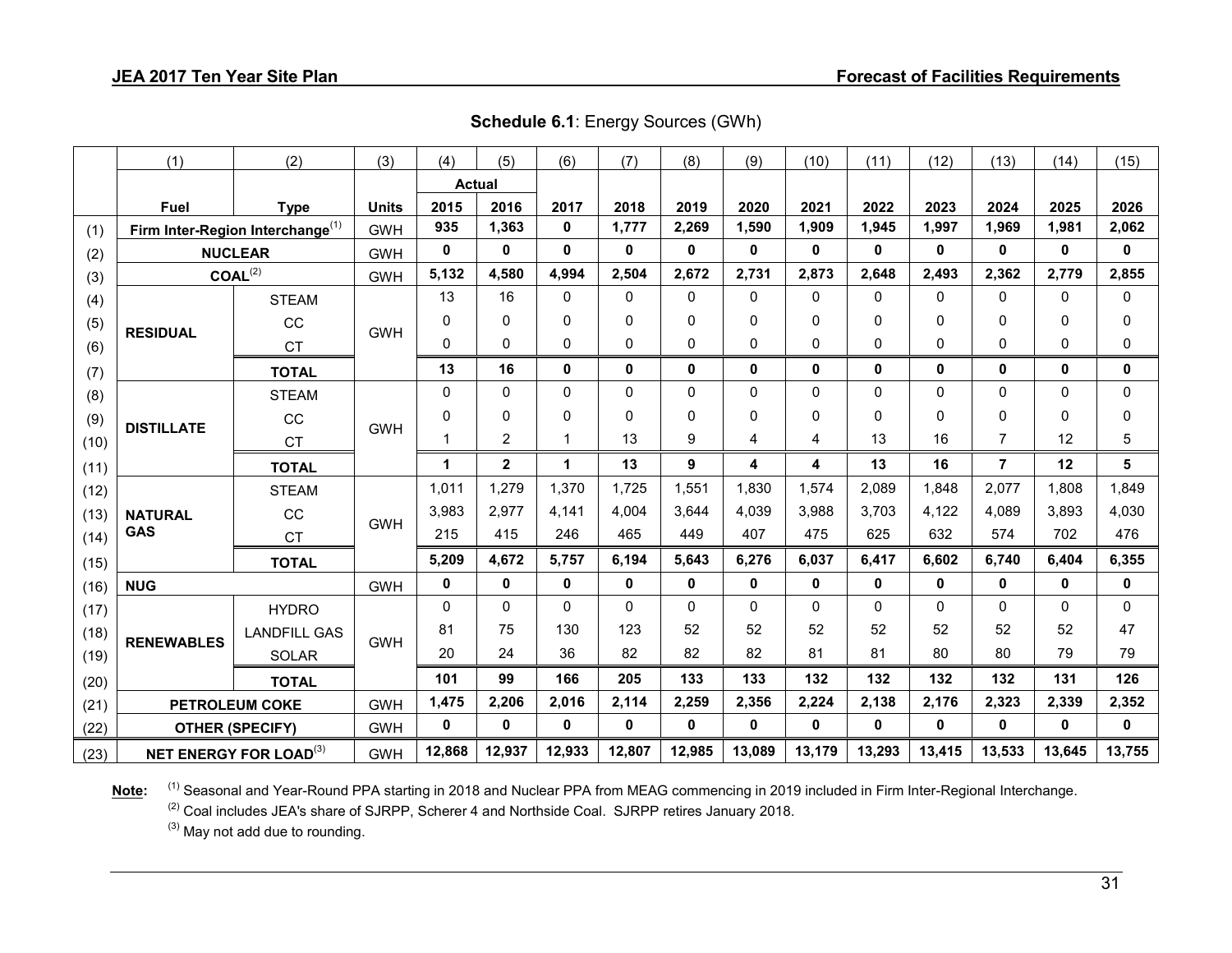**Schedule 6.1**: Energy Sources (GWh)

| | (1) | (2) | (3) | (4) | (5) | (6) | (7) | (8) | (9) | (10) | (11) | (12) | (13) | (14) | (15) |
|---|---|---|---|---|---|---|---|---|---|---|---|---|---|---|---|
| | | | | Actual | | | | | | | | | | | |
| | **Fuel** | **Type** | **Units** | **2015** | **2016** | **2017** | **2018** | **2019** | **2020** | **2021** | **2022** | **2023** | **2024** | **2025** | **2026** |
| (1) | **Firm Inter-Region Interchange**[(1)] | | GWH | **935** | **1,363** | **0** | **1,777** | **2,269** | **1,590** | **1,909** | **1,945** | **1,997** | **1,969** | **1,981** | **2,062** |
| (2) | **NUCLEAR** | | GWH | **0** | **0** | **0** | **0** | **0** | **0** | **0** | **0** | **0** | **0** | **0** | **0** |
| (3) | **COAL**[(2)] | | GWH | **5,132** | **4,580** | **4,994** | **2,504** | **2,672** | **2,731** | **2,873** | **2,648** | **2,493** | **2,362** | **2,779** | **2,855** |
| (4) | **RESIDUAL** | STEAM | GWH | 13 | 16 | 0 | 0 | 0 | 0 | 0 | 0 | 0 | 0 | 0 | 0 |
| (5) | | CC | | 0 | 0 | 0 | 0 | 0 | 0 | 0 | 0 | 0 | 0 | 0 | 0 |
| (6) | | CT | | 0 | 0 | 0 | 0 | 0 | 0 | 0 | 0 | 0 | 0 | 0 | 0 |
| (7) | | **TOTAL** | | **13** | **16** | **0** | **0** | **0** | **0** | **0** | **0** | **0** | **0** | **0** | **0** |
| (8) | **DISTILLATE** | STEAM | GWH | 0 | 0 | 0 | 0 | 0 | 0 | 0 | 0 | 0 | 0 | 0 | 0 |
| (9) | | CC | | 0 | 0 | 0 | 0 | 0 | 0 | 0 | 0 | 0 | 0 | 0 | 0 |
| (10) | | CT | | 1 | 2 | 1 | 13 | 9 | 4 | 4 | 13 | 16 | 7 | 12 | 5 |
| (11) | | **TOTAL** | | **1** | **2** | **1** | **13** | **9** | **4** | **4** | **13** | **16** | **7** | **12** | **5** |
| (12) | **NATURAL GAS** | STEAM | GWH | 1,011 | 1,279 | 1,370 | 1,725 | 1,551 | 1,830 | 1,574 | 2,089 | 1,848 | 2,077 | 1,808 | 1,849 |
| (13) | | CC | | 3,983 | 2,977 | 4,141 | 4,004 | 3,644 | 4,039 | 3,988 | 3,703 | 4,122 | 4,089 | 3,893 | 4,030 |
| (14) | | CT | | 215 | 415 | 246 | 465 | 449 | 407 | 475 | 625 | 632 | 574 | 702 | 476 |
| (15) | | **TOTAL** | | **5,209** | **4,672** | **5,757** | **6,194** | **5,643** | **6,276** | **6,037** | **6,417** | **6,602** | **6,740** | **6,404** | **6,355** |
| (16) | **NUG** | | GWH | **0** | **0** | **0** | **0** | **0** | **0** | **0** | **0** | **0** | **0** | **0** | **0** |
| (17) | **RENEWABLES** | HYDRO | GWH | 0 | 0 | 0 | 0 | 0 | 0 | 0 | 0 | 0 | 0 | 0 | 0 |
| (18) | | LANDFILL GAS | | 81 | 75 | 130 | 123 | 52 | 52 | 52 | 52 | 52 | 52 | 52 | 47 |
| (19) | | SOLAR | | 20 | 24 | 36 | 82 | 82 | 82 | 81 | 81 | 80 | 80 | 79 | 79 |
| (20) | | **TOTAL** | | **101** | **99** | **166** | **205** | **133** | **133** | **132** | **132** | **132** | **132** | **131** | **126** |
| (21) | **PETROLEUM COKE** | | GWH | **1,475** | **2,206** | **2,016** | **2,114** | **2,259** | **2,356** | **2,224** | **2,138** | **2,176** | **2,323** | **2,339** | **2,352** |
| (22) | **OTHER (SPECIFY)** | | GWH | **0** | **0** | **0** | **0** | **0** | **0** | **0** | **0** | **0** | **0** | **0** | **0** |
| (23) | **NET ENERGY FOR LOAD**[(3)] | | GWH | **12,868** | **12,937** | **12,933** | **12,807** | **12,985** | **13,089** | **13,179** | **13,293** | **13,415** | **13,533** | **13,645** | **13,755** |

**Note:** [(1)] Seasonal and Year-Round PPA starting in 2018 and Nuclear PPA from MEAG commencing in 2019 included in Firm Inter-Regional Interchange.
[(2)] Coal includes JEA's share of SJRPP, Scherer 4 and Northside Coal. SJRPP retires January 2018.
[(3)] May not add due to rounding.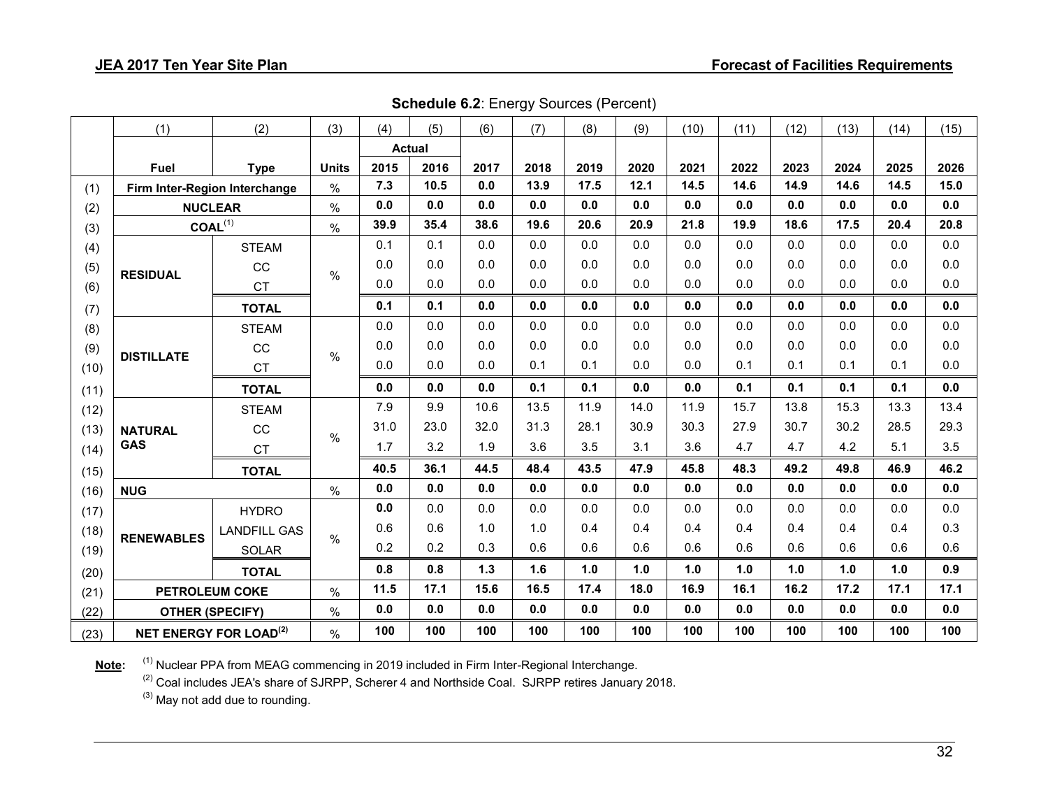**Schedule 6.2**: Energy Sources (Percent)

| | (1) | (2) | (3) | (4) | (5) | (6) | (7) | (8) | (9) | (10) | (11) | (12) | (13) | (14) | (15) |
|---|---|---|---|---|---|---|---|---|---|---|---|---|---|---|---|
| | | | | Actual | | | | | | | | | | | |
| | **Fuel** | **Type** | **Units** | **2015** | **2016** | **2017** | **2018** | **2019** | **2020** | **2021** | **2022** | **2023** | **2024** | **2025** | **2026** |
| (1) | **Firm Inter-Region Interchange** | | % | **7.3** | **10.5** | **0.0** | **13.9** | **17.5** | **12.1** | **14.5** | **14.6** | **14.9** | **14.6** | **14.5** | **15.0** |
| (2) | **NUCLEAR** | | % | **0.0** | **0.0** | **0.0** | **0.0** | **0.0** | **0.0** | **0.0** | **0.0** | **0.0** | **0.0** | **0.0** | **0.0** |
| (3) | **COAL**[(1)] | | % | **39.9** | **35.4** | **38.6** | **19.6** | **20.6** | **20.9** | **21.8** | **19.9** | **18.6** | **17.5** | **20.4** | **20.8** |
| (4) | **RESIDUAL** | STEAM | % | 0.1 | 0.1 | 0.0 | 0.0 | 0.0 | 0.0 | 0.0 | 0.0 | 0.0 | 0.0 | 0.0 | 0.0 |
| (5) | | CC | | 0.0 | 0.0 | 0.0 | 0.0 | 0.0 | 0.0 | 0.0 | 0.0 | 0.0 | 0.0 | 0.0 | 0.0 |
| (6) | | CT | | 0.0 | 0.0 | 0.0 | 0.0 | 0.0 | 0.0 | 0.0 | 0.0 | 0.0 | 0.0 | 0.0 | 0.0 |
| (7) | | **TOTAL** | | **0.1** | **0.1** | **0.0** | **0.0** | **0.0** | **0.0** | **0.0** | **0.0** | **0.0** | **0.0** | **0.0** | **0.0** |
| (8) | **DISTILLATE** | STEAM | % | 0.0 | 0.0 | 0.0 | 0.0 | 0.0 | 0.0 | 0.0 | 0.0 | 0.0 | 0.0 | 0.0 | 0.0 |
| (9) | | CC | | 0.0 | 0.0 | 0.0 | 0.0 | 0.0 | 0.0 | 0.0 | 0.0 | 0.0 | 0.0 | 0.0 | 0.0 |
| (10) | | CT | | 0.0 | 0.0 | 0.0 | 0.1 | 0.1 | 0.0 | 0.0 | 0.1 | 0.1 | 0.1 | 0.1 | 0.0 |
| (11) | | **TOTAL** | | **0.0** | **0.0** | **0.0** | **0.1** | **0.1** | **0.0** | **0.0** | **0.1** | **0.1** | **0.1** | **0.1** | **0.0** |
| (12) | **NATURAL GAS** | STEAM | % | 7.9 | 9.9 | 10.6 | 13.5 | 11.9 | 14.0 | 11.9 | 15.7 | 13.8 | 15.3 | 13.3 | 13.4 |
| (13) | | CC | | 31.0 | 23.0 | 32.0 | 31.3 | 28.1 | 30.9 | 30.3 | 27.9 | 30.7 | 30.2 | 28.5 | 29.3 |
| (14) | | CT | | 1.7 | 3.2 | 1.9 | 3.6 | 3.5 | 3.1 | 3.6 | 4.7 | 4.7 | 4.2 | 5.1 | 3.5 |
| (15) | | **TOTAL** | | **40.5** | **36.1** | **44.5** | **48.4** | **43.5** | **47.9** | **45.8** | **48.3** | **49.2** | **49.8** | **46.9** | **46.2** |
| (16) | **NUG** | | % | **0.0** | **0.0** | **0.0** | **0.0** | **0.0** | **0.0** | **0.0** | **0.0** | **0.0** | **0.0** | **0.0** | **0.0** |
| (17) | **RENEWABLES** | HYDRO | % | **0.0** | 0.0 | 0.0 | 0.0 | 0.0 | 0.0 | 0.0 | 0.0 | 0.0 | 0.0 | 0.0 | 0.0 |
| (18) | | LANDFILL GAS | | 0.6 | 0.6 | 1.0 | 1.0 | 0.4 | 0.4 | 0.4 | 0.4 | 0.4 | 0.4 | 0.4 | 0.3 |
| (19) | | SOLAR | | 0.2 | 0.2 | 0.3 | 0.6 | 0.6 | 0.6 | 0.6 | 0.6 | 0.6 | 0.6 | 0.6 | 0.6 |
| (20) | | **TOTAL** | | **0.8** | **0.8** | **1.3** | **1.6** | **1.0** | **1.0** | **1.0** | **1.0** | **1.0** | **1.0** | **1.0** | **0.9** |
| (21) | **PETROLEUM COKE** | | % | **11.5** | **17.1** | **15.6** | **16.5** | **17.4** | **18.0** | **16.9** | **16.1** | **16.2** | **17.2** | **17.1** | **17.1** |
| (22) | **OTHER (SPECIFY)** | | % | **0.0** | **0.0** | **0.0** | **0.0** | **0.0** | **0.0** | **0.0** | **0.0** | **0.0** | **0.0** | **0.0** | **0.0** |
| (23) | **NET ENERGY FOR LOAD**[(2)] | | % | **100** | **100** | **100** | **100** | **100** | **100** | **100** | **100** | **100** | **100** | **100** | **100** |

**Note:** [(1)] Nuclear PPA from MEAG commencing in 2019 included in Firm Inter-Regional Interchange.
[(2)] Coal includes JEA's share of SJRPP, Scherer 4 and Northside Coal. SJRPP retires January 2018.
[(3)] May not add due to rounding.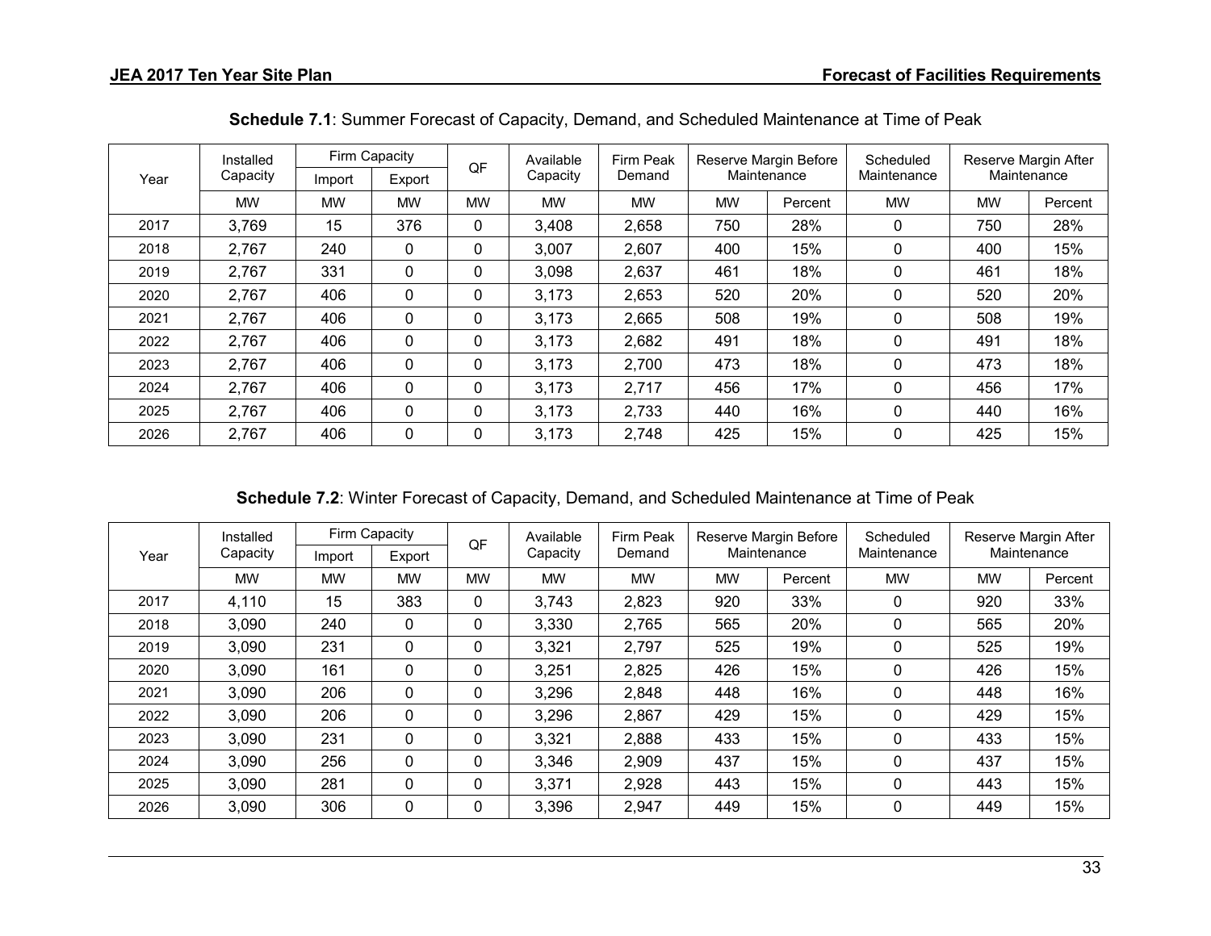**Schedule 7.1**: Summer Forecast of Capacity, Demand, and Scheduled Maintenance at Time of Peak

| Year | Installed Capacity | Firm Capacity | | QF | Available Capacity | Firm Peak Demand | Reserve Margin Before Maintenance | | Scheduled Maintenance | Reserve Margin After Maintenance | |
|---|---|---|---|---|---|---|---|---|---|---|---|
| | | Import | Export | | | | | | | | |
| | MW | MW | MW | MW | MW | MW | MW | Percent | MW | MW | Percent |
| 2017 | 3,769 | 15 | 376 | 0 | 3,408 | 2,658 | 750 | 28% | 0 | 750 | 28% |
| 2018 | 2,767 | 240 | 0 | 0 | 3,007 | 2,607 | 400 | 15% | 0 | 400 | 15% |
| 2019 | 2,767 | 331 | 0 | 0 | 3,098 | 2,637 | 461 | 18% | 0 | 461 | 18% |
| 2020 | 2,767 | 406 | 0 | 0 | 3,173 | 2,653 | 520 | 20% | 0 | 520 | 20% |
| 2021 | 2,767 | 406 | 0 | 0 | 3,173 | 2,665 | 508 | 19% | 0 | 508 | 19% |
| 2022 | 2,767 | 406 | 0 | 0 | 3,173 | 2,682 | 491 | 18% | 0 | 491 | 18% |
| 2023 | 2,767 | 406 | 0 | 0 | 3,173 | 2,700 | 473 | 18% | 0 | 473 | 18% |
| 2024 | 2,767 | 406 | 0 | 0 | 3,173 | 2,717 | 456 | 17% | 0 | 456 | 17% |
| 2025 | 2,767 | 406 | 0 | 0 | 3,173 | 2,733 | 440 | 16% | 0 | 440 | 16% |
| 2026 | 2,767 | 406 | 0 | 0 | 3,173 | 2,748 | 425 | 15% | 0 | 425 | 15% |

**Schedule 7.2**: Winter Forecast of Capacity, Demand, and Scheduled Maintenance at Time of Peak

| Year | Installed Capacity | Firm Capacity | | QF | Available Capacity | Firm Peak Demand | Reserve Margin Before Maintenance | | Scheduled Maintenance | Reserve Margin After Maintenance | |
|---|---|---|---|---|---|---|---|---|---|---|---|
| | | Import | Export | | | | | | | | |
| | MW | MW | MW | MW | MW | MW | MW | Percent | MW | MW | Percent |
| 2017 | 4,110 | 15 | 383 | 0 | 3,743 | 2,823 | 920 | 33% | 0 | 920 | 33% |
| 2018 | 3,090 | 240 | 0 | 0 | 3,330 | 2,765 | 565 | 20% | 0 | 565 | 20% |
| 2019 | 3,090 | 231 | 0 | 0 | 3,321 | 2,797 | 525 | 19% | 0 | 525 | 19% |
| 2020 | 3,090 | 161 | 0 | 0 | 3,251 | 2,825 | 426 | 15% | 0 | 426 | 15% |
| 2021 | 3,090 | 206 | 0 | 0 | 3,296 | 2,848 | 448 | 16% | 0 | 448 | 16% |
| 2022 | 3,090 | 206 | 0 | 0 | 3,296 | 2,867 | 429 | 15% | 0 | 429 | 15% |
| 2023 | 3,090 | 231 | 0 | 0 | 3,321 | 2,888 | 433 | 15% | 0 | 433 | 15% |
| 2024 | 3,090 | 256 | 0 | 0 | 3,346 | 2,909 | 437 | 15% | 0 | 437 | 15% |
| 2025 | 3,090 | 281 | 0 | 0 | 3,371 | 2,928 | 443 | 15% | 0 | 443 | 15% |
| 2026 | 3,090 | 306 | 0 | 0 | 3,396 | 2,947 | 449 | 15% | 0 | 449 | 15% |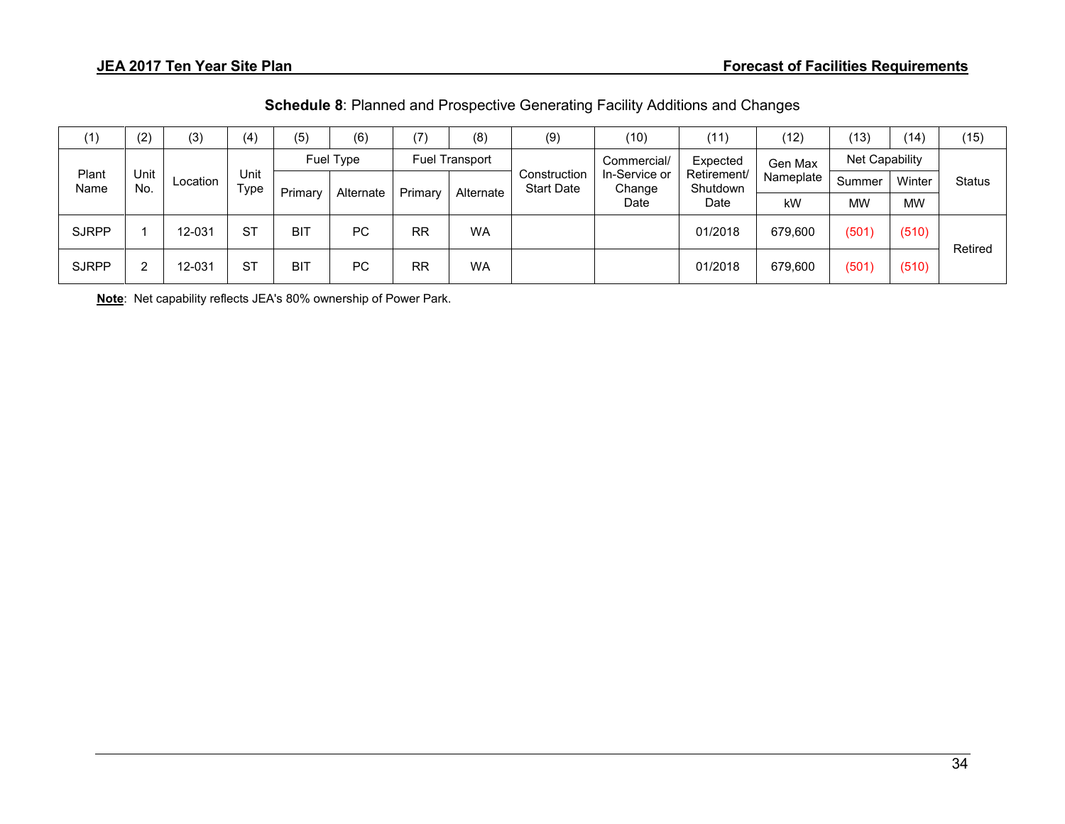**Schedule 8**: Planned and Prospective Generating Facility Additions and Changes

| (1) | (2) | (3) | (4) | (5) | (6) | (7) | (8) | (9) | (10) | (11) | (12) | (13) | (14) | (15) |
|---|---|---|---|---|---|---|---|---|---|---|---|---|---|---|
| Plant Name | Unit No. | Location | Unit Type | Fuel Type | | Fuel Transport | | Construction Start Date | Commercial/ In-Service or Change Date | Expected Retirement/ Shutdown Date | Gen Max Nameplate | Net Capability | | Status |
| | | | | Primary | Alternate | Primary | Alternate | | | | kW | Summer MW | Winter MW | |
| SJRPP | 1 | 12-031 | ST | BIT | PC | RR | WA | | | 01/2018 | 679,600 | (501) | (510) | Retired |
| SJRPP | 2 | 12-031 | ST | BIT | PC | RR | WA | | | 01/2018 | 679,600 | (501) | (510) | |

**Note**: Net capability reflects JEA's 80% ownership of Power Park.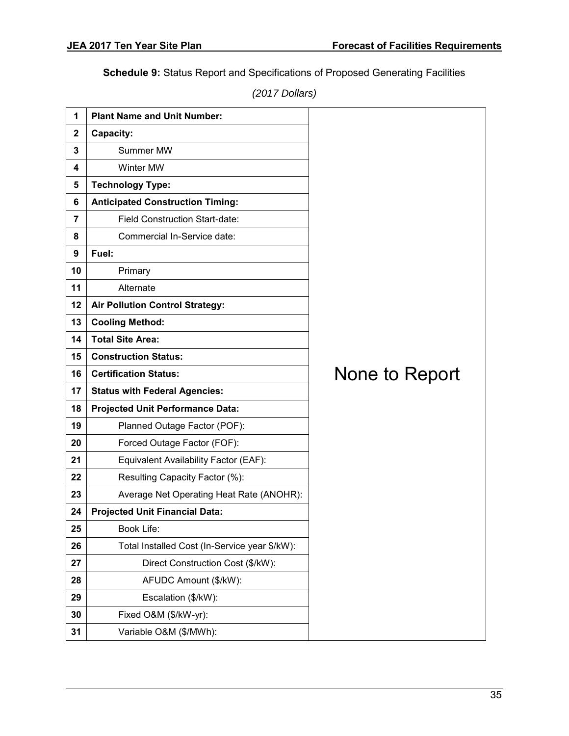**Schedule 9:** Status Report and Specifications of Proposed Generating Facilities

*(2017 Dollars)*

| | | |
|---|---|---|
| 1 | **Plant Name and Unit Number:** | None to Report |
| 2 | **Capacity:** | |
| 3 | Summer MW | |
| 4 | Winter MW | |
| 5 | **Technology Type:** | |
| 6 | **Anticipated Construction Timing:** | |
| 7 | Field Construction Start-date: | |
| 8 | Commercial In-Service date: | |
| 9 | **Fuel:** | |
| 10 | Primary | |
| 11 | Alternate | |
| 12 | **Air Pollution Control Strategy:** | |
| 13 | **Cooling Method:** | |
| 14 | **Total Site Area:** | |
| 15 | **Construction Status:** | |
| 16 | **Certification Status:** | |
| 17 | **Status with Federal Agencies:** | |
| 18 | **Projected Unit Performance Data:** | |
| 19 | Planned Outage Factor (POF): | |
| 20 | Forced Outage Factor (FOF): | |
| 21 | Equivalent Availability Factor (EAF): | |
| 22 | Resulting Capacity Factor (%): | |
| 23 | Average Net Operating Heat Rate (ANOHR): | |
| 24 | **Projected Unit Financial Data:** | |
| 25 | Book Life: | |
| 26 | Total Installed Cost (In-Service year $/kW): | |
| 27 | Direct Construction Cost ($/kW): | |
| 28 | AFUDC Amount ($/kW): | |
| 29 | Escalation ($/kW): | |
| 30 | Fixed O&M ($/kW-yr): | |
| 31 | Variable O&M ($/MWh): | |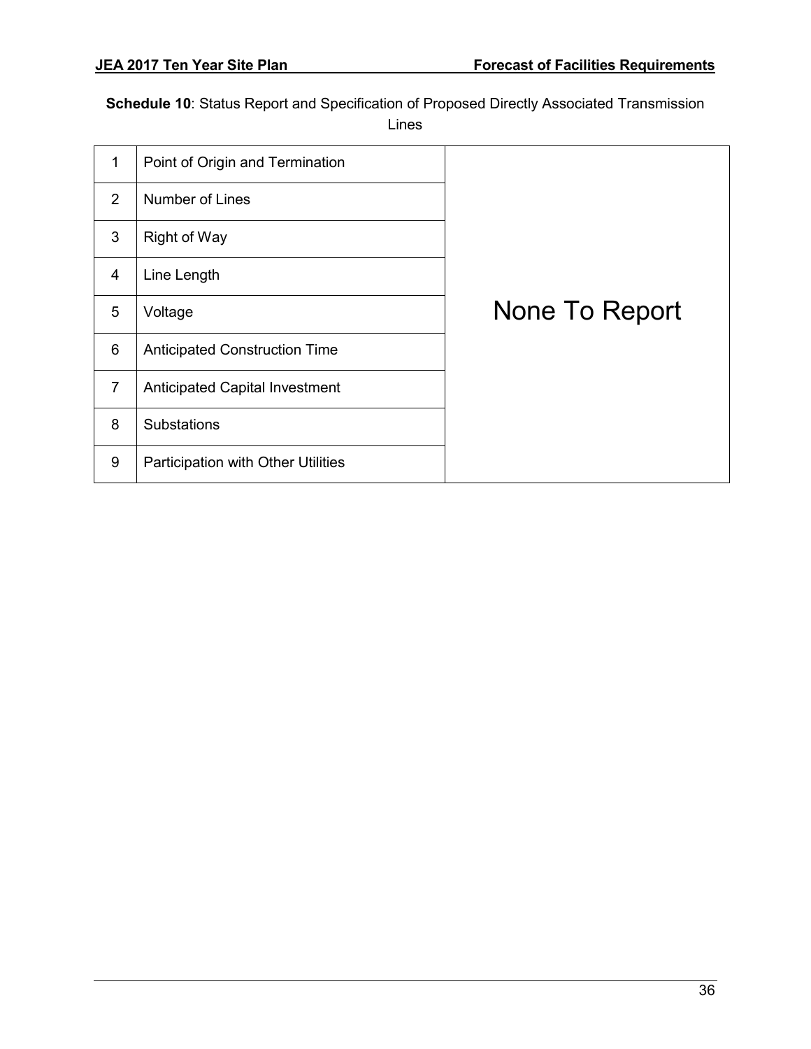**Schedule 10**: Status Report and Specification of Proposed Directly Associated Transmission Lines

| | | |
|---|---|---|
| 1 | Point of Origin and Termination | None To Report |
| 2 | Number of Lines | |
| 3 | Right of Way | |
| 4 | Line Length | |
| 5 | Voltage | |
| 6 | Anticipated Construction Time | |
| 7 | Anticipated Capital Investment | |
| 8 | Substations | |
| 9 | Participation with Other Utilities | |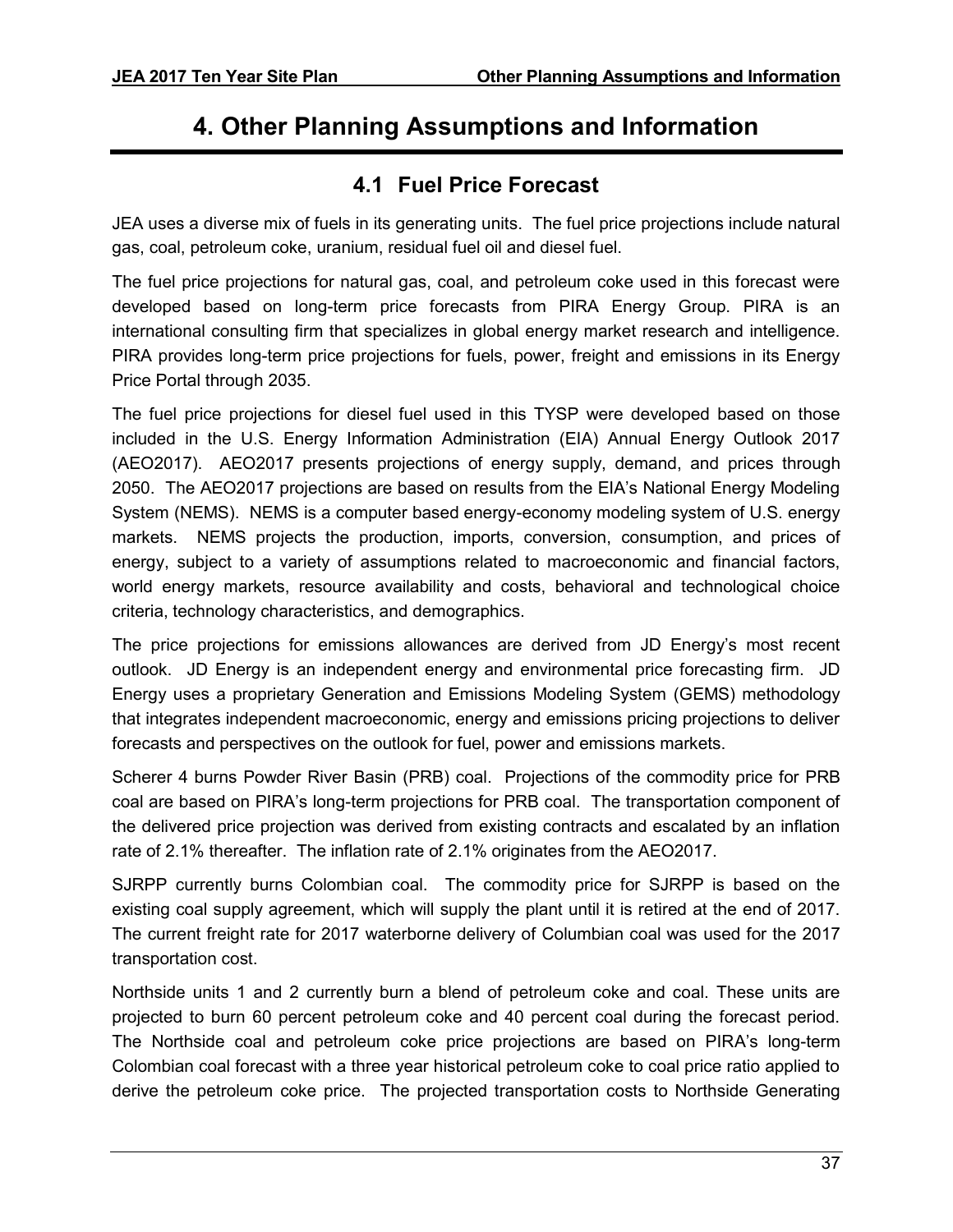# 4. Other Planning Assumptions and Information

## 4.1 Fuel Price Forecast

JEA uses a diverse mix of fuels in its generating units. The fuel price projections include natural gas, coal, petroleum coke, uranium, residual fuel oil and diesel fuel.

The fuel price projections for natural gas, coal, and petroleum coke used in this forecast were developed based on long-term price forecasts from PIRA Energy Group. PIRA is an international consulting firm that specializes in global energy market research and intelligence. PIRA provides long-term price projections for fuels, power, freight and emissions in its Energy Price Portal through 2035.

The fuel price projections for diesel fuel used in this TYSP were developed based on those included in the U.S. Energy Information Administration (EIA) Annual Energy Outlook 2017 (AEO2017). AEO2017 presents projections of energy supply, demand, and prices through 2050. The AEO2017 projections are based on results from the EIA's National Energy Modeling System (NEMS). NEMS is a computer based energy-economy modeling system of U.S. energy markets. NEMS projects the production, imports, conversion, consumption, and prices of energy, subject to a variety of assumptions related to macroeconomic and financial factors, world energy markets, resource availability and costs, behavioral and technological choice criteria, technology characteristics, and demographics.

The price projections for emissions allowances are derived from JD Energy's most recent outlook. JD Energy is an independent energy and environmental price forecasting firm. JD Energy uses a proprietary Generation and Emissions Modeling System (GEMS) methodology that integrates independent macroeconomic, energy and emissions pricing projections to deliver forecasts and perspectives on the outlook for fuel, power and emissions markets.

Scherer 4 burns Powder River Basin (PRB) coal. Projections of the commodity price for PRB coal are based on PIRA's long-term projections for PRB coal. The transportation component of the delivered price projection was derived from existing contracts and escalated by an inflation rate of 2.1% thereafter. The inflation rate of 2.1% originates from the AEO2017.

SJRPP currently burns Colombian coal. The commodity price for SJRPP is based on the existing coal supply agreement, which will supply the plant until it is retired at the end of 2017. The current freight rate for 2017 waterborne delivery of Columbian coal was used for the 2017 transportation cost.

Northside units 1 and 2 currently burn a blend of petroleum coke and coal. These units are projected to burn 60 percent petroleum coke and 40 percent coal during the forecast period. The Northside coal and petroleum coke price projections are based on PIRA's long-term Colombian coal forecast with a three year historical petroleum coke to coal price ratio applied to derive the petroleum coke price. The projected transportation costs to Northside Generating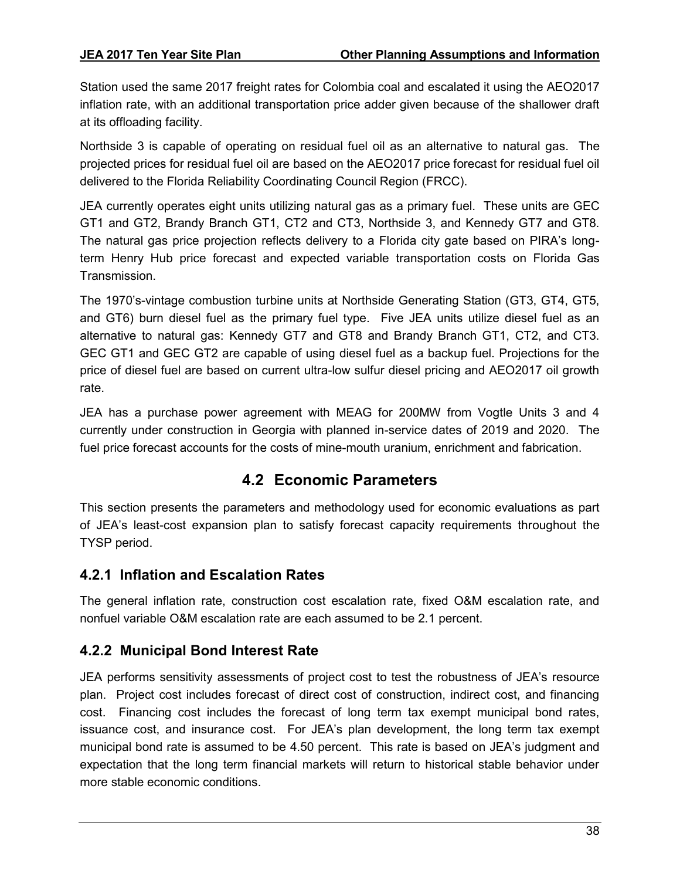Station used the same 2017 freight rates for Colombia coal and escalated it using the AEO2017 inflation rate, with an additional transportation price adder given because of the shallower draft at its offloading facility.

Northside 3 is capable of operating on residual fuel oil as an alternative to natural gas. The projected prices for residual fuel oil are based on the AEO2017 price forecast for residual fuel oil delivered to the Florida Reliability Coordinating Council Region (FRCC).

JEA currently operates eight units utilizing natural gas as a primary fuel. These units are GEC GT1 and GT2, Brandy Branch GT1, CT2 and CT3, Northside 3, and Kennedy GT7 and GT8. The natural gas price projection reflects delivery to a Florida city gate based on PIRA's long-term Henry Hub price forecast and expected variable transportation costs on Florida Gas Transmission.

The 1970's-vintage combustion turbine units at Northside Generating Station (GT3, GT4, GT5, and GT6) burn diesel fuel as the primary fuel type. Five JEA units utilize diesel fuel as an alternative to natural gas: Kennedy GT7 and GT8 and Brandy Branch GT1, CT2, and CT3. GEC GT1 and GEC GT2 are capable of using diesel fuel as a backup fuel. Projections for the price of diesel fuel are based on current ultra-low sulfur diesel pricing and AEO2017 oil growth rate.

JEA has a purchase power agreement with MEAG for 200MW from Vogtle Units 3 and 4 currently under construction in Georgia with planned in-service dates of 2019 and 2020. The fuel price forecast accounts for the costs of mine-mouth uranium, enrichment and fabrication.

## 4.2 Economic Parameters

This section presents the parameters and methodology used for economic evaluations as part of JEA's least-cost expansion plan to satisfy forecast capacity requirements throughout the TYSP period.

### 4.2.1 Inflation and Escalation Rates

The general inflation rate, construction cost escalation rate, fixed O&M escalation rate, and nonfuel variable O&M escalation rate are each assumed to be 2.1 percent.

### 4.2.2 Municipal Bond Interest Rate

JEA performs sensitivity assessments of project cost to test the robustness of JEA's resource plan. Project cost includes forecast of direct cost of construction, indirect cost, and financing cost. Financing cost includes the forecast of long term tax exempt municipal bond rates, issuance cost, and insurance cost. For JEA's plan development, the long term tax exempt municipal bond rate is assumed to be 4.50 percent. This rate is based on JEA's judgment and expectation that the long term financial markets will return to historical stable behavior under more stable economic conditions.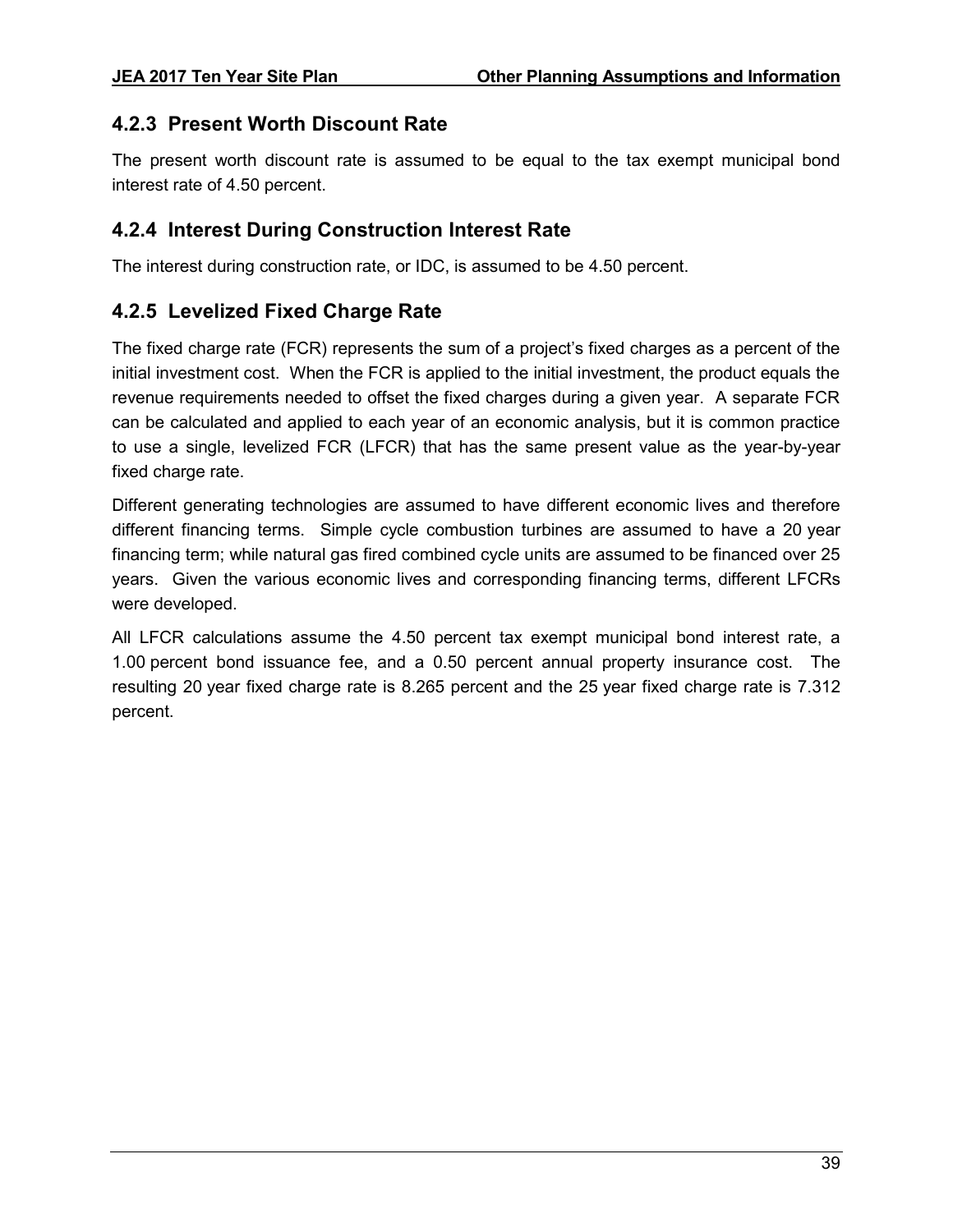### 4.2.3 Present Worth Discount Rate

The present worth discount rate is assumed to be equal to the tax exempt municipal bond interest rate of 4.50 percent.

### 4.2.4 Interest During Construction Interest Rate

The interest during construction rate, or IDC, is assumed to be 4.50 percent.

### 4.2.5 Levelized Fixed Charge Rate

The fixed charge rate (FCR) represents the sum of a project's fixed charges as a percent of the initial investment cost. When the FCR is applied to the initial investment, the product equals the revenue requirements needed to offset the fixed charges during a given year. A separate FCR can be calculated and applied to each year of an economic analysis, but it is common practice to use a single, levelized FCR (LFCR) that has the same present value as the year-by-year fixed charge rate.

Different generating technologies are assumed to have different economic lives and therefore different financing terms. Simple cycle combustion turbines are assumed to have a 20 year financing term; while natural gas fired combined cycle units are assumed to be financed over 25 years. Given the various economic lives and corresponding financing terms, different LFCRs were developed.

All LFCR calculations assume the 4.50 percent tax exempt municipal bond interest rate, a 1.00 percent bond issuance fee, and a 0.50 percent annual property insurance cost. The resulting 20 year fixed charge rate is 8.265 percent and the 25 year fixed charge rate is 7.312 percent.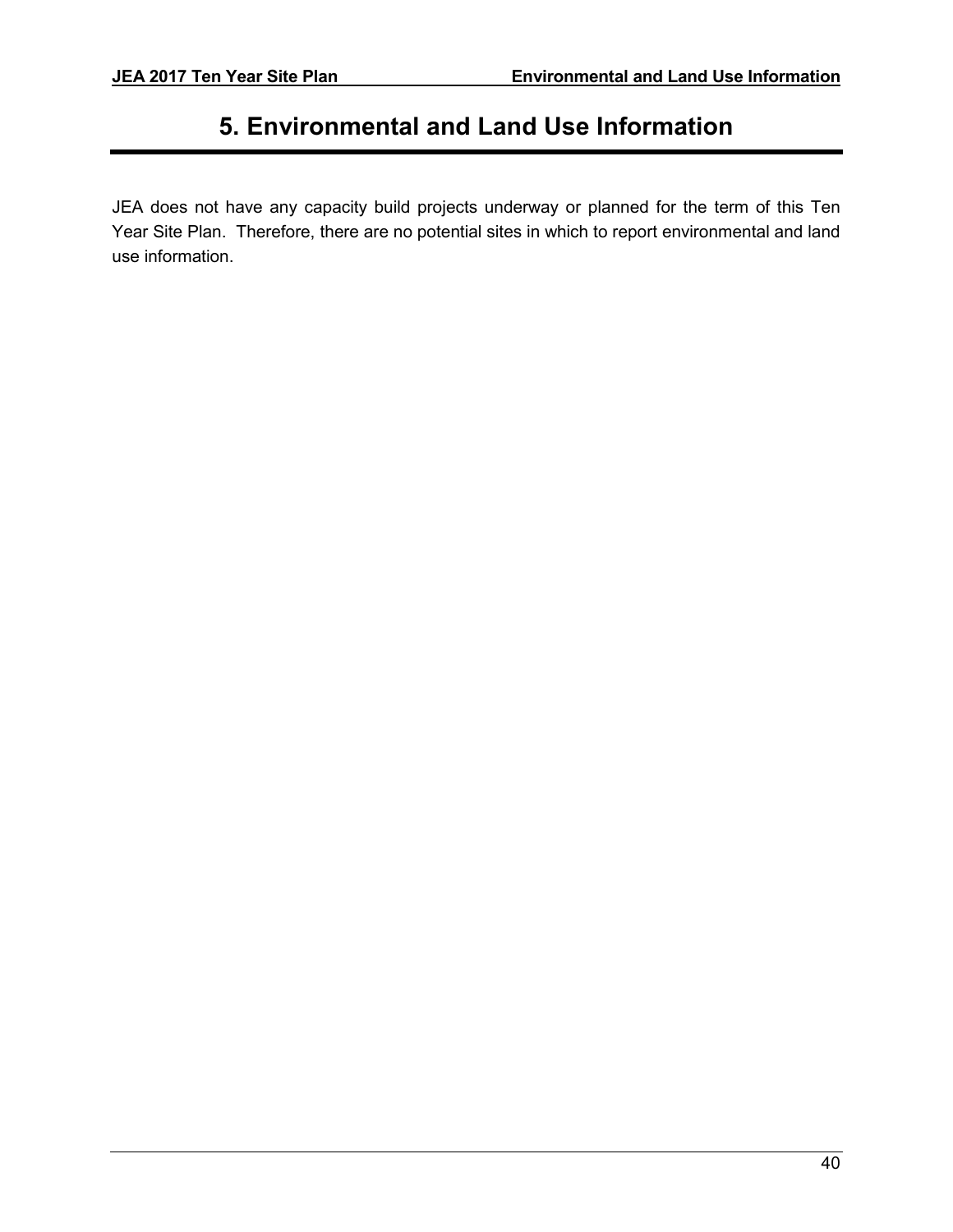# 5. Environmental and Land Use Information

JEA does not have any capacity build projects underway or planned for the term of this Ten Year Site Plan. Therefore, there are no potential sites in which to report environmental and land use information.